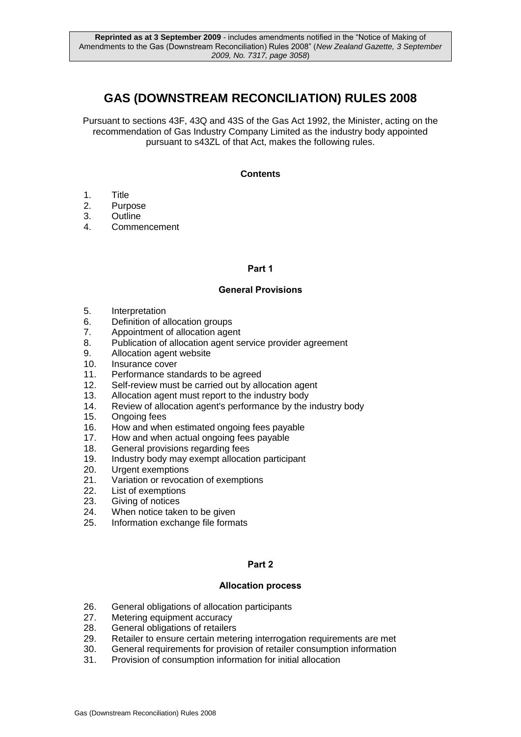**Reprinted as at 3 September 2009** - includes amendments notified in the "Notice of Making of Amendments to the Gas (Downstream Reconciliation) Rules 2008" (*New Zealand Gazette, 3 September 2009, No. 7317, page 3058*)

# GAS (DOWNSTREAM RECONCILIATION) RULES 2008

Pursuant to sections 43F, 43Q and 43S of the Gas Act 1992, the Minister, acting on the recommendation of Gas Industry Company Limited as the industry body appointed pursuant to s43ZL of that Act, makes the following rules.

**Contents**

1. Title
2. Purpose
3. Outline
4. Commencement

**Part 1**

**General Provisions**

5. Interpretation
6. Definition of allocation groups
7. Appointment of allocation agent
8. Publication of allocation agent service provider agreement
9. Allocation agent website
10. Insurance cover
11. Performance standards to be agreed
12. Self-review must be carried out by allocation agent
13. Allocation agent must report to the industry body
14. Review of allocation agent's performance by the industry body
15. Ongoing fees
16. How and when estimated ongoing fees payable
17. How and when actual ongoing fees payable
18. General provisions regarding fees
19. Industry body may exempt allocation participant
20. Urgent exemptions
21. Variation or revocation of exemptions
22. List of exemptions
23. Giving of notices
24. When notice taken to be given
25. Information exchange file formats

**Part 2**

**Allocation process**

26. General obligations of allocation participants
27. Metering equipment accuracy
28. General obligations of retailers
29. Retailer to ensure certain metering interrogation requirements are met
30. General requirements for provision of retailer consumption information
31. Provision of consumption information for initial allocation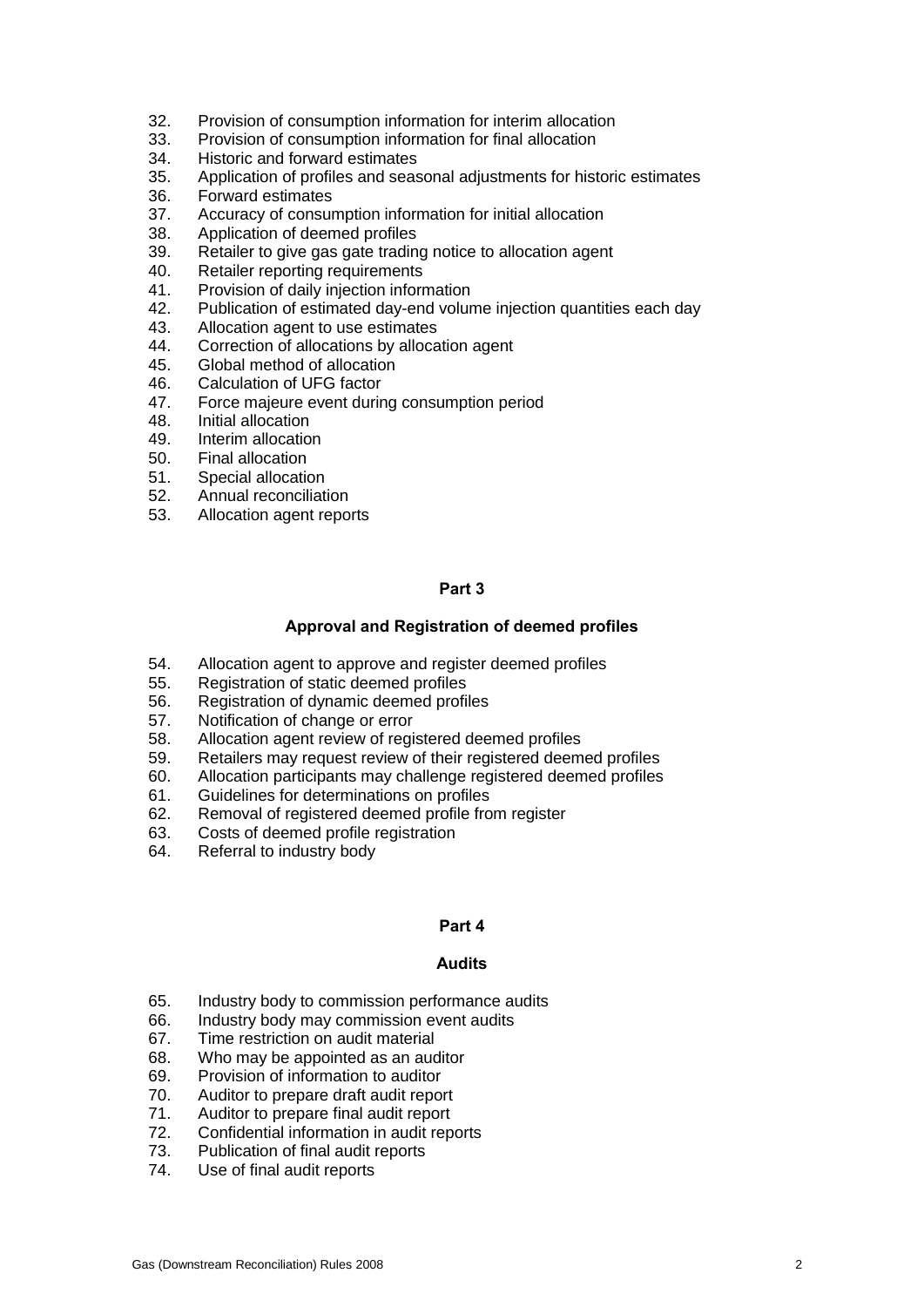32. Provision of consumption information for interim allocation
33. Provision of consumption information for final allocation
34. Historic and forward estimates
35. Application of profiles and seasonal adjustments for historic estimates
36. Forward estimates
37. Accuracy of consumption information for initial allocation
38. Application of deemed profiles
39. Retailer to give gas gate trading notice to allocation agent
40. Retailer reporting requirements
41. Provision of daily injection information
42. Publication of estimated day-end volume injection quantities each day
43. Allocation agent to use estimates
44. Correction of allocations by allocation agent
45. Global method of allocation
46. Calculation of UFG factor
47. Force majeure event during consumption period
48. Initial allocation
49. Interim allocation
50. Final allocation
51. Special allocation
52. Annual reconciliation
53. Allocation agent reports

## Part 3

### Approval and Registration of deemed profiles

54. Allocation agent to approve and register deemed profiles
55. Registration of static deemed profiles
56. Registration of dynamic deemed profiles
57. Notification of change or error
58. Allocation agent review of registered deemed profiles
59. Retailers may request review of their registered deemed profiles
60. Allocation participants may challenge registered deemed profiles
61. Guidelines for determinations on profiles
62. Removal of registered deemed profile from register
63. Costs of deemed profile registration
64. Referral to industry body

## Part 4

### Audits

65. Industry body to commission performance audits
66. Industry body may commission event audits
67. Time restriction on audit material
68. Who may be appointed as an auditor
69. Provision of information to auditor
70. Auditor to prepare draft audit report
71. Auditor to prepare final audit report
72. Confidential information in audit reports
73. Publication of final audit reports
74. Use of final audit reports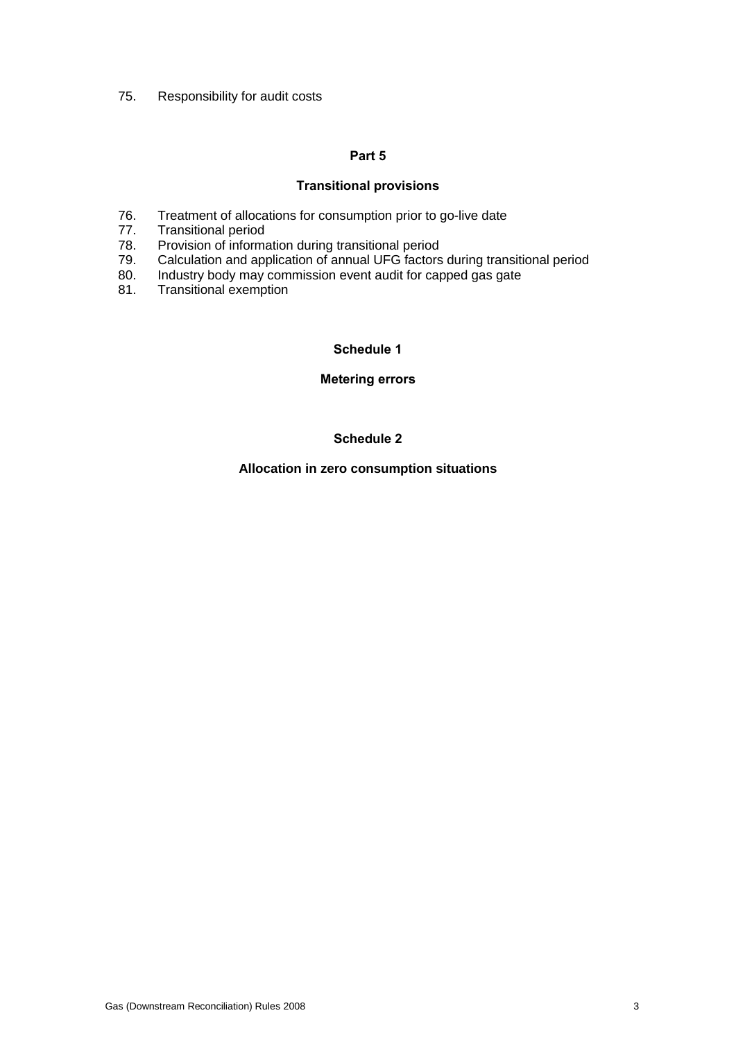75. Responsibility for audit costs

## Part 5

## Transitional provisions

76. Treatment of allocations for consumption prior to go-live date
77. Transitional period
78. Provision of information during transitional period
79. Calculation and application of annual UFG factors during transitional period
80. Industry body may commission event audit for capped gas gate
81. Transitional exemption

## Schedule 1

## Metering errors

## Schedule 2

## Allocation in zero consumption situations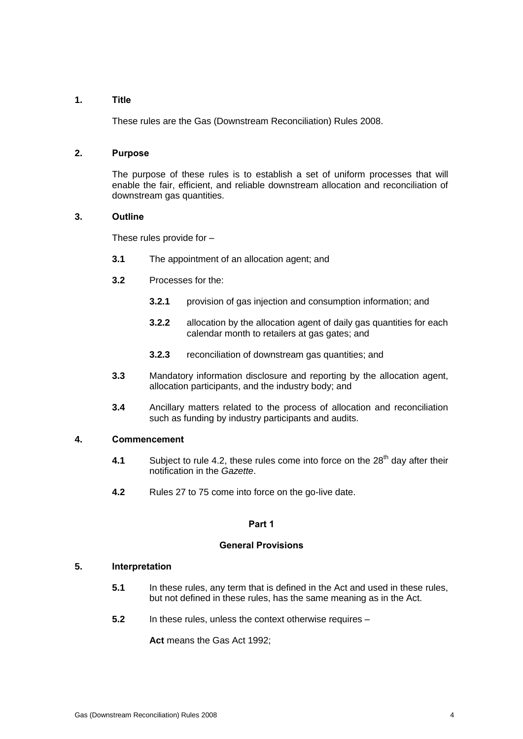**1. Title**

These rules are the Gas (Downstream Reconciliation) Rules 2008.

**2. Purpose**

The purpose of these rules is to establish a set of uniform processes that will enable the fair, efficient, and reliable downstream allocation and reconciliation of downstream gas quantities.

**3. Outline**

These rules provide for –

**3.1** The appointment of an allocation agent; and

**3.2** Processes for the:

**3.2.1** provision of gas injection and consumption information; and

**3.2.2** allocation by the allocation agent of daily gas quantities for each calendar month to retailers at gas gates; and

**3.2.3** reconciliation of downstream gas quantities; and

**3.3** Mandatory information disclosure and reporting by the allocation agent, allocation participants, and the industry body; and

**3.4** Ancillary matters related to the process of allocation and reconciliation such as funding by industry participants and audits.

**4. Commencement**

**4.1** Subject to rule 4.2, these rules come into force on the 28th day after their notification in the *Gazette*.

**4.2** Rules 27 to 75 come into force on the go-live date.

## Part 1

## General Provisions

**5. Interpretation**

**5.1** In these rules, any term that is defined in the Act and used in these rules, but not defined in these rules, has the same meaning as in the Act.

**5.2** In these rules, unless the context otherwise requires –

**Act** means the Gas Act 1992;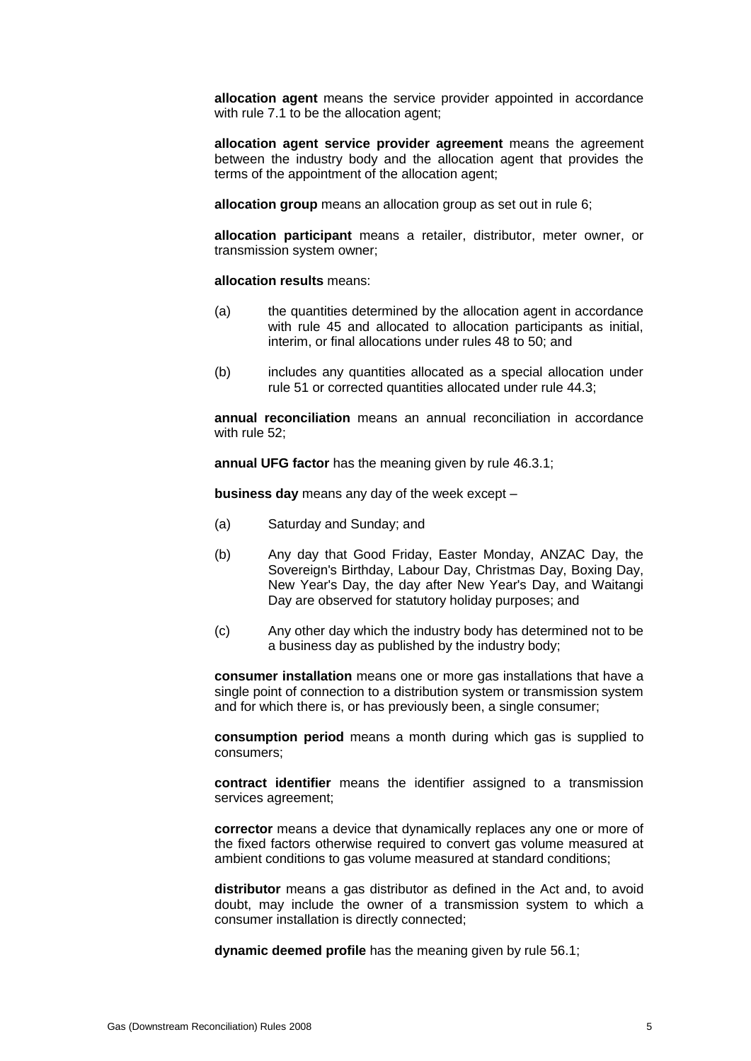**allocation agent** means the service provider appointed in accordance with rule 7.1 to be the allocation agent;

**allocation agent service provider agreement** means the agreement between the industry body and the allocation agent that provides the terms of the appointment of the allocation agent;

**allocation group** means an allocation group as set out in rule 6;

**allocation participant** means a retailer, distributor, meter owner, or transmission system owner;

**allocation results** means:

(a) the quantities determined by the allocation agent in accordance with rule 45 and allocated to allocation participants as initial, interim, or final allocations under rules 48 to 50; and

(b) includes any quantities allocated as a special allocation under rule 51 or corrected quantities allocated under rule 44.3;

**annual reconciliation** means an annual reconciliation in accordance with rule 52;

**annual UFG factor** has the meaning given by rule 46.3.1;

**business day** means any day of the week except –

(a) Saturday and Sunday; and

(b) Any day that Good Friday, Easter Monday, ANZAC Day, the Sovereign's Birthday, Labour Day, Christmas Day, Boxing Day, New Year's Day, the day after New Year's Day, and Waitangi Day are observed for statutory holiday purposes; and

(c) Any other day which the industry body has determined not to be a business day as published by the industry body;

**consumer installation** means one or more gas installations that have a single point of connection to a distribution system or transmission system and for which there is, or has previously been, a single consumer;

**consumption period** means a month during which gas is supplied to consumers;

**contract identifier** means the identifier assigned to a transmission services agreement;

**corrector** means a device that dynamically replaces any one or more of the fixed factors otherwise required to convert gas volume measured at ambient conditions to gas volume measured at standard conditions;

**distributor** means a gas distributor as defined in the Act and, to avoid doubt, may include the owner of a transmission system to which a consumer installation is directly connected;

**dynamic deemed profile** has the meaning given by rule 56.1;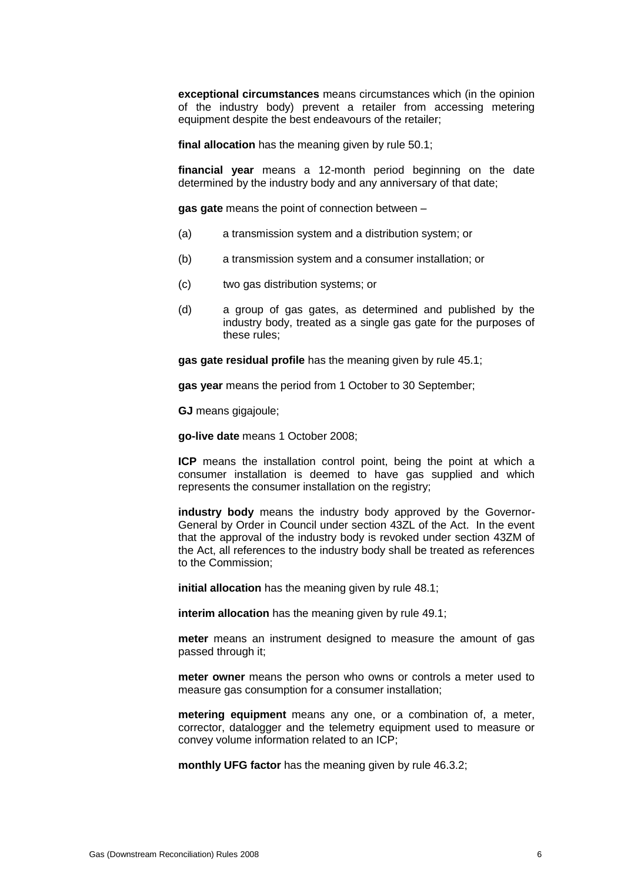**exceptional circumstances** means circumstances which (in the opinion of the industry body) prevent a retailer from accessing metering equipment despite the best endeavours of the retailer;

**final allocation** has the meaning given by rule 50.1;

**financial year** means a 12-month period beginning on the date determined by the industry body and any anniversary of that date;

**gas gate** means the point of connection between –

(a) a transmission system and a distribution system; or

(b) a transmission system and a consumer installation; or

(c) two gas distribution systems; or

(d) a group of gas gates, as determined and published by the industry body, treated as a single gas gate for the purposes of these rules;

**gas gate residual profile** has the meaning given by rule 45.1;

**gas year** means the period from 1 October to 30 September;

**GJ** means gigajoule;

**go-live date** means 1 October 2008;

**ICP** means the installation control point, being the point at which a consumer installation is deemed to have gas supplied and which represents the consumer installation on the registry;

**industry body** means the industry body approved by the Governor-General by Order in Council under section 43ZL of the Act. In the event that the approval of the industry body is revoked under section 43ZM of the Act, all references to the industry body shall be treated as references to the Commission;

**initial allocation** has the meaning given by rule 48.1;

**interim allocation** has the meaning given by rule 49.1;

**meter** means an instrument designed to measure the amount of gas passed through it;

**meter owner** means the person who owns or controls a meter used to measure gas consumption for a consumer installation;

**metering equipment** means any one, or a combination of, a meter, corrector, datalogger and the telemetry equipment used to measure or convey volume information related to an ICP;

**monthly UFG factor** has the meaning given by rule 46.3.2;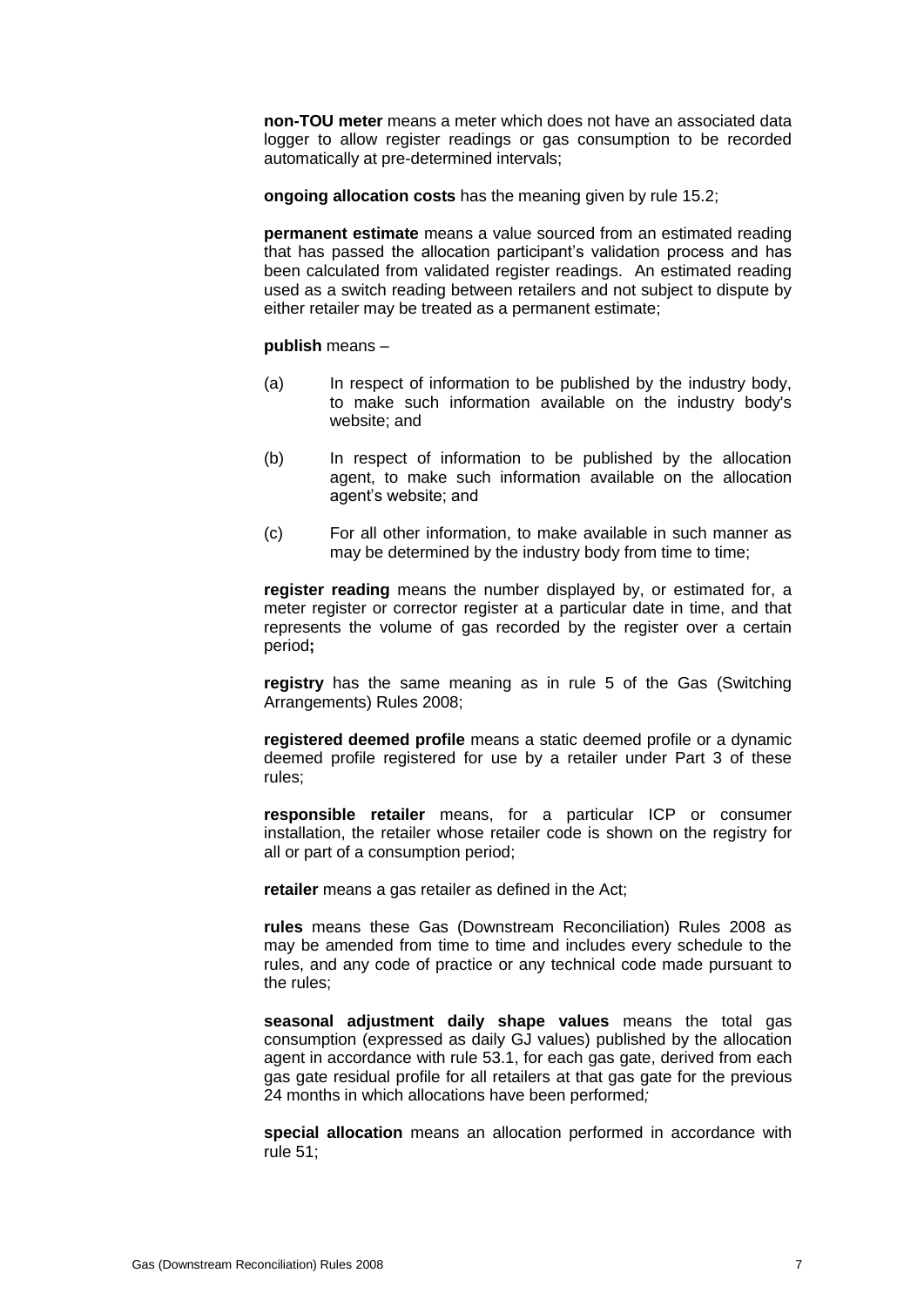**non-TOU meter** means a meter which does not have an associated data logger to allow register readings or gas consumption to be recorded automatically at pre-determined intervals;

**ongoing allocation costs** has the meaning given by rule 15.2;

**permanent estimate** means a value sourced from an estimated reading that has passed the allocation participant's validation process and has been calculated from validated register readings. An estimated reading used as a switch reading between retailers and not subject to dispute by either retailer may be treated as a permanent estimate;

**publish** means –

(a) In respect of information to be published by the industry body, to make such information available on the industry body's website; and

(b) In respect of information to be published by the allocation agent, to make such information available on the allocation agent's website; and

(c) For all other information, to make available in such manner as may be determined by the industry body from time to time;

**register reading** means the number displayed by, or estimated for, a meter register or corrector register at a particular date in time, and that represents the volume of gas recorded by the register over a certain period**;**

**registry** has the same meaning as in rule 5 of the Gas (Switching Arrangements) Rules 2008;

**registered deemed profile** means a static deemed profile or a dynamic deemed profile registered for use by a retailer under Part 3 of these rules;

**responsible retailer** means, for a particular ICP or consumer installation, the retailer whose retailer code is shown on the registry for all or part of a consumption period;

**retailer** means a gas retailer as defined in the Act;

**rules** means these Gas (Downstream Reconciliation) Rules 2008 as may be amended from time to time and includes every schedule to the rules, and any code of practice or any technical code made pursuant to the rules;

**seasonal adjustment daily shape values** means the total gas consumption (expressed as daily GJ values) published by the allocation agent in accordance with rule 53.1, for each gas gate, derived from each gas gate residual profile for all retailers at that gas gate for the previous 24 months in which allocations have been performed*;*

**special allocation** means an allocation performed in accordance with rule 51;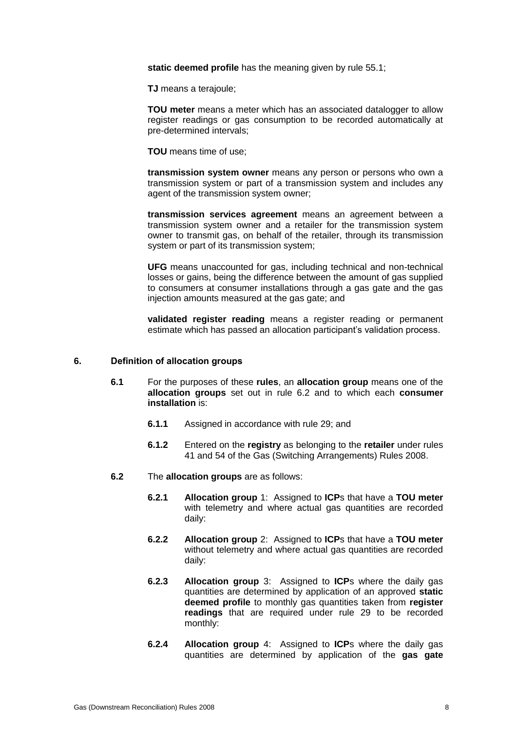**static deemed profile** has the meaning given by rule 55.1;

**TJ** means a terajoule;

**TOU meter** means a meter which has an associated datalogger to allow register readings or gas consumption to be recorded automatically at pre-determined intervals;

**TOU** means time of use;

**transmission system owner** means any person or persons who own a transmission system or part of a transmission system and includes any agent of the transmission system owner;

**transmission services agreement** means an agreement between a transmission system owner and a retailer for the transmission system owner to transmit gas, on behalf of the retailer, through its transmission system or part of its transmission system;

**UFG** means unaccounted for gas, including technical and non-technical losses or gains, being the difference between the amount of gas supplied to consumers at consumer installations through a gas gate and the gas injection amounts measured at the gas gate; and

**validated register reading** means a register reading or permanent estimate which has passed an allocation participant's validation process.

## 6. Definition of allocation groups

**6.1** For the purposes of these **rules**, an **allocation group** means one of the **allocation groups** set out in rule 6.2 and to which each **consumer installation** is:

**6.1.1** Assigned in accordance with rule 29; and

**6.1.2** Entered on the **registry** as belonging to the **retailer** under rules 41 and 54 of the Gas (Switching Arrangements) Rules 2008.

**6.2** The **allocation groups** are as follows:

**6.2.1** **Allocation group** 1: Assigned to **ICP**s that have a **TOU meter** with telemetry and where actual gas quantities are recorded daily:

**6.2.2** **Allocation group** 2: Assigned to **ICP**s that have a **TOU meter** without telemetry and where actual gas quantities are recorded daily:

**6.2.3** **Allocation group** 3: Assigned to **ICP**s where the daily gas quantities are determined by application of an approved **static deemed profile** to monthly gas quantities taken from **register readings** that are required under rule 29 to be recorded monthly:

**6.2.4** **Allocation group** 4: Assigned to **ICP**s where the daily gas quantities are determined by application of the **gas gate**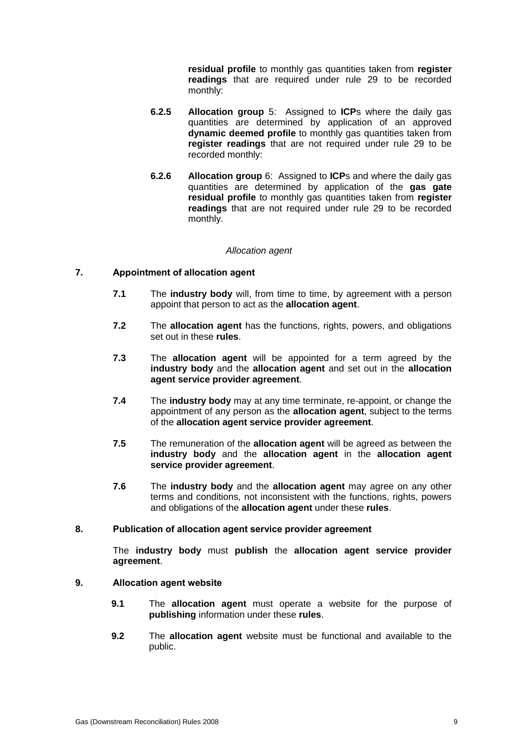**residual profile** to monthly gas quantities taken from **register readings** that are required under rule 29 to be recorded monthly:

**6.2.5** **Allocation group** 5: Assigned to **ICP**s where the daily gas quantities are determined by application of an approved **dynamic deemed profile** to monthly gas quantities taken from **register readings** that are not required under rule 29 to be recorded monthly:

**6.2.6** **Allocation group** 6: Assigned to **ICP**s and where the daily gas quantities are determined by application of the **gas gate residual profile** to monthly gas quantities taken from **register readings** that are not required under rule 29 to be recorded monthly.

*Allocation agent*

## 7. Appointment of allocation agent

**7.1** The **industry body** will, from time to time, by agreement with a person appoint that person to act as the **allocation agent**.

**7.2** The **allocation agent** has the functions, rights, powers, and obligations set out in these **rules**.

**7.3** The **allocation agent** will be appointed for a term agreed by the **industry body** and the **allocation agent** and set out in the **allocation agent service provider agreement**.

**7.4** The **industry body** may at any time terminate, re-appoint, or change the appointment of any person as the **allocation agent**, subject to the terms of the **allocation agent service provider agreement**.

**7.5** The remuneration of the **allocation agent** will be agreed as between the **industry body** and the **allocation agent** in the **allocation agent service provider agreement**.

**7.6** The **industry body** and the **allocation agent** may agree on any other terms and conditions, not inconsistent with the functions, rights, powers and obligations of the **allocation agent** under these **rules**.

## 8. Publication of allocation agent service provider agreement

The **industry body** must **publish** the **allocation agent service provider agreement**.

## 9. Allocation agent website

**9.1** The **allocation agent** must operate a website for the purpose of **publishing** information under these **rules**.

**9.2** The **allocation agent** website must be functional and available to the public.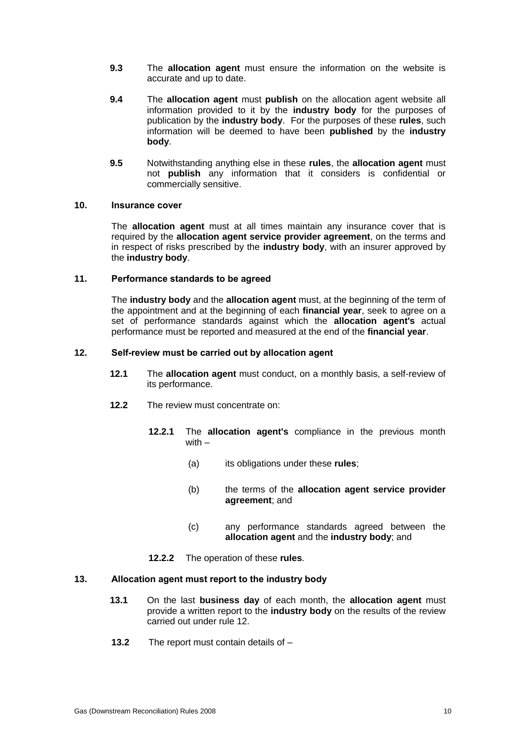**9.3** The **allocation agent** must ensure the information on the website is accurate and up to date.

**9.4** The **allocation agent** must **publish** on the allocation agent website all information provided to it by the **industry body** for the purposes of publication by the **industry body**. For the purposes of these **rules**, such information will be deemed to have been **published** by the **industry body**.

**9.5** Notwithstanding anything else in these **rules**, the **allocation agent** must not **publish** any information that it considers is confidential or commercially sensitive.

## 10. Insurance cover

The **allocation agent** must at all times maintain any insurance cover that is required by the **allocation agent service provider agreement**, on the terms and in respect of risks prescribed by the **industry body**, with an insurer approved by the **industry body**.

## 11. Performance standards to be agreed

The **industry body** and the **allocation agent** must, at the beginning of the term of the appointment and at the beginning of each **financial year**, seek to agree on a set of performance standards against which the **allocation agent's** actual performance must be reported and measured at the end of the **financial year**.

## 12. Self-review must be carried out by allocation agent

**12.1** The **allocation agent** must conduct, on a monthly basis, a self-review of its performance.

**12.2** The review must concentrate on:

**12.2.1** The **allocation agent's** compliance in the previous month with –

(a) its obligations under these **rules**;

(b) the terms of the **allocation agent service provider agreement**; and

(c) any performance standards agreed between the **allocation agent** and the **industry body**; and

**12.2.2** The operation of these **rules**.

## 13. Allocation agent must report to the industry body

**13.1** On the last **business day** of each month, the **allocation agent** must provide a written report to the **industry body** on the results of the review carried out under rule 12.

**13.2** The report must contain details of –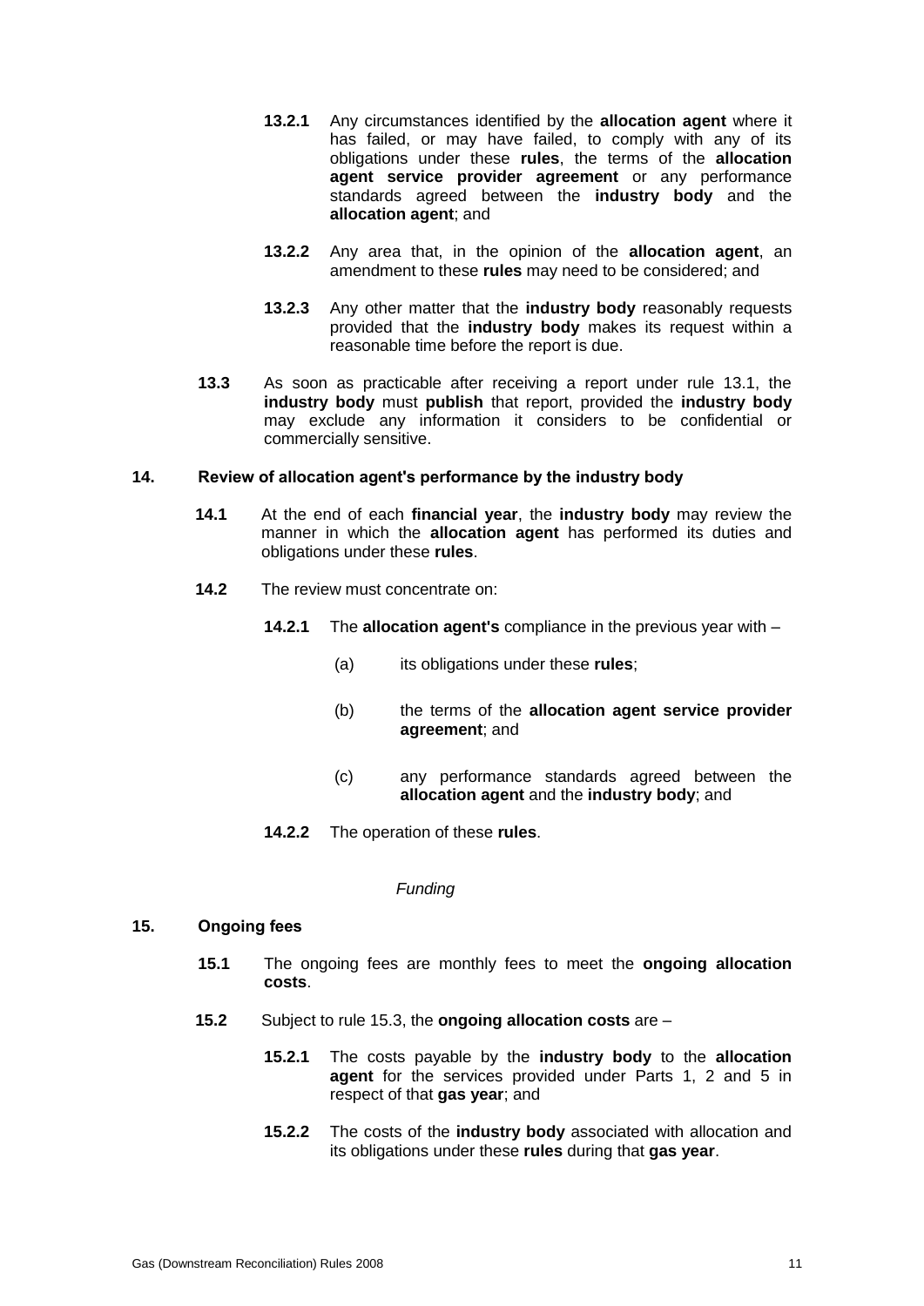**13.2.1** Any circumstances identified by the **allocation agent** where it has failed, or may have failed, to comply with any of its obligations under these **rules**, the terms of the **allocation agent service provider agreement** or any performance standards agreed between the **industry body** and the **allocation agent**; and

**13.2.2** Any area that, in the opinion of the **allocation agent**, an amendment to these **rules** may need to be considered; and

**13.2.3** Any other matter that the **industry body** reasonably requests provided that the **industry body** makes its request within a reasonable time before the report is due.

**13.3** As soon as practicable after receiving a report under rule 13.1, the **industry body** must **publish** that report, provided the **industry body** may exclude any information it considers to be confidential or commercially sensitive.

## 14. Review of allocation agent's performance by the industry body

**14.1** At the end of each **financial year**, the **industry body** may review the manner in which the **allocation agent** has performed its duties and obligations under these **rules**.

**14.2** The review must concentrate on:

**14.2.1** The **allocation agent's** compliance in the previous year with –

(a) its obligations under these **rules**;

(b) the terms of the **allocation agent service provider agreement**; and

(c) any performance standards agreed between the **allocation agent** and the **industry body**; and

**14.2.2** The operation of these **rules**.

*Funding*

## 15. Ongoing fees

**15.1** The ongoing fees are monthly fees to meet the **ongoing allocation costs**.

**15.2** Subject to rule 15.3, the **ongoing allocation costs** are –

**15.2.1** The costs payable by the **industry body** to the **allocation agent** for the services provided under Parts 1, 2 and 5 in respect of that **gas year**; and

**15.2.2** The costs of the **industry body** associated with allocation and its obligations under these **rules** during that **gas year**.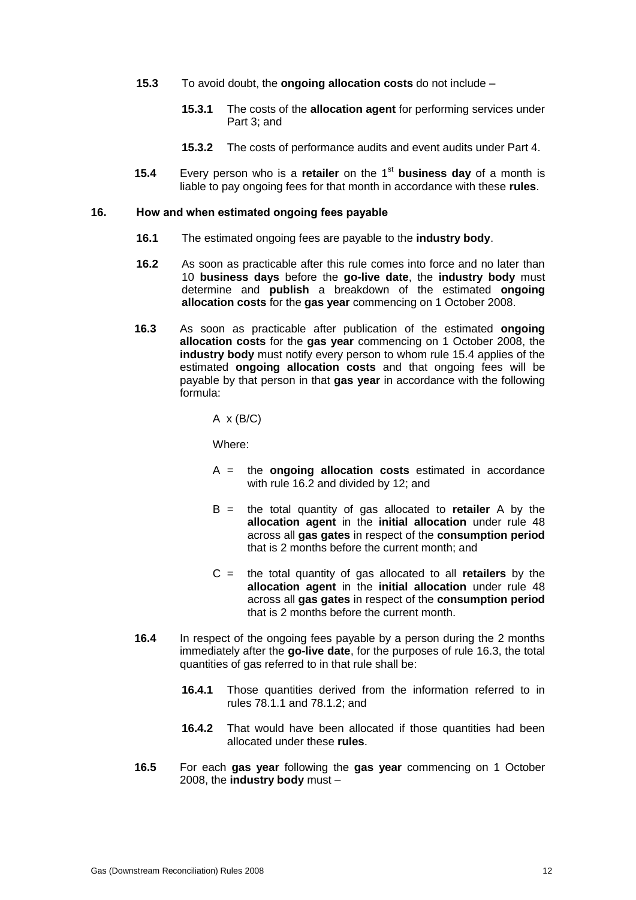**15.3** To avoid doubt, the **ongoing allocation costs** do not include –

> **15.3.1** The costs of the **allocation agent** for performing services under Part 3; and
>
> **15.3.2** The costs of performance audits and event audits under Part 4.

**15.4** Every person who is a **retailer** on the 1st **business day** of a month is liable to pay ongoing fees for that month in accordance with these **rules**.

## 16. How and when estimated ongoing fees payable

**16.1** The estimated ongoing fees are payable to the **industry body**.

**16.2** As soon as practicable after this rule comes into force and no later than 10 **business days** before the **go-live date**, the **industry body** must determine and **publish** a breakdown of the estimated **ongoing allocation costs** for the **gas year** commencing on 1 October 2008.

**16.3** As soon as practicable after publication of the estimated **ongoing allocation costs** for the **gas year** commencing on 1 October 2008, the **industry body** must notify every person to whom rule 15.4 applies of the estimated **ongoing allocation costs** and that ongoing fees will be payable by that person in that **gas year** in accordance with the following formula:

$$A \times (B/C)$$

Where:

A = the **ongoing allocation costs** estimated in accordance with rule 16.2 and divided by 12; and

B = the total quantity of gas allocated to **retailer** A by the **allocation agent** in the **initial allocation** under rule 48 across all **gas gates** in respect of the **consumption period** that is 2 months before the current month; and

C = the total quantity of gas allocated to all **retailers** by the **allocation agent** in the **initial allocation** under rule 48 across all **gas gates** in respect of the **consumption period** that is 2 months before the current month.

**16.4** In respect of the ongoing fees payable by a person during the 2 months immediately after the **go-live date**, for the purposes of rule 16.3, the total quantities of gas referred to in that rule shall be:

> **16.4.1** Those quantities derived from the information referred to in rules 78.1.1 and 78.1.2; and
>
> **16.4.2** That would have been allocated if those quantities had been allocated under these **rules**.

**16.5** For each **gas year** following the **gas year** commencing on 1 October 2008, the **industry body** must –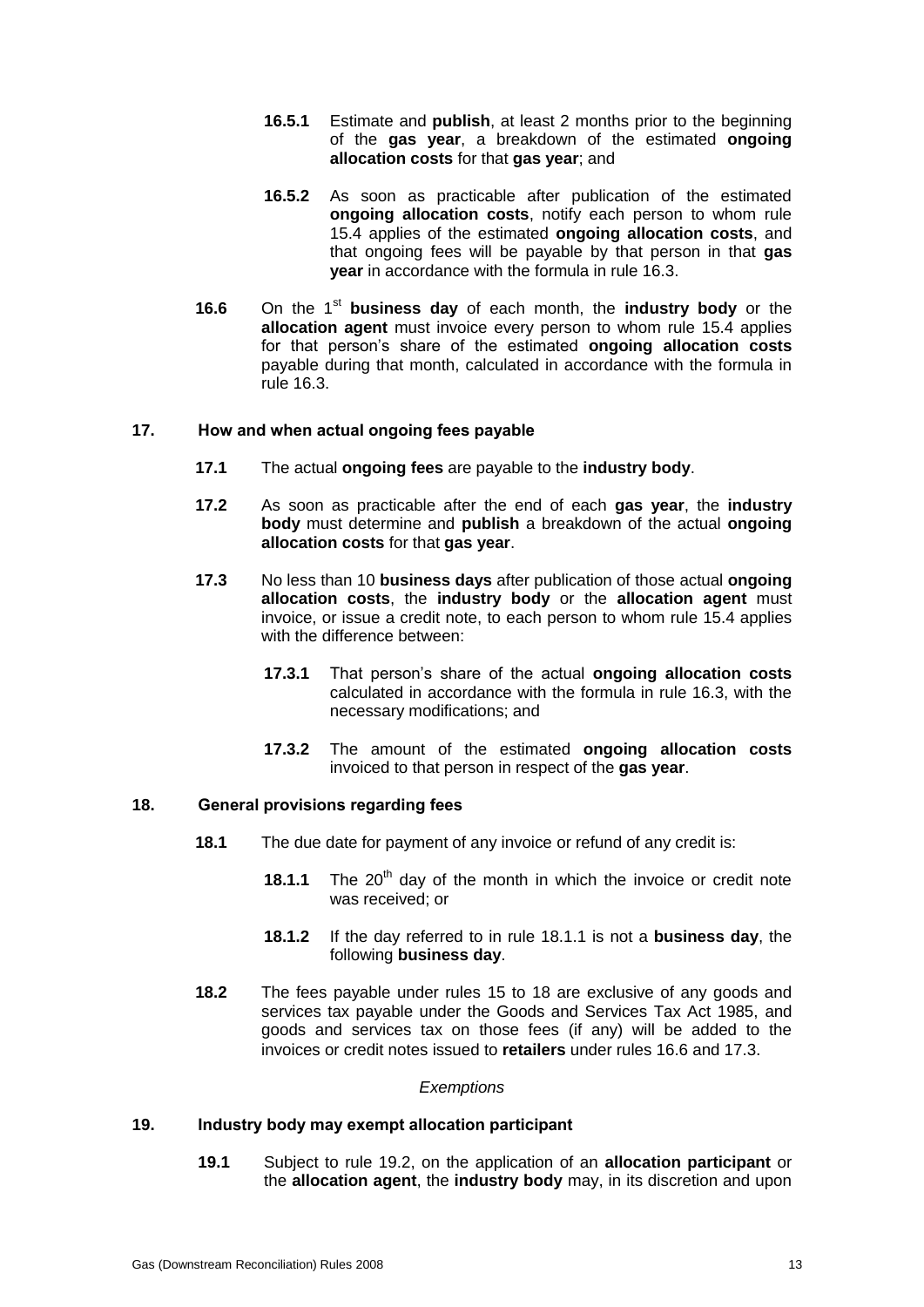**16.5.1** Estimate and **publish**, at least 2 months prior to the beginning of the **gas year**, a breakdown of the estimated **ongoing allocation costs** for that **gas year**; and

**16.5.2** As soon as practicable after publication of the estimated **ongoing allocation costs**, notify each person to whom rule 15.4 applies of the estimated **ongoing allocation costs**, and that ongoing fees will be payable by that person in that **gas year** in accordance with the formula in rule 16.3.

**16.6** On the 1st **business day** of each month, the **industry body** or the **allocation agent** must invoice every person to whom rule 15.4 applies for that person's share of the estimated **ongoing allocation costs** payable during that month, calculated in accordance with the formula in rule 16.3.

## 17. How and when actual ongoing fees payable

**17.1** The actual **ongoing fees** are payable to the **industry body**.

**17.2** As soon as practicable after the end of each **gas year**, the **industry body** must determine and **publish** a breakdown of the actual **ongoing allocation costs** for that **gas year**.

**17.3** No less than 10 **business days** after publication of those actual **ongoing allocation costs**, the **industry body** or the **allocation agent** must invoice, or issue a credit note, to each person to whom rule 15.4 applies with the difference between:

**17.3.1** That person's share of the actual **ongoing allocation costs** calculated in accordance with the formula in rule 16.3, with the necessary modifications; and

**17.3.2** The amount of the estimated **ongoing allocation costs** invoiced to that person in respect of the **gas year**.

## 18. General provisions regarding fees

**18.1** The due date for payment of any invoice or refund of any credit is:

**18.1.1** The 20th day of the month in which the invoice or credit note was received; or

**18.1.2** If the day referred to in rule 18.1.1 is not a **business day**, the following **business day**.

**18.2** The fees payable under rules 15 to 18 are exclusive of any goods and services tax payable under the Goods and Services Tax Act 1985, and goods and services tax on those fees (if any) will be added to the invoices or credit notes issued to **retailers** under rules 16.6 and 17.3.

*Exemptions*

## 19. Industry body may exempt allocation participant

**19.1** Subject to rule 19.2, on the application of an **allocation participant** or the **allocation agent**, the **industry body** may, in its discretion and upon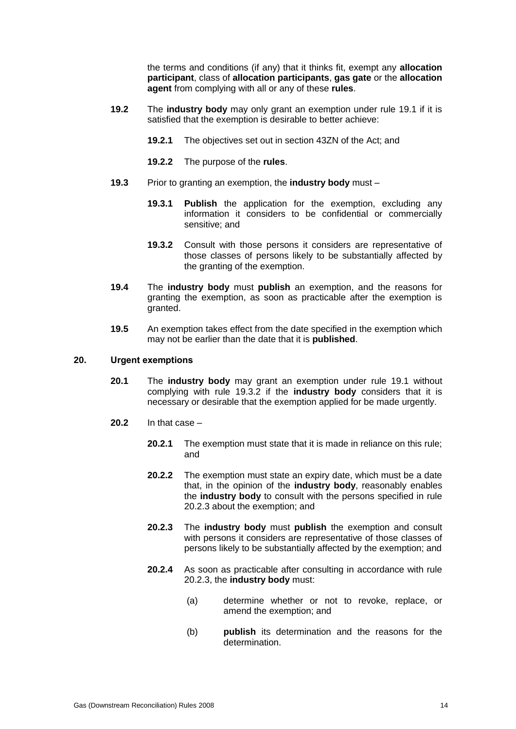the terms and conditions (if any) that it thinks fit, exempt any **allocation participant**, class of **allocation participants**, **gas gate** or the **allocation agent** from complying with all or any of these **rules**.

**19.2** The **industry body** may only grant an exemption under rule 19.1 if it is satisfied that the exemption is desirable to better achieve:

**19.2.1** The objectives set out in section 43ZN of the Act; and

**19.2.2** The purpose of the **rules**.

**19.3** Prior to granting an exemption, the **industry body** must –

**19.3.1** **Publish** the application for the exemption, excluding any information it considers to be confidential or commercially sensitive; and

**19.3.2** Consult with those persons it considers are representative of those classes of persons likely to be substantially affected by the granting of the exemption.

**19.4** The **industry body** must **publish** an exemption, and the reasons for granting the exemption, as soon as practicable after the exemption is granted.

**19.5** An exemption takes effect from the date specified in the exemption which may not be earlier than the date that it is **published**.

### 20. Urgent exemptions

**20.1** The **industry body** may grant an exemption under rule 19.1 without complying with rule 19.3.2 if the **industry body** considers that it is necessary or desirable that the exemption applied for be made urgently.

**20.2** In that case –

**20.2.1** The exemption must state that it is made in reliance on this rule; and

**20.2.2** The exemption must state an expiry date, which must be a date that, in the opinion of the **industry body**, reasonably enables the **industry body** to consult with the persons specified in rule 20.2.3 about the exemption; and

**20.2.3** The **industry body** must **publish** the exemption and consult with persons it considers are representative of those classes of persons likely to be substantially affected by the exemption; and

**20.2.4** As soon as practicable after consulting in accordance with rule 20.2.3, the **industry body** must:

(a) determine whether or not to revoke, replace, or amend the exemption; and

(b) **publish** its determination and the reasons for the determination.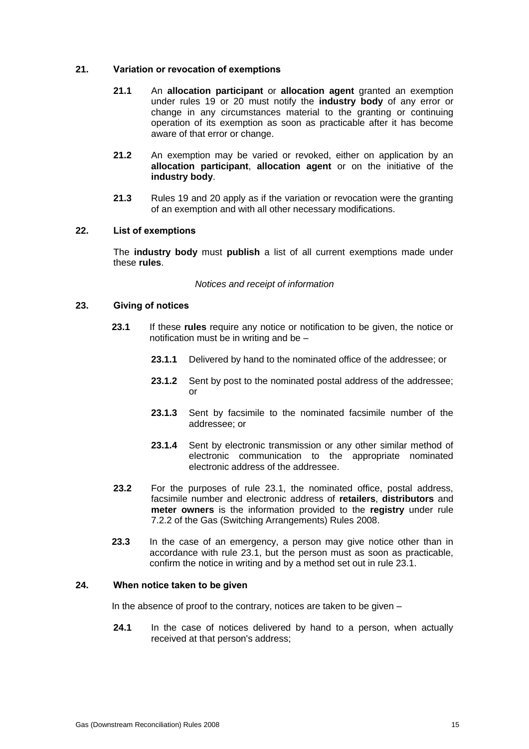## 21. Variation or revocation of exemptions

**21.1** An **allocation participant** or **allocation agent** granted an exemption under rules 19 or 20 must notify the **industry body** of any error or change in any circumstances material to the granting or continuing operation of its exemption as soon as practicable after it has become aware of that error or change.

**21.2** An exemption may be varied or revoked, either on application by an **allocation participant**, **allocation agent** or on the initiative of the **industry body**.

**21.3** Rules 19 and 20 apply as if the variation or revocation were the granting of an exemption and with all other necessary modifications.

## 22. List of exemptions

The **industry body** must **publish** a list of all current exemptions made under these **rules**.

*Notices and receipt of information*

## 23. Giving of notices

**23.1** If these **rules** require any notice or notification to be given, the notice or notification must be in writing and be –

**23.1.1** Delivered by hand to the nominated office of the addressee; or

**23.1.2** Sent by post to the nominated postal address of the addressee; or

**23.1.3** Sent by facsimile to the nominated facsimile number of the addressee; or

**23.1.4** Sent by electronic transmission or any other similar method of electronic communication to the appropriate nominated electronic address of the addressee.

**23.2** For the purposes of rule 23.1, the nominated office, postal address, facsimile number and electronic address of **retailers**, **distributors** and **meter owners** is the information provided to the **registry** under rule 7.2.2 of the Gas (Switching Arrangements) Rules 2008.

**23.3** In the case of an emergency, a person may give notice other than in accordance with rule 23.1, but the person must as soon as practicable, confirm the notice in writing and by a method set out in rule 23.1.

## 24. When notice taken to be given

In the absence of proof to the contrary, notices are taken to be given –

**24.1** In the case of notices delivered by hand to a person, when actually received at that person's address;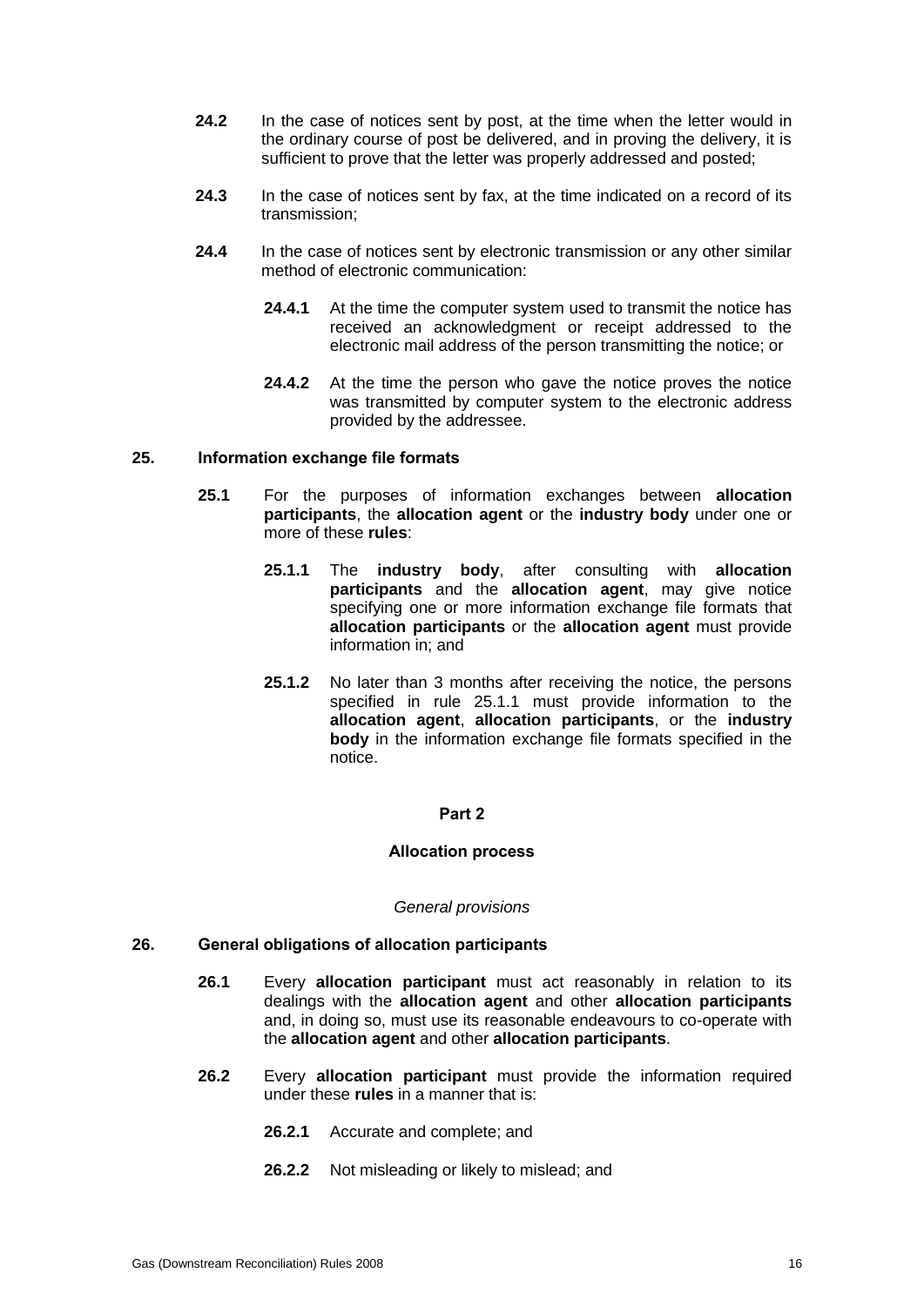**24.2** In the case of notices sent by post, at the time when the letter would in the ordinary course of post be delivered, and in proving the delivery, it is sufficient to prove that the letter was properly addressed and posted;

**24.3** In the case of notices sent by fax, at the time indicated on a record of its transmission;

**24.4** In the case of notices sent by electronic transmission or any other similar method of electronic communication:

**24.4.1** At the time the computer system used to transmit the notice has received an acknowledgment or receipt addressed to the electronic mail address of the person transmitting the notice; or

**24.4.2** At the time the person who gave the notice proves the notice was transmitted by computer system to the electronic address provided by the addressee.

### 25. Information exchange file formats

**25.1** For the purposes of information exchanges between **allocation participants**, the **allocation agent** or the **industry body** under one or more of these **rules**:

**25.1.1** The **industry body**, after consulting with **allocation participants** and the **allocation agent**, may give notice specifying one or more information exchange file formats that **allocation participants** or the **allocation agent** must provide information in; and

**25.1.2** No later than 3 months after receiving the notice, the persons specified in rule 25.1.1 must provide information to the **allocation agent**, **allocation participants**, or the **industry body** in the information exchange file formats specified in the notice.

## Part 2

## Allocation process

*General provisions*

### 26. General obligations of allocation participants

**26.1** Every **allocation participant** must act reasonably in relation to its dealings with the **allocation agent** and other **allocation participants** and, in doing so, must use its reasonable endeavours to co-operate with the **allocation agent** and other **allocation participants**.

**26.2** Every **allocation participant** must provide the information required under these **rules** in a manner that is:

**26.2.1** Accurate and complete; and

**26.2.2** Not misleading or likely to mislead; and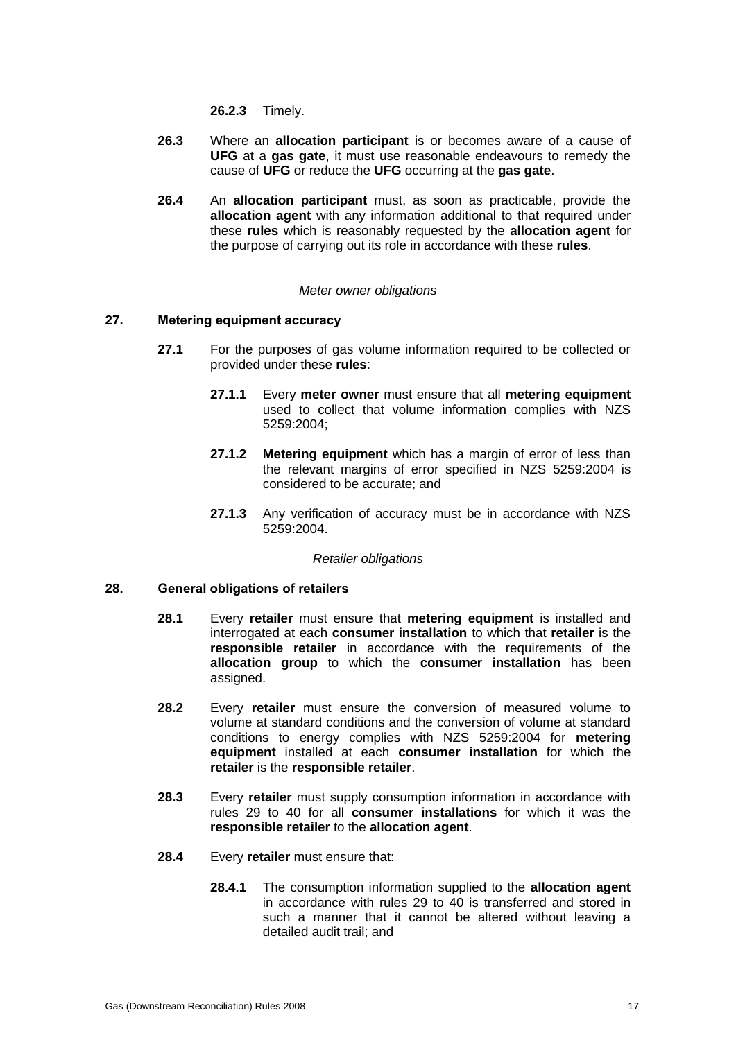**26.2.3** Timely.

**26.3** Where an **allocation participant** is or becomes aware of a cause of **UFG** at a **gas gate**, it must use reasonable endeavours to remedy the cause of **UFG** or reduce the **UFG** occurring at the **gas gate**.

**26.4** An **allocation participant** must, as soon as practicable, provide the **allocation agent** with any information additional to that required under these **rules** which is reasonably requested by the **allocation agent** for the purpose of carrying out its role in accordance with these **rules**.

*Meter owner obligations*

### 27. Metering equipment accuracy

**27.1** For the purposes of gas volume information required to be collected or provided under these **rules**:

**27.1.1** Every **meter owner** must ensure that all **metering equipment** used to collect that volume information complies with NZS 5259:2004;

**27.1.2** **Metering equipment** which has a margin of error of less than the relevant margins of error specified in NZS 5259:2004 is considered to be accurate; and

**27.1.3** Any verification of accuracy must be in accordance with NZS 5259:2004.

*Retailer obligations*

### 28. General obligations of retailers

**28.1** Every **retailer** must ensure that **metering equipment** is installed and interrogated at each **consumer installation** to which that **retailer** is the **responsible retailer** in accordance with the requirements of the **allocation group** to which the **consumer installation** has been assigned.

**28.2** Every **retailer** must ensure the conversion of measured volume to volume at standard conditions and the conversion of volume at standard conditions to energy complies with NZS 5259:2004 for **metering equipment** installed at each **consumer installation** for which the **retailer** is the **responsible retailer**.

**28.3** Every **retailer** must supply consumption information in accordance with rules 29 to 40 for all **consumer installations** for which it was the **responsible retailer** to the **allocation agent**.

**28.4** Every **retailer** must ensure that:

**28.4.1** The consumption information supplied to the **allocation agent** in accordance with rules 29 to 40 is transferred and stored in such a manner that it cannot be altered without leaving a detailed audit trail; and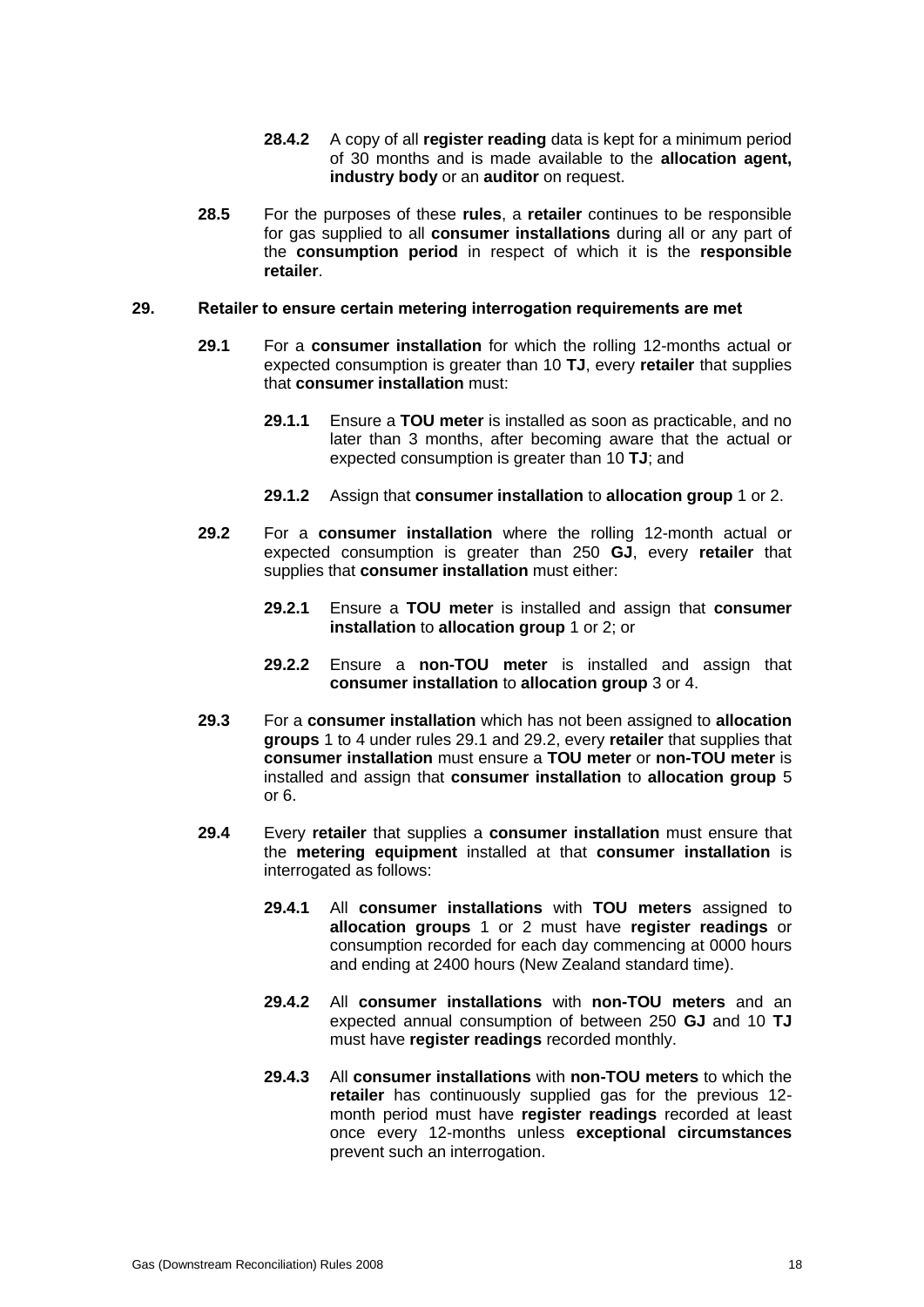**28.4.2** A copy of all **register reading** data is kept for a minimum period of 30 months and is made available to the **allocation agent, industry body** or an **auditor** on request.

**28.5** For the purposes of these **rules**, a **retailer** continues to be responsible for gas supplied to all **consumer installations** during all or any part of the **consumption period** in respect of which it is the **responsible retailer**.

## 29. Retailer to ensure certain metering interrogation requirements are met

**29.1** For a **consumer installation** for which the rolling 12-months actual or expected consumption is greater than 10 **TJ**, every **retailer** that supplies that **consumer installation** must:

**29.1.1** Ensure a **TOU meter** is installed as soon as practicable, and no later than 3 months, after becoming aware that the actual or expected consumption is greater than 10 **TJ**; and

**29.1.2** Assign that **consumer installation** to **allocation group** 1 or 2.

**29.2** For a **consumer installation** where the rolling 12-month actual or expected consumption is greater than 250 **GJ**, every **retailer** that supplies that **consumer installation** must either:

**29.2.1** Ensure a **TOU meter** is installed and assign that **consumer installation** to **allocation group** 1 or 2; or

**29.2.2** Ensure a **non-TOU meter** is installed and assign that **consumer installation** to **allocation group** 3 or 4.

**29.3** For a **consumer installation** which has not been assigned to **allocation groups** 1 to 4 under rules 29.1 and 29.2, every **retailer** that supplies that **consumer installation** must ensure a **TOU meter** or **non-TOU meter** is installed and assign that **consumer installation** to **allocation group** 5 or 6.

**29.4** Every **retailer** that supplies a **consumer installation** must ensure that the **metering equipment** installed at that **consumer installation** is interrogated as follows:

**29.4.1** All **consumer installations** with **TOU meters** assigned to **allocation groups** 1 or 2 must have **register readings** or consumption recorded for each day commencing at 0000 hours and ending at 2400 hours (New Zealand standard time).

**29.4.2** All **consumer installations** with **non-TOU meters** and an expected annual consumption of between 250 **GJ** and 10 **TJ** must have **register readings** recorded monthly.

**29.4.3** All **consumer installations** with **non-TOU meters** to which the **retailer** has continuously supplied gas for the previous 12-month period must have **register readings** recorded at least once every 12-months unless **exceptional circumstances** prevent such an interrogation.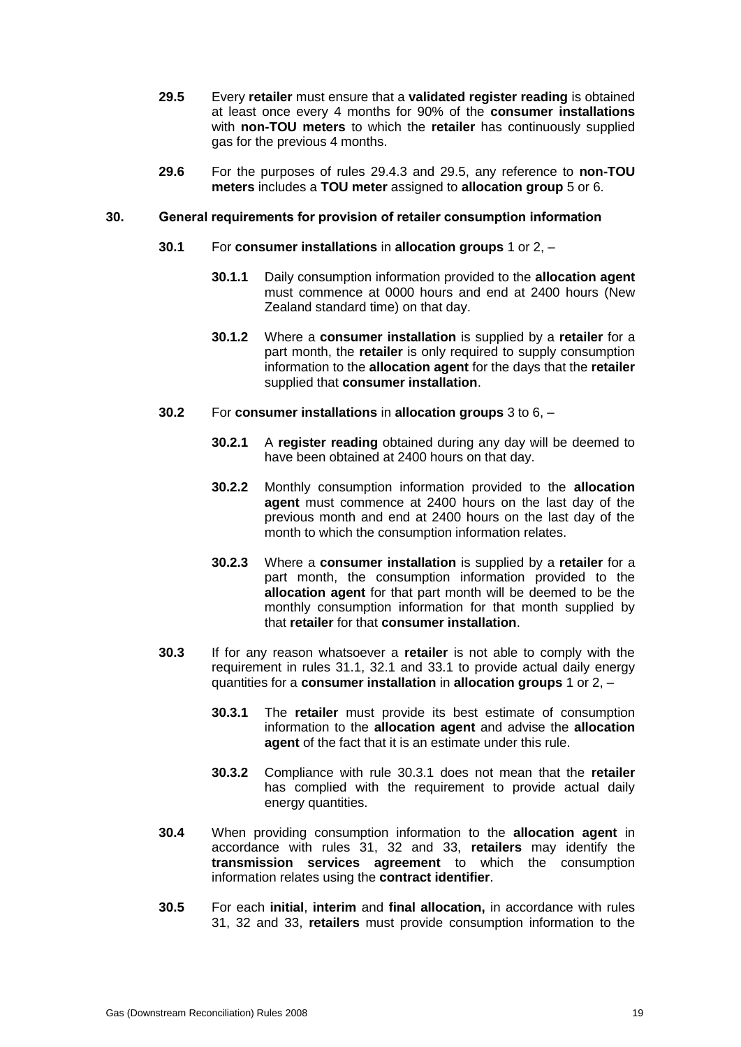**29.5** Every **retailer** must ensure that a **validated register reading** is obtained at least once every 4 months for 90% of the **consumer installations** with **non-TOU meters** to which the **retailer** has continuously supplied gas for the previous 4 months.

**29.6** For the purposes of rules 29.4.3 and 29.5, any reference to **non-TOU meters** includes a **TOU meter** assigned to **allocation group** 5 or 6.

## 30. General requirements for provision of retailer consumption information

**30.1** For **consumer installations** in **allocation groups** 1 or 2, –

**30.1.1** Daily consumption information provided to the **allocation agent** must commence at 0000 hours and end at 2400 hours (New Zealand standard time) on that day.

**30.1.2** Where a **consumer installation** is supplied by a **retailer** for a part month, the **retailer** is only required to supply consumption information to the **allocation agent** for the days that the **retailer** supplied that **consumer installation**.

**30.2** For **consumer installations** in **allocation groups** 3 to 6, –

**30.2.1** A **register reading** obtained during any day will be deemed to have been obtained at 2400 hours on that day.

**30.2.2** Monthly consumption information provided to the **allocation agent** must commence at 2400 hours on the last day of the previous month and end at 2400 hours on the last day of the month to which the consumption information relates.

**30.2.3** Where a **consumer installation** is supplied by a **retailer** for a part month, the consumption information provided to the **allocation agent** for that part month will be deemed to be the monthly consumption information for that month supplied by that **retailer** for that **consumer installation**.

**30.3** If for any reason whatsoever a **retailer** is not able to comply with the requirement in rules 31.1, 32.1 and 33.1 to provide actual daily energy quantities for a **consumer installation** in **allocation groups** 1 or 2, –

**30.3.1** The **retailer** must provide its best estimate of consumption information to the **allocation agent** and advise the **allocation agent** of the fact that it is an estimate under this rule.

**30.3.2** Compliance with rule 30.3.1 does not mean that the **retailer** has complied with the requirement to provide actual daily energy quantities.

**30.4** When providing consumption information to the **allocation agent** in accordance with rules 31, 32 and 33, **retailers** may identify the **transmission services agreement** to which the consumption information relates using the **contract identifier**.

**30.5** For each **initial**, **interim** and **final allocation,** in accordance with rules 31, 32 and 33, **retailers** must provide consumption information to the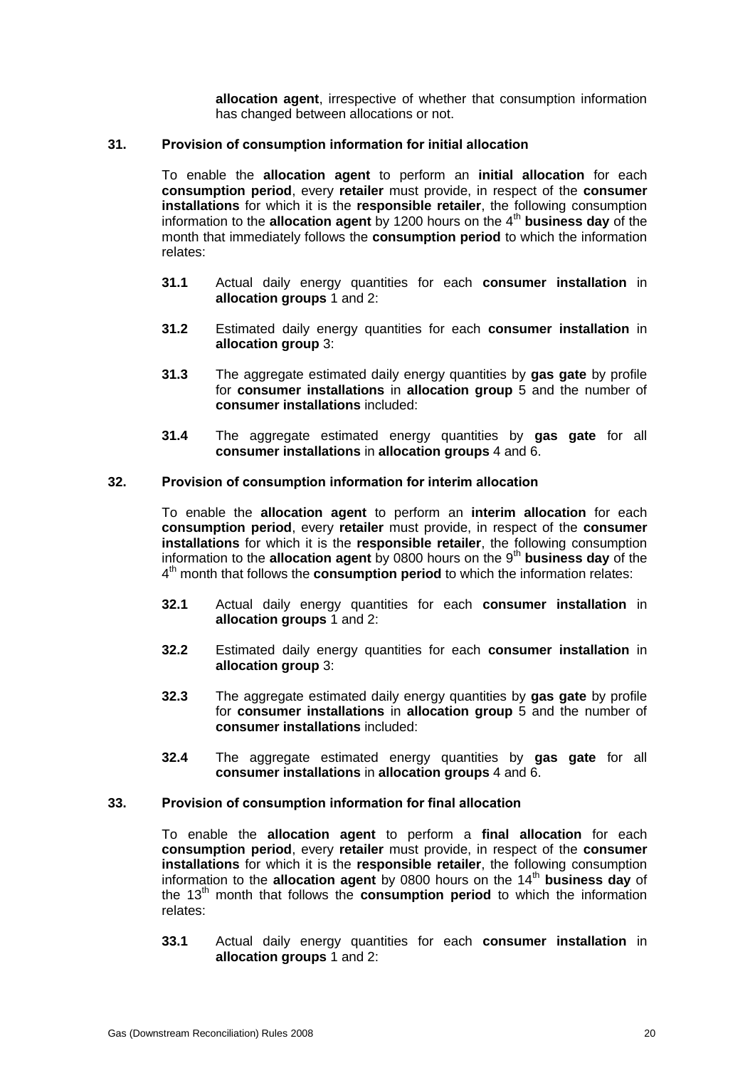**allocation agent**, irrespective of whether that consumption information has changed between allocations or not.

### 31. Provision of consumption information for initial allocation

To enable the **allocation agent** to perform an **initial allocation** for each **consumption period**, every **retailer** must provide, in respect of the **consumer installations** for which it is the **responsible retailer**, the following consumption information to the **allocation agent** by 1200 hours on the 4th **business day** of the month that immediately follows the **consumption period** to which the information relates:

**31.1** Actual daily energy quantities for each **consumer installation** in **allocation groups** 1 and 2:

**31.2** Estimated daily energy quantities for each **consumer installation** in **allocation group** 3:

**31.3** The aggregate estimated daily energy quantities by **gas gate** by profile for **consumer installations** in **allocation group** 5 and the number of **consumer installations** included:

**31.4** The aggregate estimated energy quantities by **gas gate** for all **consumer installations** in **allocation groups** 4 and 6.

### 32. Provision of consumption information for interim allocation

To enable the **allocation agent** to perform an **interim allocation** for each **consumption period**, every **retailer** must provide, in respect of the **consumer installations** for which it is the **responsible retailer**, the following consumption information to the **allocation agent** by 0800 hours on the 9th **business day** of the 4th month that follows the **consumption period** to which the information relates:

**32.1** Actual daily energy quantities for each **consumer installation** in **allocation groups** 1 and 2:

**32.2** Estimated daily energy quantities for each **consumer installation** in **allocation group** 3:

**32.3** The aggregate estimated daily energy quantities by **gas gate** by profile for **consumer installations** in **allocation group** 5 and the number of **consumer installations** included:

**32.4** The aggregate estimated energy quantities by **gas gate** for all **consumer installations** in **allocation groups** 4 and 6.

### 33. Provision of consumption information for final allocation

To enable the **allocation agent** to perform a **final allocation** for each **consumption period**, every **retailer** must provide, in respect of the **consumer installations** for which it is the **responsible retailer**, the following consumption information to the **allocation agent** by 0800 hours on the 14th **business day** of the 13th month that follows the **consumption period** to which the information relates:

**33.1** Actual daily energy quantities for each **consumer installation** in **allocation groups** 1 and 2: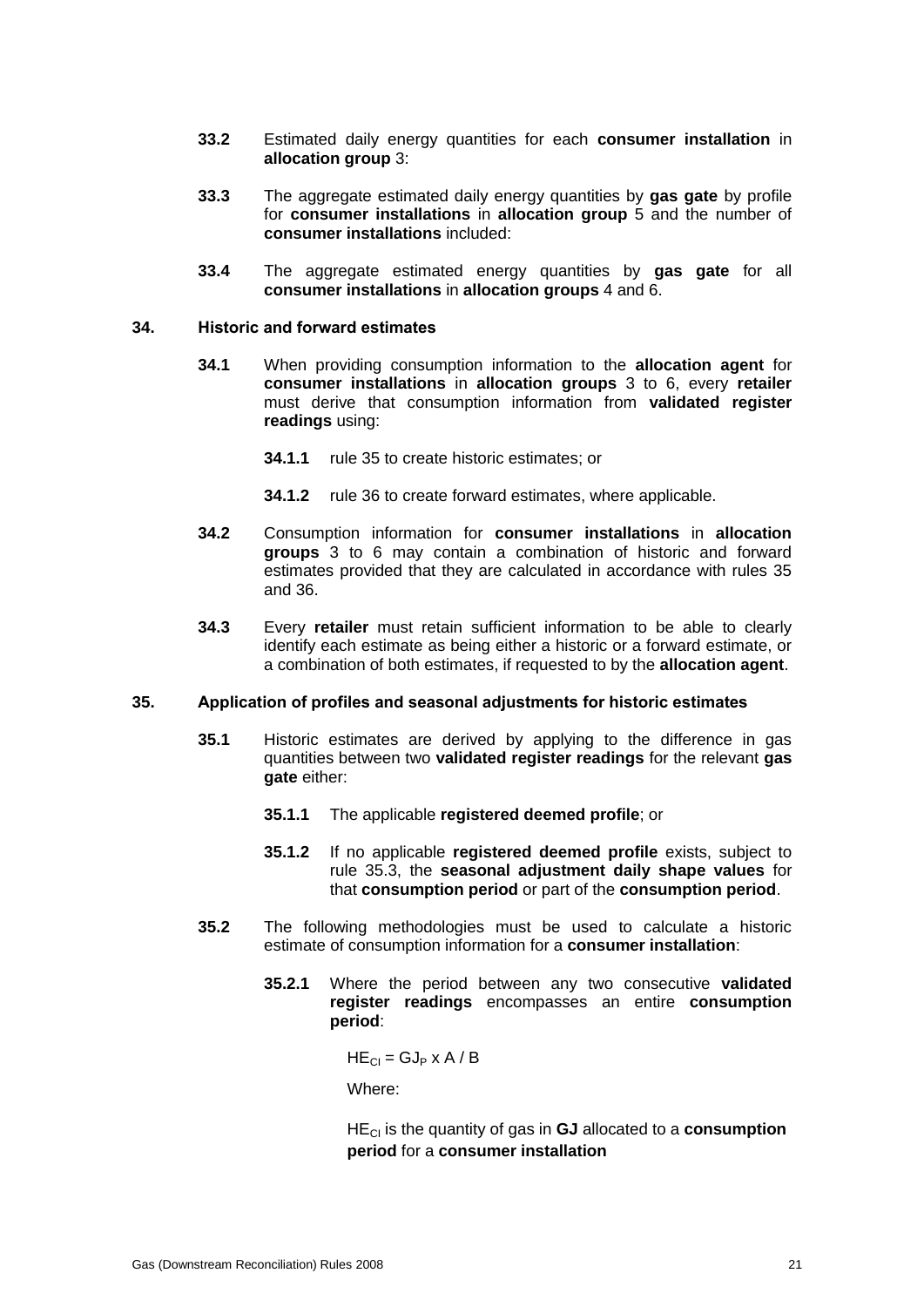**33.2** Estimated daily energy quantities for each **consumer installation** in **allocation group** 3:

**33.3** The aggregate estimated daily energy quantities by **gas gate** by profile for **consumer installations** in **allocation group** 5 and the number of **consumer installations** included:

**33.4** The aggregate estimated energy quantities by **gas gate** for all **consumer installations** in **allocation groups** 4 and 6.

## 34. Historic and forward estimates

**34.1** When providing consumption information to the **allocation agent** for **consumer installations** in **allocation groups** 3 to 6, every **retailer** must derive that consumption information from **validated register readings** using:

**34.1.1** rule 35 to create historic estimates; or

**34.1.2** rule 36 to create forward estimates, where applicable.

**34.2** Consumption information for **consumer installations** in **allocation groups** 3 to 6 may contain a combination of historic and forward estimates provided that they are calculated in accordance with rules 35 and 36.

**34.3** Every **retailer** must retain sufficient information to be able to clearly identify each estimate as being either a historic or a forward estimate, or a combination of both estimates, if requested to by the **allocation agent**.

## 35. Application of profiles and seasonal adjustments for historic estimates

**35.1** Historic estimates are derived by applying to the difference in gas quantities between two **validated register readings** for the relevant **gas gate** either:

**35.1.1** The applicable **registered deemed profile**; or

**35.1.2** If no applicable **registered deemed profile** exists, subject to rule 35.3, the **seasonal adjustment daily shape values** for that **consumption period** or part of the **consumption period**.

**35.2** The following methodologies must be used to calculate a historic estimate of consumption information for a **consumer installation**:

**35.2.1** Where the period between any two consecutive **validated register readings** encompasses an entire **consumption period**:

$HE_{CI} = GJ_P \times A / B$

Where:

$HE_{CI}$ is the quantity of gas in **GJ** allocated to a **consumption period** for a **consumer installation**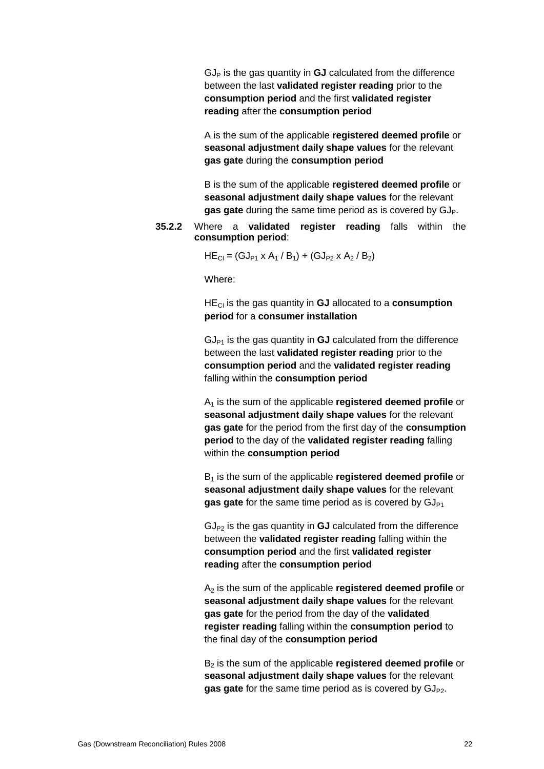$GJ_P$ is the gas quantity in **GJ** calculated from the difference between the last **validated register reading** prior to the **consumption period** and the first **validated register reading** after the **consumption period**

A is the sum of the applicable **registered deemed profile** or **seasonal adjustment daily shape values** for the relevant **gas gate** during the **consumption period**

B is the sum of the applicable **registered deemed profile** or **seasonal adjustment daily shape values** for the relevant **gas gate** during the same time period as is covered by $GJ_P$.

**35.2.2** Where a **validated register reading** falls within the **consumption period**:

$$HE_{CI} = (GJ_{P1} \times A_1 / B_1) + (GJ_{P2} \times A_2 / B_2)$$

Where:

$HE_{CI}$ is the gas quantity in **GJ** allocated to a **consumption period** for a **consumer installation**

$GJ_{P1}$ is the gas quantity in **GJ** calculated from the difference between the last **validated register reading** prior to the **consumption period** and the **validated register reading** falling within the **consumption period**

$A_1$ is the sum of the applicable **registered deemed profile** or **seasonal adjustment daily shape values** for the relevant **gas gate** for the period from the first day of the **consumption period** to the day of the **validated register reading** falling within the **consumption period**

$B_1$ is the sum of the applicable **registered deemed profile** or **seasonal adjustment daily shape values** for the relevant **gas gate** for the same time period as is covered by $GJ_{P1}$

$GJ_{P2}$ is the gas quantity in **GJ** calculated from the difference between the **validated register reading** falling within the **consumption period** and the first **validated register reading** after the **consumption period**

$A_2$ is the sum of the applicable **registered deemed profile** or **seasonal adjustment daily shape values** for the relevant **gas gate** for the period from the day of the **validated register reading** falling within the **consumption period** to the final day of the **consumption period**

$B_2$ is the sum of the applicable **registered deemed profile** or **seasonal adjustment daily shape values** for the relevant **gas gate** for the same time period as is covered by $GJ_{P2}$.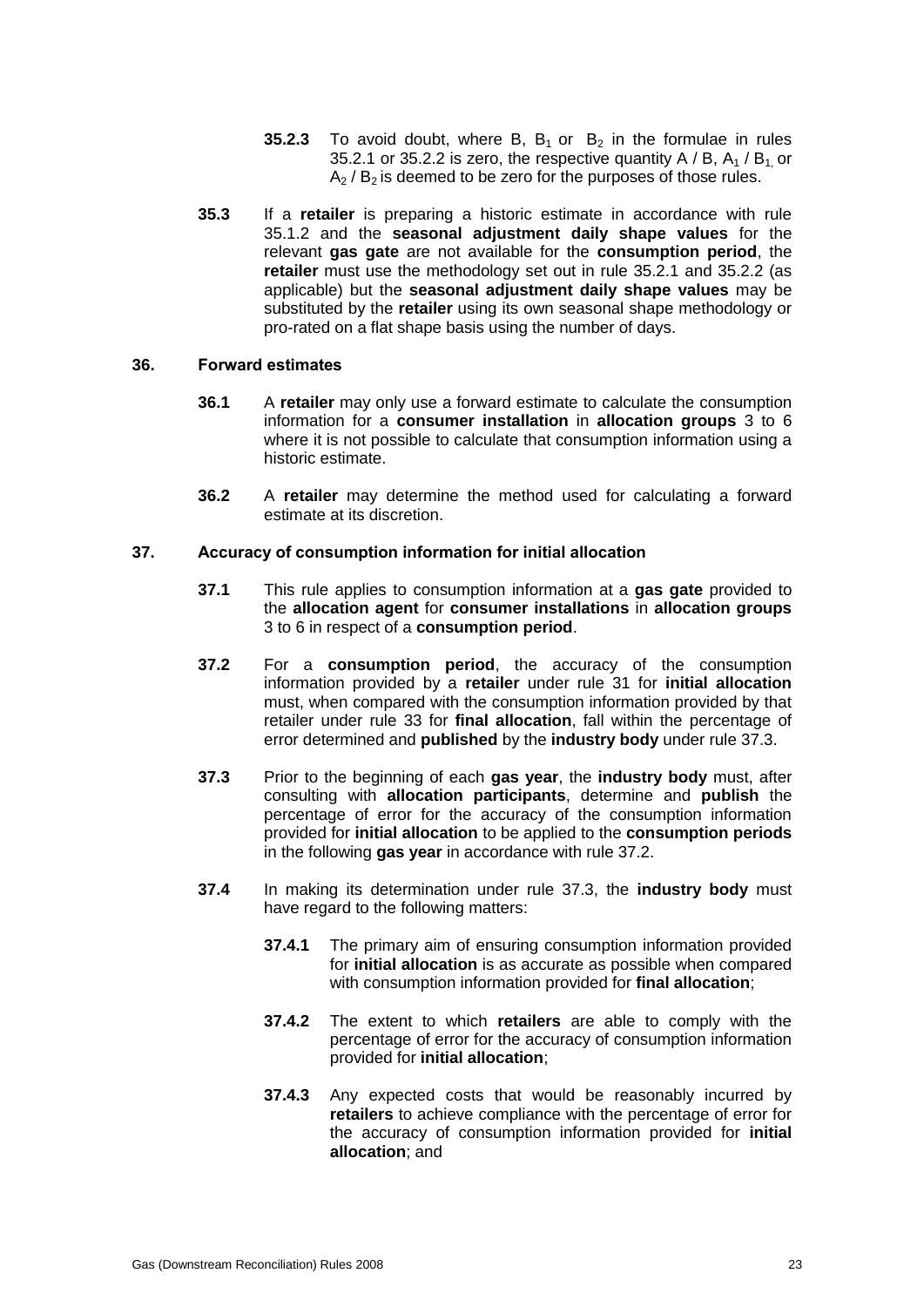**35.2.3** To avoid doubt, where B, $B_1$ or $B_2$ in the formulae in rules 35.2.1 or 35.2.2 is zero, the respective quantity A / B, $A_1$ / $B_1$, or $A_2$ / $B_2$ is deemed to be zero for the purposes of those rules.

**35.3** If a **retailer** is preparing a historic estimate in accordance with rule 35.1.2 and the **seasonal adjustment daily shape values** for the relevant **gas gate** are not available for the **consumption period**, the **retailer** must use the methodology set out in rule 35.2.1 and 35.2.2 (as applicable) but the **seasonal adjustment daily shape values** may be substituted by the **retailer** using its own seasonal shape methodology or pro-rated on a flat shape basis using the number of days.

## 36. Forward estimates

**36.1** A **retailer** may only use a forward estimate to calculate the consumption information for a **consumer installation** in **allocation groups** 3 to 6 where it is not possible to calculate that consumption information using a historic estimate.

**36.2** A **retailer** may determine the method used for calculating a forward estimate at its discretion.

## 37. Accuracy of consumption information for initial allocation

**37.1** This rule applies to consumption information at a **gas gate** provided to the **allocation agent** for **consumer installations** in **allocation groups** 3 to 6 in respect of a **consumption period**.

**37.2** For a **consumption period**, the accuracy of the consumption information provided by a **retailer** under rule 31 for **initial allocation** must, when compared with the consumption information provided by that retailer under rule 33 for **final allocation**, fall within the percentage of error determined and **published** by the **industry body** under rule 37.3.

**37.3** Prior to the beginning of each **gas year**, the **industry body** must, after consulting with **allocation participants**, determine and **publish** the percentage of error for the accuracy of the consumption information provided for **initial allocation** to be applied to the **consumption periods** in the following **gas year** in accordance with rule 37.2.

**37.4** In making its determination under rule 37.3, the **industry body** must have regard to the following matters:

**37.4.1** The primary aim of ensuring consumption information provided for **initial allocation** is as accurate as possible when compared with consumption information provided for **final allocation**;

**37.4.2** The extent to which **retailers** are able to comply with the percentage of error for the accuracy of consumption information provided for **initial allocation**;

**37.4.3** Any expected costs that would be reasonably incurred by **retailers** to achieve compliance with the percentage of error for the accuracy of consumption information provided for **initial allocation**; and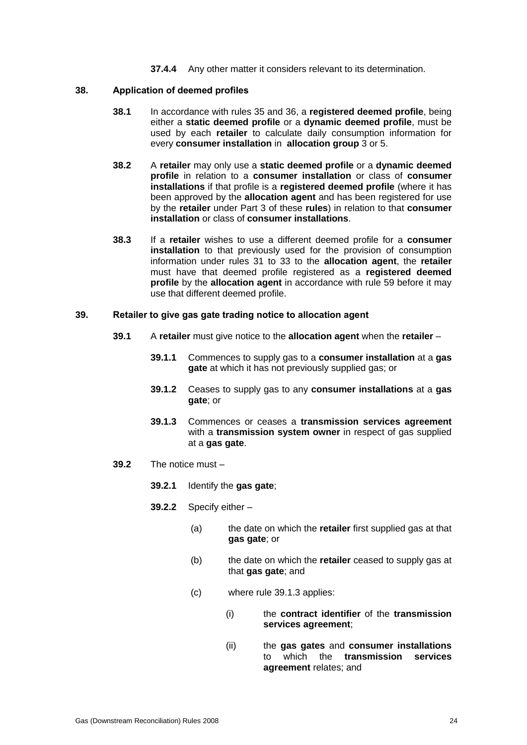**37.4.4** Any other matter it considers relevant to its determination.

## 38. Application of deemed profiles

**38.1** In accordance with rules 35 and 36, a **registered deemed profile**, being either a **static deemed profile** or a **dynamic deemed profile**, must be used by each **retailer** to calculate daily consumption information for every **consumer installation** in **allocation group** 3 or 5.

**38.2** A **retailer** may only use a **static deemed profile** or a **dynamic deemed profile** in relation to a **consumer installation** or class of **consumer installations** if that profile is a **registered deemed profile** (where it has been approved by the **allocation agent** and has been registered for use by the **retailer** under Part 3 of these **rules**) in relation to that **consumer installation** or class of **consumer installations**.

**38.3** If a **retailer** wishes to use a different deemed profile for a **consumer installation** to that previously used for the provision of consumption information under rules 31 to 33 to the **allocation agent**, the **retailer** must have that deemed profile registered as a **registered deemed profile** by the **allocation agent** in accordance with rule 59 before it may use that different deemed profile.

## 39. Retailer to give gas gate trading notice to allocation agent

**39.1** A **retailer** must give notice to the **allocation agent** when the **retailer** –

**39.1.1** Commences to supply gas to a **consumer installation** at a **gas gate** at which it has not previously supplied gas; or

**39.1.2** Ceases to supply gas to any **consumer installations** at a **gas gate**; or

**39.1.3** Commences or ceases a **transmission services agreement** with a **transmission system owner** in respect of gas supplied at a **gas gate**.

**39.2** The notice must –

**39.2.1** Identify the **gas gate**;

**39.2.2** Specify either –

(a) the date on which the **retailer** first supplied gas at that **gas gate**; or

(b) the date on which the **retailer** ceased to supply gas at that **gas gate**; and

(c) where rule 39.1.3 applies:

(i) the **contract identifier** of the **transmission services agreement**;

(ii) the **gas gates** and **consumer installations** to which the **transmission services agreement** relates; and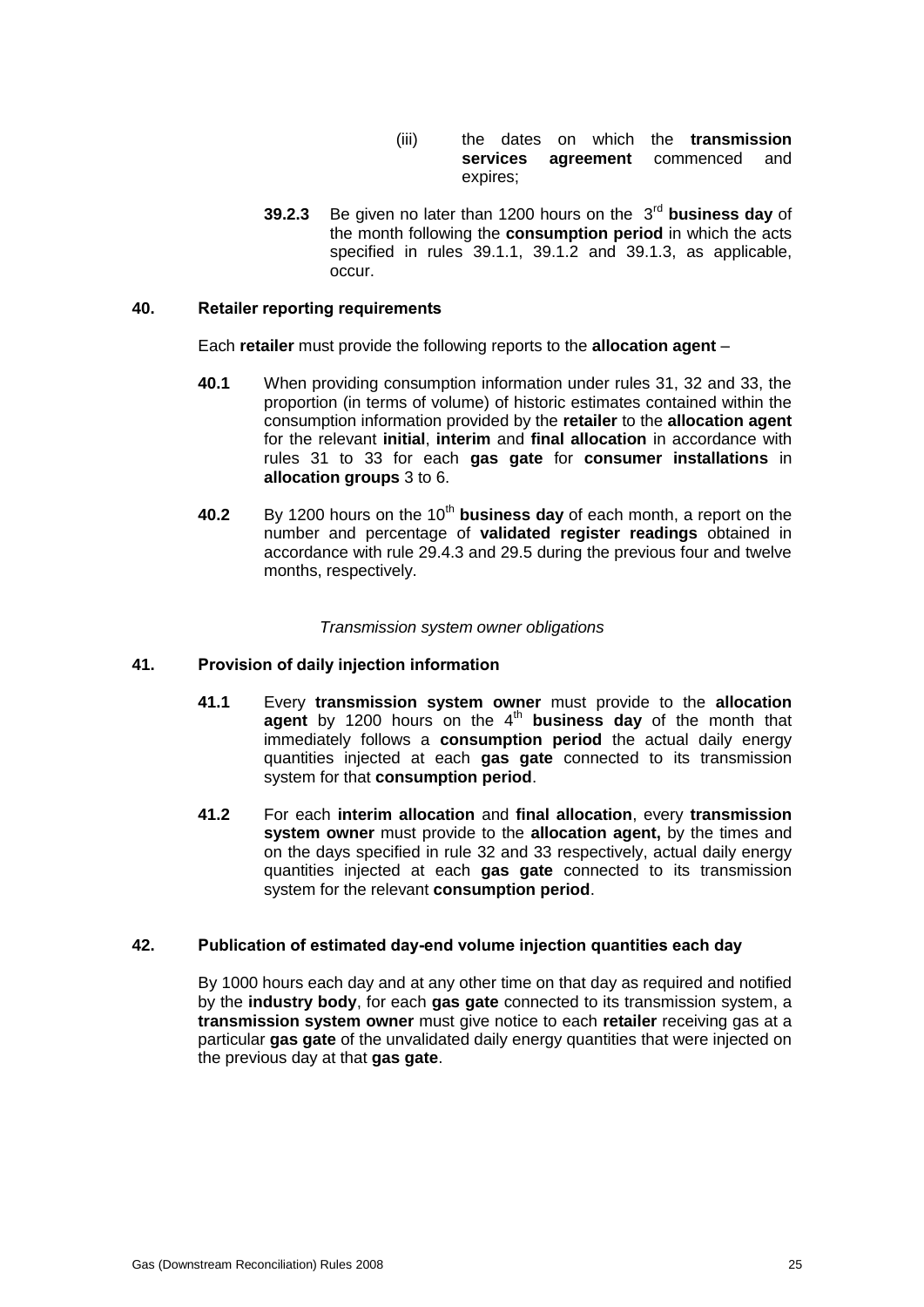(iii) the dates on which the **transmission services agreement** commenced and expires;

**39.2.3** Be given no later than 1200 hours on the 3rd **business day** of the month following the **consumption period** in which the acts specified in rules 39.1.1, 39.1.2 and 39.1.3, as applicable, occur.

## 40. Retailer reporting requirements

Each **retailer** must provide the following reports to the **allocation agent** –

**40.1** When providing consumption information under rules 31, 32 and 33, the proportion (in terms of volume) of historic estimates contained within the consumption information provided by the **retailer** to the **allocation agent** for the relevant **initial**, **interim** and **final allocation** in accordance with rules 31 to 33 for each **gas gate** for **consumer installations** in **allocation groups** 3 to 6.

**40.2** By 1200 hours on the 10th **business day** of each month, a report on the number and percentage of **validated register readings** obtained in accordance with rule 29.4.3 and 29.5 during the previous four and twelve months, respectively.

*Transmission system owner obligations*

## 41. Provision of daily injection information

**41.1** Every **transmission system owner** must provide to the **allocation agent** by 1200 hours on the 4th **business day** of the month that immediately follows a **consumption period** the actual daily energy quantities injected at each **gas gate** connected to its transmission system for that **consumption period**.

**41.2** For each **interim allocation** and **final allocation**, every **transmission system owner** must provide to the **allocation agent,** by the times and on the days specified in rule 32 and 33 respectively, actual daily energy quantities injected at each **gas gate** connected to its transmission system for the relevant **consumption period**.

## 42. Publication of estimated day-end volume injection quantities each day

By 1000 hours each day and at any other time on that day as required and notified by the **industry body**, for each **gas gate** connected to its transmission system, a **transmission system owner** must give notice to each **retailer** receiving gas at a particular **gas gate** of the unvalidated daily energy quantities that were injected on the previous day at that **gas gate**.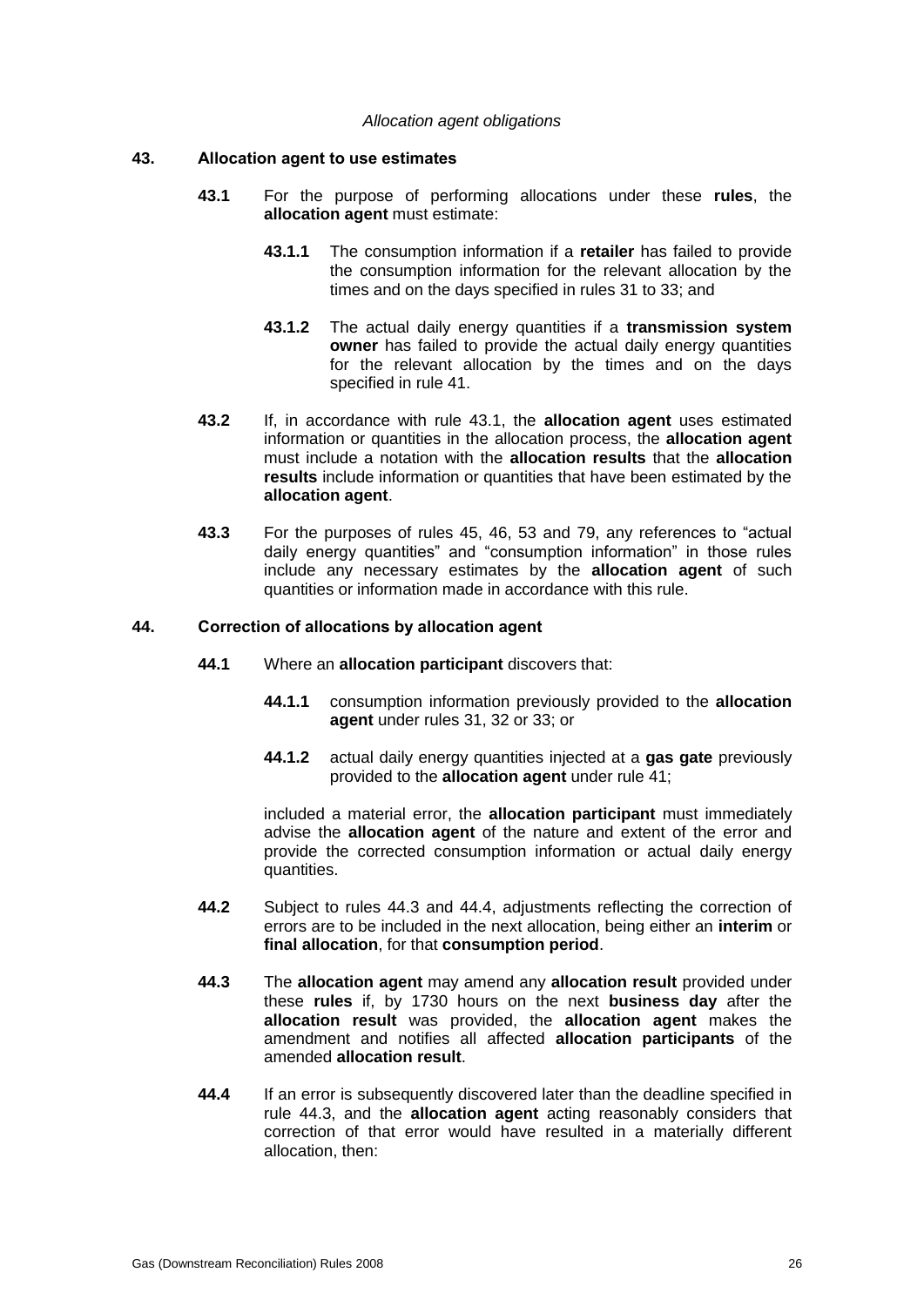*Allocation agent obligations*

## 43. Allocation agent to use estimates

**43.1** For the purpose of performing allocations under these **rules**, the **allocation agent** must estimate:

**43.1.1** The consumption information if a **retailer** has failed to provide the consumption information for the relevant allocation by the times and on the days specified in rules 31 to 33; and

**43.1.2** The actual daily energy quantities if a **transmission system owner** has failed to provide the actual daily energy quantities for the relevant allocation by the times and on the days specified in rule 41.

**43.2** If, in accordance with rule 43.1, the **allocation agent** uses estimated information or quantities in the allocation process, the **allocation agent** must include a notation with the **allocation results** that the **allocation results** include information or quantities that have been estimated by the **allocation agent**.

**43.3** For the purposes of rules 45, 46, 53 and 79, any references to "actual daily energy quantities" and "consumption information" in those rules include any necessary estimates by the **allocation agent** of such quantities or information made in accordance with this rule.

## 44. Correction of allocations by allocation agent

**44.1** Where an **allocation participant** discovers that:

**44.1.1** consumption information previously provided to the **allocation agent** under rules 31, 32 or 33; or

**44.1.2** actual daily energy quantities injected at a **gas gate** previously provided to the **allocation agent** under rule 41;

included a material error, the **allocation participant** must immediately advise the **allocation agent** of the nature and extent of the error and provide the corrected consumption information or actual daily energy quantities.

**44.2** Subject to rules 44.3 and 44.4, adjustments reflecting the correction of errors are to be included in the next allocation, being either an **interim** or **final allocation**, for that **consumption period**.

**44.3** The **allocation agent** may amend any **allocation result** provided under these **rules** if, by 1730 hours on the next **business day** after the **allocation result** was provided, the **allocation agent** makes the amendment and notifies all affected **allocation participants** of the amended **allocation result**.

**44.4** If an error is subsequently discovered later than the deadline specified in rule 44.3, and the **allocation agent** acting reasonably considers that correction of that error would have resulted in a materially different allocation, then: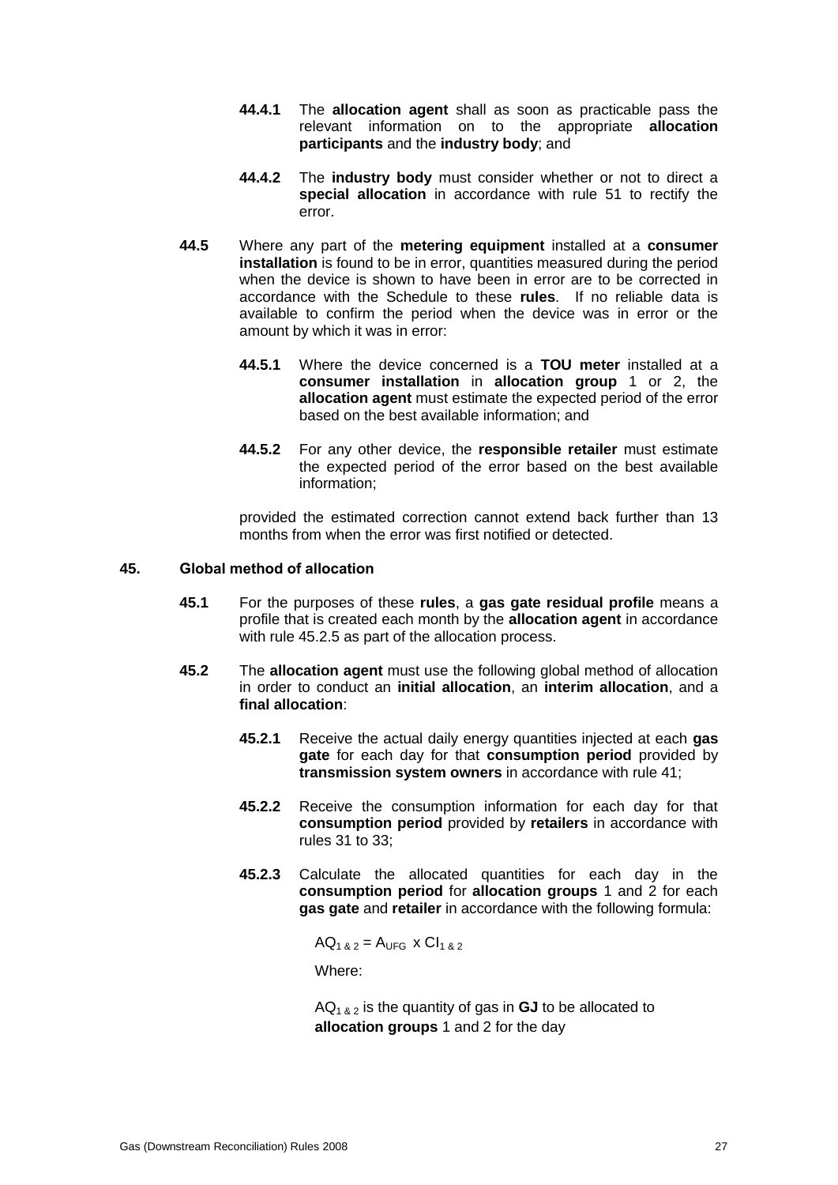**44.4.1** The **allocation agent** shall as soon as practicable pass the relevant information on to the appropriate **allocation participants** and the **industry body**; and

**44.4.2** The **industry body** must consider whether or not to direct a **special allocation** in accordance with rule 51 to rectify the error.

**44.5** Where any part of the **metering equipment** installed at a **consumer installation** is found to be in error, quantities measured during the period when the device is shown to have been in error are to be corrected in accordance with the Schedule to these **rules**. If no reliable data is available to confirm the period when the device was in error or the amount by which it was in error:

**44.5.1** Where the device concerned is a **TOU meter** installed at a **consumer installation** in **allocation group** 1 or 2, the **allocation agent** must estimate the expected period of the error based on the best available information; and

**44.5.2** For any other device, the **responsible retailer** must estimate the expected period of the error based on the best available information;

provided the estimated correction cannot extend back further than 13 months from when the error was first notified or detected.

## 45. Global method of allocation

**45.1** For the purposes of these **rules**, a **gas gate residual profile** means a profile that is created each month by the **allocation agent** in accordance with rule 45.2.5 as part of the allocation process.

**45.2** The **allocation agent** must use the following global method of allocation in order to conduct an **initial allocation**, an **interim allocation**, and a **final allocation**:

**45.2.1** Receive the actual daily energy quantities injected at each **gas gate** for each day for that **consumption period** provided by **transmission system owners** in accordance with rule 41;

**45.2.2** Receive the consumption information for each day for that **consumption period** provided by **retailers** in accordance with rules 31 to 33;

**45.2.3** Calculate the allocated quantities for each day in the **consumption period** for **allocation groups** 1 and 2 for each **gas gate** and **retailer** in accordance with the following formula:

$$AQ_{1\,\&\,2} = A_{UFG} \times CI_{1\,\&\,2}$$

Where:

$AQ_{1\,\&\,2}$ is the quantity of gas in **GJ** to be allocated to **allocation groups** 1 and 2 for the day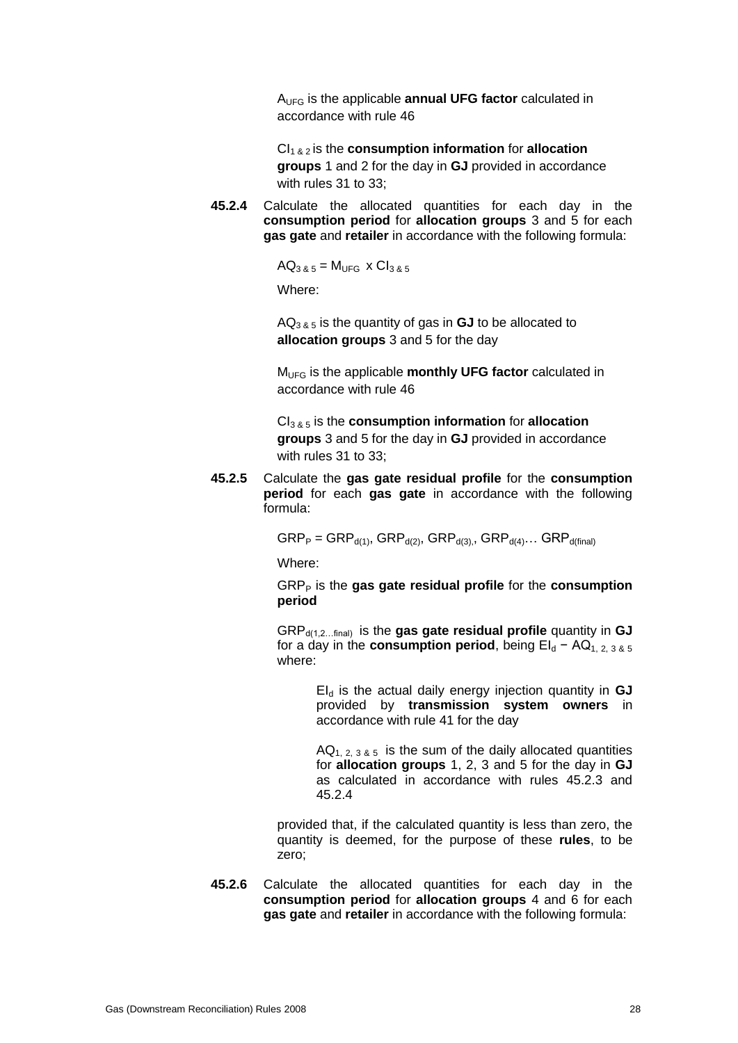$A_{UFG}$ is the applicable **annual UFG factor** calculated in accordance with rule 46

$CI_{1\ \&\ 2}$ is the **consumption information** for **allocation groups** 1 and 2 for the day in **GJ** provided in accordance with rules 31 to 33;

**45.2.4** Calculate the allocated quantities for each day in the **consumption period** for **allocation groups** 3 and 5 for each **gas gate** and **retailer** in accordance with the following formula:

$$AQ_{3\ \&\ 5} = M_{UFG} \times CI_{3\ \&\ 5}$$

Where:

$AQ_{3\ \&\ 5}$ is the quantity of gas in **GJ** to be allocated to **allocation groups** 3 and 5 for the day

$M_{UFG}$ is the applicable **monthly UFG factor** calculated in accordance with rule 46

$CI_{3\ \&\ 5}$ is the **consumption information** for **allocation groups** 3 and 5 for the day in **GJ** provided in accordance with rules 31 to 33;

**45.2.5** Calculate the **gas gate residual profile** for the **consumption period** for each **gas gate** in accordance with the following formula:

$$GRP_P = GRP_{d(1)}, GRP_{d(2)}, GRP_{d(3),}, GRP_{d(4)} \ldots GRP_{d(final)}$$

Where:

$GRP_P$ is the **gas gate residual profile** for the **consumption period**

$GRP_{d(1,2\ldots final)}$ is the **gas gate residual profile** quantity in **GJ** for a day in the **consumption period**, being $EI_d - AQ_{1,\ 2,\ 3\ \&\ 5}$ where:

$EI_d$ is the actual daily energy injection quantity in **GJ** provided by **transmission system owners** in accordance with rule 41 for the day

$AQ_{1,\ 2,\ 3\ \&\ 5}$ is the sum of the daily allocated quantities for **allocation groups** 1, 2, 3 and 5 for the day in **GJ** as calculated in accordance with rules 45.2.3 and 45.2.4

provided that, if the calculated quantity is less than zero, the quantity is deemed, for the purpose of these **rules**, to be zero;

**45.2.6** Calculate the allocated quantities for each day in the **consumption period** for **allocation groups** 4 and 6 for each **gas gate** and **retailer** in accordance with the following formula: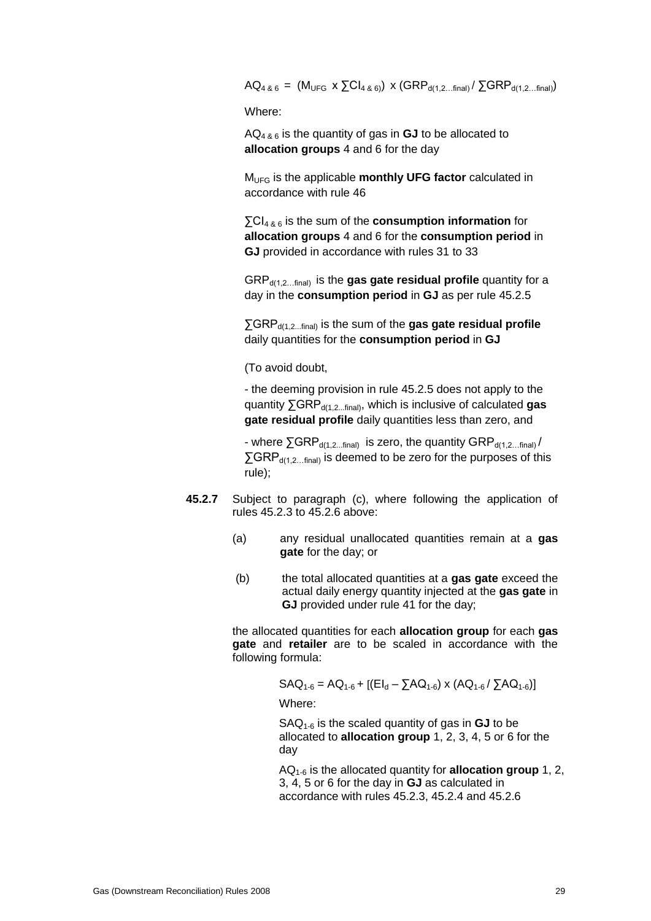$$AQ_{4\,\&\,6} = (M_{UFG} \times \sum CI_{4\,\&\,6}) \times (GRP_{d(1,2\ldots final)} / \sum GRP_{d(1,2\ldots final)})$$

Where:

$AQ_{4\,\&\,6}$ is the quantity of gas in **GJ** to be allocated to **allocation groups** 4 and 6 for the day

$M_{UFG}$ is the applicable **monthly UFG factor** calculated in accordance with rule 46

$\sum CI_{4\,\&\,6}$ is the sum of the **consumption information** for **allocation groups** 4 and 6 for the **consumption period** in **GJ** provided in accordance with rules 31 to 33

$GRP_{d(1,2\ldots final)}$ is the **gas gate residual profile** quantity for a day in the **consumption period** in **GJ** as per rule 45.2.5

$\sum GRP_{d(1,2\ldots final)}$ is the sum of the **gas gate residual profile** daily quantities for the **consumption period** in **GJ**

(To avoid doubt,

- the deeming provision in rule 45.2.5 does not apply to the quantity $\sum GRP_{d(1,2\ldots final)}$, which is inclusive of calculated **gas gate residual profile** daily quantities less than zero, and

- where $\sum GRP_{d(1,2\ldots final)}$ is zero, the quantity $GRP_{d(1,2\ldots final)} / \sum GRP_{d(1,2\ldots final)}$ is deemed to be zero for the purposes of this rule);

**45.2.7** Subject to paragraph (c), where following the application of rules 45.2.3 to 45.2.6 above:

(a) any residual unallocated quantities remain at a **gas gate** for the day; or

(b) the total allocated quantities at a **gas gate** exceed the actual daily energy quantity injected at the **gas gate** in **GJ** provided under rule 41 for the day;

the allocated quantities for each **allocation group** for each **gas gate** and **retailer** are to be scaled in accordance with the following formula:

$$SAQ_{1\text{-}6} = AQ_{1\text{-}6} + [(EI_d - \sum AQ_{1\text{-}6}) \times (AQ_{1\text{-}6} / \sum AQ_{1\text{-}6})]$$

Where:

$SAQ_{1\text{-}6}$ is the scaled quantity of gas in **GJ** to be allocated to **allocation group** 1, 2, 3, 4, 5 or 6 for the day

$AQ_{1\text{-}6}$ is the allocated quantity for **allocation group** 1, 2, 3, 4, 5 or 6 for the day in **GJ** as calculated in accordance with rules 45.2.3, 45.2.4 and 45.2.6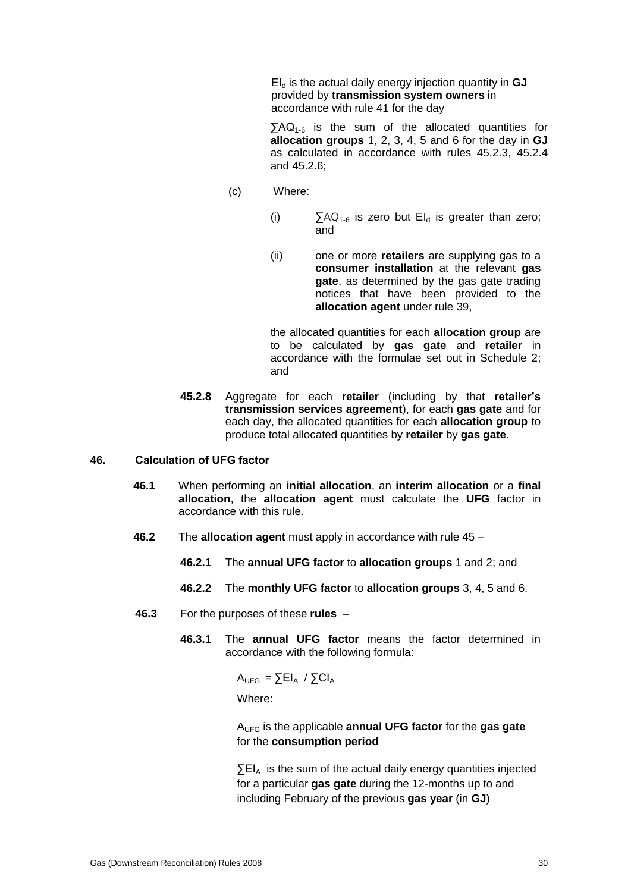$EI_d$ is the actual daily energy injection quantity in **GJ** provided by **transmission system owners** in accordance with rule 41 for the day

$\sum AQ_{1\text{-}6}$ is the sum of the allocated quantities for **allocation groups** 1, 2, 3, 4, 5 and 6 for the day in **GJ** as calculated in accordance with rules 45.2.3, 45.2.4 and 45.2.6;

(c) Where:

(i) $\sum AQ_{1\text{-}6}$ is zero but $EI_d$ is greater than zero; and

(ii) one or more **retailers** are supplying gas to a **consumer installation** at the relevant **gas gate**, as determined by the gas gate trading notices that have been provided to the **allocation agent** under rule 39,

the allocated quantities for each **allocation group** are to be calculated by **gas gate** and **retailer** in accordance with the formulae set out in Schedule 2; and

**45.2.8** Aggregate for each **retailer** (including by that **retailer's transmission services agreement**), for each **gas gate** and for each day, the allocated quantities for each **allocation group** to produce total allocated quantities by **retailer** by **gas gate**.

## 46. Calculation of UFG factor

**46.1** When performing an **initial allocation**, an **interim allocation** or a **final allocation**, the **allocation agent** must calculate the **UFG** factor in accordance with this rule.

**46.2** The **allocation agent** must apply in accordance with rule 45 –

**46.2.1** The **annual UFG factor** to **allocation groups** 1 and 2; and

**46.2.2** The **monthly UFG factor** to **allocation groups** 3, 4, 5 and 6.

**46.3** For the purposes of these **rules** –

**46.3.1** The **annual UFG factor** means the factor determined in accordance with the following formula:

$$A_{UFG} = \sum EI_A \ / \sum CI_A$$

Where:

$A_{UFG}$ is the applicable **annual UFG factor** for the **gas gate** for the **consumption period**

$\sum EI_A$ is the sum of the actual daily energy quantities injected for a particular **gas gate** during the 12-months up to and including February of the previous **gas year** (in **GJ**)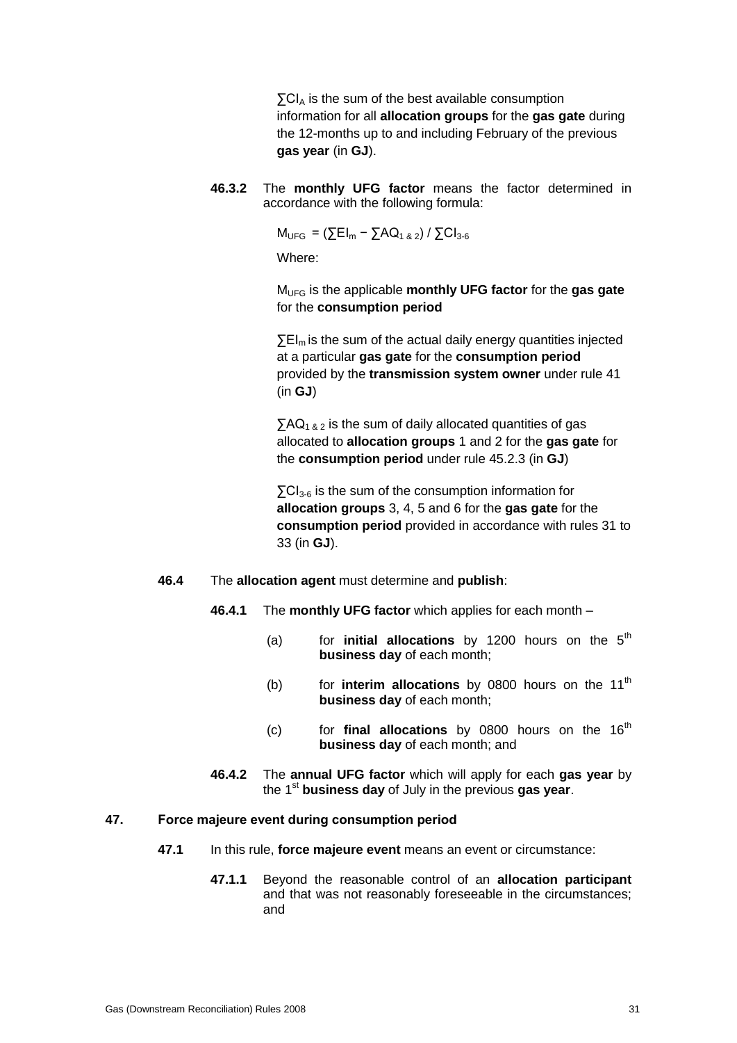$\sum CI_A$ is the sum of the best available consumption information for all **allocation groups** for the **gas gate** during the 12-months up to and including February of the previous **gas year** (in **GJ**).

**46.3.2** The **monthly UFG factor** means the factor determined in accordance with the following formula:

$$M_{UFG} = (\sum EI_m - \sum AQ_{1\ \&\ 2}) / \sum CI_{3\text{-}6}$$

Where:

$M_{UFG}$ is the applicable **monthly UFG factor** for the **gas gate** for the **consumption period**

$\sum EI_m$ is the sum of the actual daily energy quantities injected at a particular **gas gate** for the **consumption period** provided by the **transmission system owner** under rule 41 (in **GJ**)

$\sum AQ_{1\ \&\ 2}$ is the sum of daily allocated quantities of gas allocated to **allocation groups** 1 and 2 for the **gas gate** for the **consumption period** under rule 45.2.3 (in **GJ**)

$\sum CI_{3\text{-}6}$ is the sum of the consumption information for **allocation groups** 3, 4, 5 and 6 for the **gas gate** for the **consumption period** provided in accordance with rules 31 to 33 (in **GJ**).

**46.4** The **allocation agent** must determine and **publish**:

**46.4.1** The **monthly UFG factor** which applies for each month –

(a) for **initial allocations** by 1200 hours on the 5th **business day** of each month;

(b) for **interim allocations** by 0800 hours on the 11th **business day** of each month;

(c) for **final allocations** by 0800 hours on the 16th **business day** of each month; and

**46.4.2** The **annual UFG factor** which will apply for each **gas year** by the 1st **business day** of July in the previous **gas year**.

## 47. Force majeure event during consumption period

**47.1** In this rule, **force majeure event** means an event or circumstance:

**47.1.1** Beyond the reasonable control of an **allocation participant** and that was not reasonably foreseeable in the circumstances; and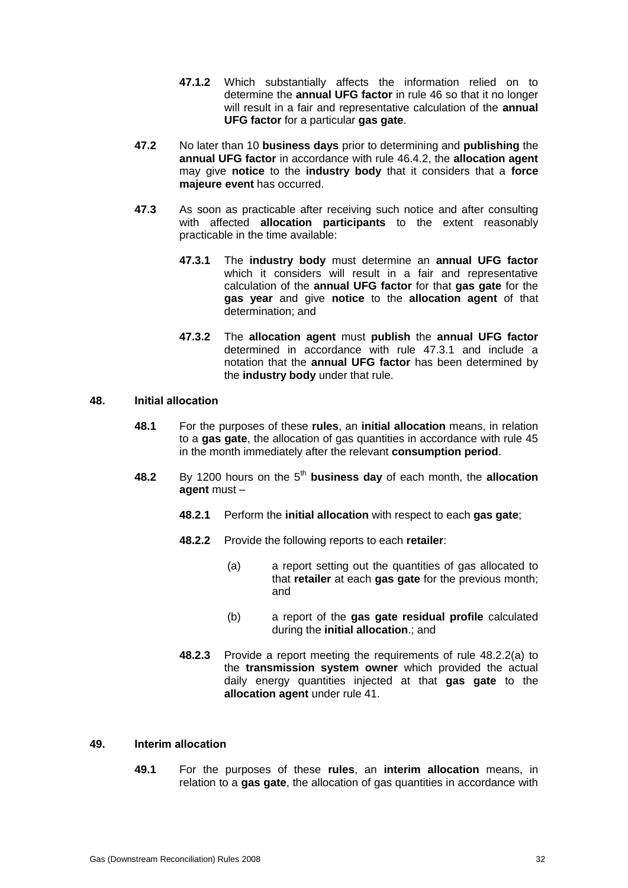**47.1.2** Which substantially affects the information relied on to determine the **annual UFG factor** in rule 46 so that it no longer will result in a fair and representative calculation of the **annual UFG factor** for a particular **gas gate**.

**47.2** No later than 10 **business days** prior to determining and **publishing** the **annual UFG factor** in accordance with rule 46.4.2, the **allocation agent** may give **notice** to the **industry body** that it considers that a **force majeure event** has occurred.

**47.3** As soon as practicable after receiving such notice and after consulting with affected **allocation participants** to the extent reasonably practicable in the time available:

**47.3.1** The **industry body** must determine an **annual UFG factor** which it considers will result in a fair and representative calculation of the **annual UFG factor** for that **gas gate** for the **gas year** and give **notice** to the **allocation agent** of that determination; and

**47.3.2** The **allocation agent** must **publish** the **annual UFG factor** determined in accordance with rule 47.3.1 and include a notation that the **annual UFG factor** has been determined by the **industry body** under that rule.

## 48. Initial allocation

**48.1** For the purposes of these **rules**, an **initial allocation** means, in relation to a **gas gate**, the allocation of gas quantities in accordance with rule 45 in the month immediately after the relevant **consumption period**.

**48.2** By 1200 hours on the 5th **business day** of each month, the **allocation agent** must –

**48.2.1** Perform the **initial allocation** with respect to each **gas gate**;

**48.2.2** Provide the following reports to each **retailer**:

(a) a report setting out the quantities of gas allocated to that **retailer** at each **gas gate** for the previous month; and

(b) a report of the **gas gate residual profile** calculated during the **initial allocation**.; and

**48.2.3** Provide a report meeting the requirements of rule 48.2.2(a) to the **transmission system owner** which provided the actual daily energy quantities injected at that **gas gate** to the **allocation agent** under rule 41.

## 49. Interim allocation

**49.1** For the purposes of these **rules**, an **interim allocation** means, in relation to a **gas gate**, the allocation of gas quantities in accordance with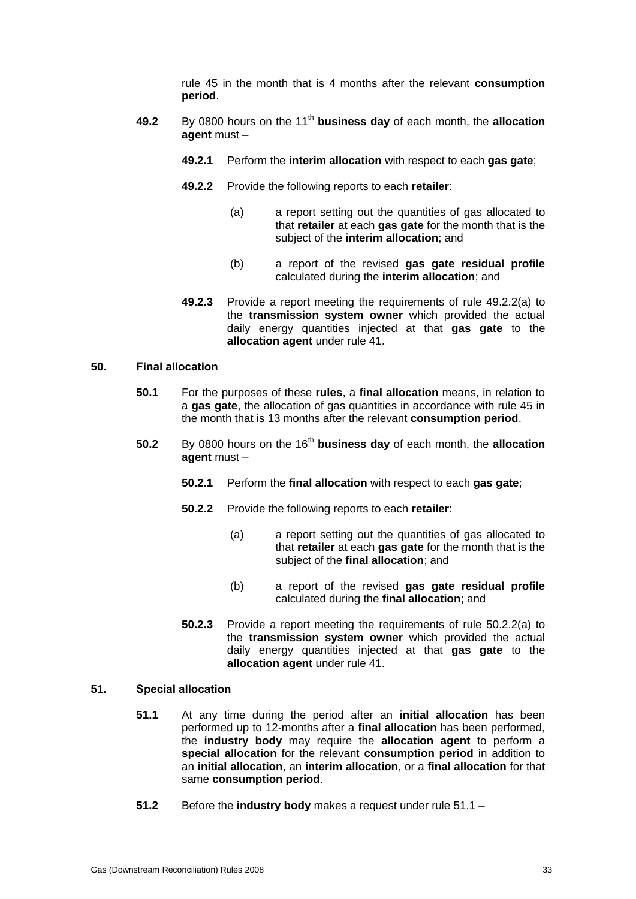rule 45 in the month that is 4 months after the relevant **consumption period**.

**49.2** By 0800 hours on the 11th **business day** of each month, the **allocation agent** must –

**49.2.1** Perform the **interim allocation** with respect to each **gas gate**;

**49.2.2** Provide the following reports to each **retailer**:

(a) a report setting out the quantities of gas allocated to that **retailer** at each **gas gate** for the month that is the subject of the **interim allocation**; and

(b) a report of the revised **gas gate residual profile** calculated during the **interim allocation**; and

**49.2.3** Provide a report meeting the requirements of rule 49.2.2(a) to the **transmission system owner** which provided the actual daily energy quantities injected at that **gas gate** to the **allocation agent** under rule 41.

## 50. Final allocation

**50.1** For the purposes of these **rules**, a **final allocation** means, in relation to a **gas gate**, the allocation of gas quantities in accordance with rule 45 in the month that is 13 months after the relevant **consumption period**.

**50.2** By 0800 hours on the 16th **business day** of each month, the **allocation agent** must –

**50.2.1** Perform the **final allocation** with respect to each **gas gate**;

**50.2.2** Provide the following reports to each **retailer**:

(a) a report setting out the quantities of gas allocated to that **retailer** at each **gas gate** for the month that is the subject of the **final allocation**; and

(b) a report of the revised **gas gate residual profile** calculated during the **final allocation**; and

**50.2.3** Provide a report meeting the requirements of rule 50.2.2(a) to the **transmission system owner** which provided the actual daily energy quantities injected at that **gas gate** to the **allocation agent** under rule 41.

## 51. Special allocation

**51.1** At any time during the period after an **initial allocation** has been performed up to 12-months after a **final allocation** has been performed, the **industry body** may require the **allocation agent** to perform a **special allocation** for the relevant **consumption period** in addition to an **initial allocation**, an **interim allocation**, or a **final allocation** for that same **consumption period**.

**51.2** Before the **industry body** makes a request under rule 51.1 –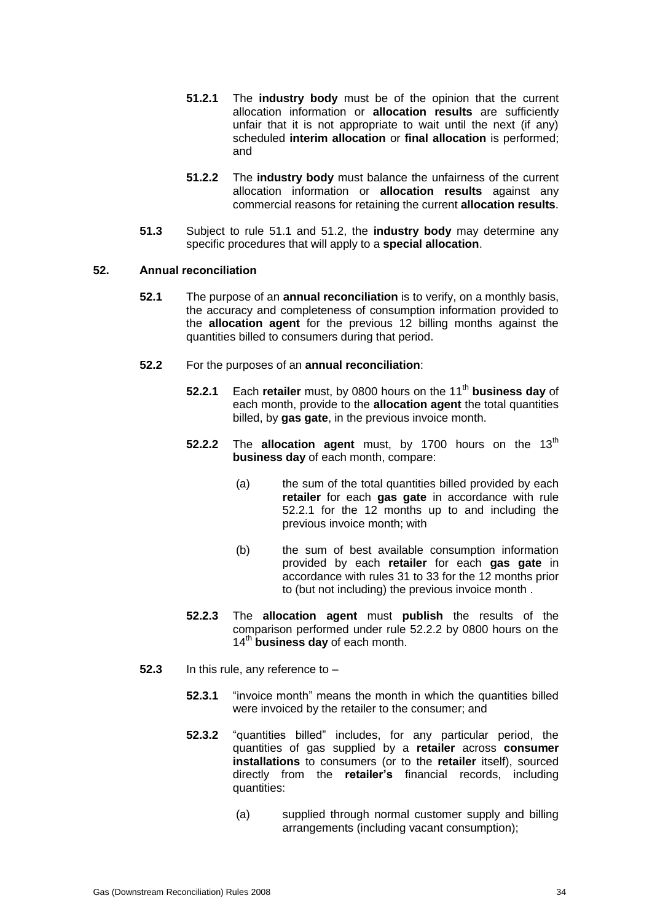**51.2.1** The **industry body** must be of the opinion that the current allocation information or **allocation results** are sufficiently unfair that it is not appropriate to wait until the next (if any) scheduled **interim allocation** or **final allocation** is performed; and

**51.2.2** The **industry body** must balance the unfairness of the current allocation information or **allocation results** against any commercial reasons for retaining the current **allocation results**.

**51.3** Subject to rule 51.1 and 51.2, the **industry body** may determine any specific procedures that will apply to a **special allocation**.

## 52. Annual reconciliation

**52.1** The purpose of an **annual reconciliation** is to verify, on a monthly basis, the accuracy and completeness of consumption information provided to the **allocation agent** for the previous 12 billing months against the quantities billed to consumers during that period.

**52.2** For the purposes of an **annual reconciliation**:

**52.2.1** Each **retailer** must, by 0800 hours on the 11th **business day** of each month, provide to the **allocation agent** the total quantities billed, by **gas gate**, in the previous invoice month.

**52.2.2** The **allocation agent** must, by 1700 hours on the 13th **business day** of each month, compare:

(a) the sum of the total quantities billed provided by each **retailer** for each **gas gate** in accordance with rule 52.2.1 for the 12 months up to and including the previous invoice month; with

(b) the sum of best available consumption information provided by each **retailer** for each **gas gate** in accordance with rules 31 to 33 for the 12 months prior to (but not including) the previous invoice month .

**52.2.3** The **allocation agent** must **publish** the results of the comparison performed under rule 52.2.2 by 0800 hours on the 14th **business day** of each month.

**52.3** In this rule, any reference to –

**52.3.1** "invoice month" means the month in which the quantities billed were invoiced by the retailer to the consumer; and

**52.3.2** "quantities billed" includes, for any particular period, the quantities of gas supplied by a **retailer** across **consumer installations** to consumers (or to the **retailer** itself), sourced directly from the **retailer's** financial records, including quantities:

(a) supplied through normal customer supply and billing arrangements (including vacant consumption);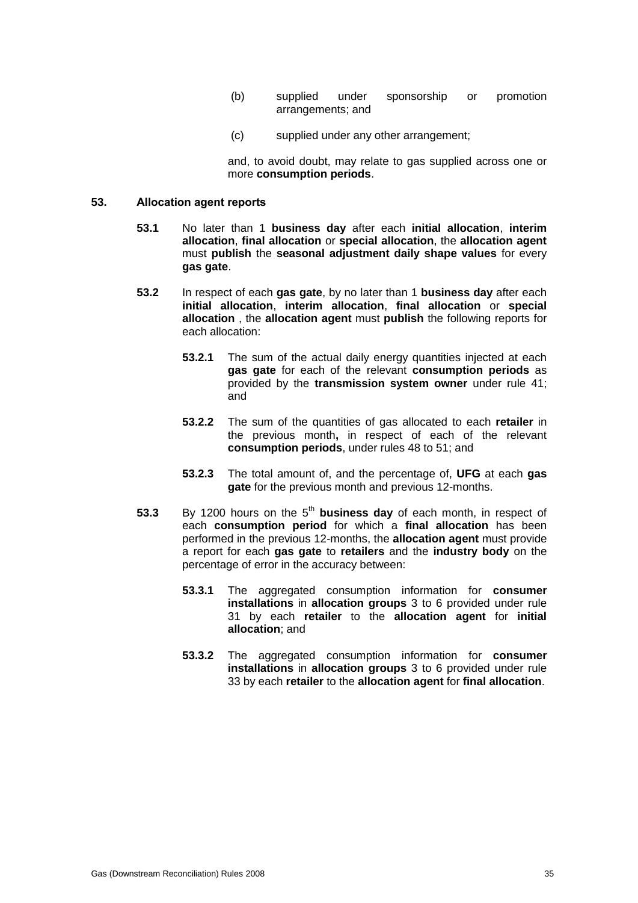(b) supplied under sponsorship or promotion arrangements; and

(c) supplied under any other arrangement;

and, to avoid doubt, may relate to gas supplied across one or more **consumption periods**.

## 53. Allocation agent reports

**53.1** No later than 1 **business day** after each **initial allocation**, **interim allocation**, **final allocation** or **special allocation**, the **allocation agent** must **publish** the **seasonal adjustment daily shape values** for every **gas gate**.

**53.2** In respect of each **gas gate**, by no later than 1 **business day** after each **initial allocation**, **interim allocation**, **final allocation** or **special allocation** , the **allocation agent** must **publish** the following reports for each allocation:

**53.2.1** The sum of the actual daily energy quantities injected at each **gas gate** for each of the relevant **consumption periods** as provided by the **transmission system owner** under rule 41; and

**53.2.2** The sum of the quantities of gas allocated to each **retailer** in the previous month**,** in respect of each of the relevant **consumption periods**, under rules 48 to 51; and

**53.2.3** The total amount of, and the percentage of, **UFG** at each **gas gate** for the previous month and previous 12-months.

**53.3** By 1200 hours on the 5th **business day** of each month, in respect of each **consumption period** for which a **final allocation** has been performed in the previous 12-months, the **allocation agent** must provide a report for each **gas gate** to **retailers** and the **industry body** on the percentage of error in the accuracy between:

**53.3.1** The aggregated consumption information for **consumer installations** in **allocation groups** 3 to 6 provided under rule 31 by each **retailer** to the **allocation agent** for **initial allocation**; and

**53.3.2** The aggregated consumption information for **consumer installations** in **allocation groups** 3 to 6 provided under rule 33 by each **retailer** to the **allocation agent** for **final allocation**.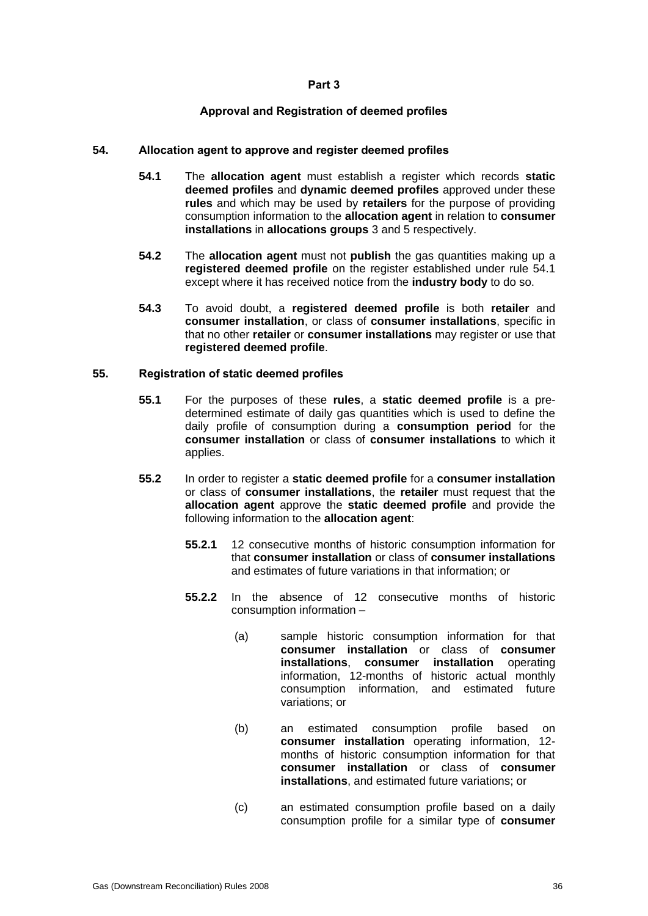## Part 3

### Approval and Registration of deemed profiles

**54. Allocation agent to approve and register deemed profiles**

**54.1** The **allocation agent** must establish a register which records **static deemed profiles** and **dynamic deemed profiles** approved under these **rules** and which may be used by **retailers** for the purpose of providing consumption information to the **allocation agent** in relation to **consumer installations** in **allocations groups** 3 and 5 respectively.

**54.2** The **allocation agent** must not **publish** the gas quantities making up a **registered deemed profile** on the register established under rule 54.1 except where it has received notice from the **industry body** to do so.

**54.3** To avoid doubt, a **registered deemed profile** is both **retailer** and **consumer installation**, or class of **consumer installations**, specific in that no other **retailer** or **consumer installations** may register or use that **registered deemed profile**.

**55. Registration of static deemed profiles**

**55.1** For the purposes of these **rules**, a **static deemed profile** is a pre-determined estimate of daily gas quantities which is used to define the daily profile of consumption during a **consumption period** for the **consumer installation** or class of **consumer installations** to which it applies.

**55.2** In order to register a **static deemed profile** for a **consumer installation** or class of **consumer installations**, the **retailer** must request that the **allocation agent** approve the **static deemed profile** and provide the following information to the **allocation agent**:

**55.2.1** 12 consecutive months of historic consumption information for that **consumer installation** or class of **consumer installations** and estimates of future variations in that information; or

**55.2.2** In the absence of 12 consecutive months of historic consumption information –

(a) sample historic consumption information for that **consumer installation** or class of **consumer installations**, **consumer installation** operating information, 12-months of historic actual monthly consumption information, and estimated future variations; or

(b) an estimated consumption profile based on **consumer installation** operating information, 12-months of historic consumption information for that **consumer installation** or class of **consumer installations**, and estimated future variations; or

(c) an estimated consumption profile based on a daily consumption profile for a similar type of **consumer**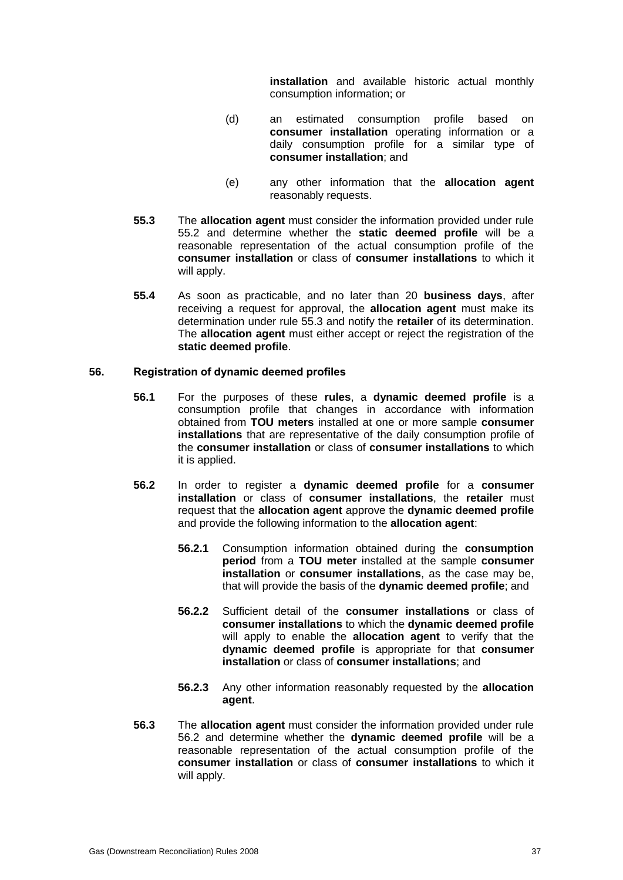**installation** and available historic actual monthly consumption information; or

(d) an estimated consumption profile based on **consumer installation** operating information or a daily consumption profile for a similar type of **consumer installation**; and

(e) any other information that the **allocation agent** reasonably requests.

**55.3** The **allocation agent** must consider the information provided under rule 55.2 and determine whether the **static deemed profile** will be a reasonable representation of the actual consumption profile of the **consumer installation** or class of **consumer installations** to which it will apply.

**55.4** As soon as practicable, and no later than 20 **business days**, after receiving a request for approval, the **allocation agent** must make its determination under rule 55.3 and notify the **retailer** of its determination. The **allocation agent** must either accept or reject the registration of the **static deemed profile**.

### 56. Registration of dynamic deemed profiles

**56.1** For the purposes of these **rules**, a **dynamic deemed profile** is a consumption profile that changes in accordance with information obtained from **TOU meters** installed at one or more sample **consumer installations** that are representative of the daily consumption profile of the **consumer installation** or class of **consumer installations** to which it is applied.

**56.2** In order to register a **dynamic deemed profile** for a **consumer installation** or class of **consumer installations**, the **retailer** must request that the **allocation agent** approve the **dynamic deemed profile** and provide the following information to the **allocation agent**:

**56.2.1** Consumption information obtained during the **consumption period** from a **TOU meter** installed at the sample **consumer installation** or **consumer installations**, as the case may be, that will provide the basis of the **dynamic deemed profile**; and

**56.2.2** Sufficient detail of the **consumer installations** or class of **consumer installations** to which the **dynamic deemed profile** will apply to enable the **allocation agent** to verify that the **dynamic deemed profile** is appropriate for that **consumer installation** or class of **consumer installations**; and

**56.2.3** Any other information reasonably requested by the **allocation agent**.

**56.3** The **allocation agent** must consider the information provided under rule 56.2 and determine whether the **dynamic deemed profile** will be a reasonable representation of the actual consumption profile of the **consumer installation** or class of **consumer installations** to which it will apply.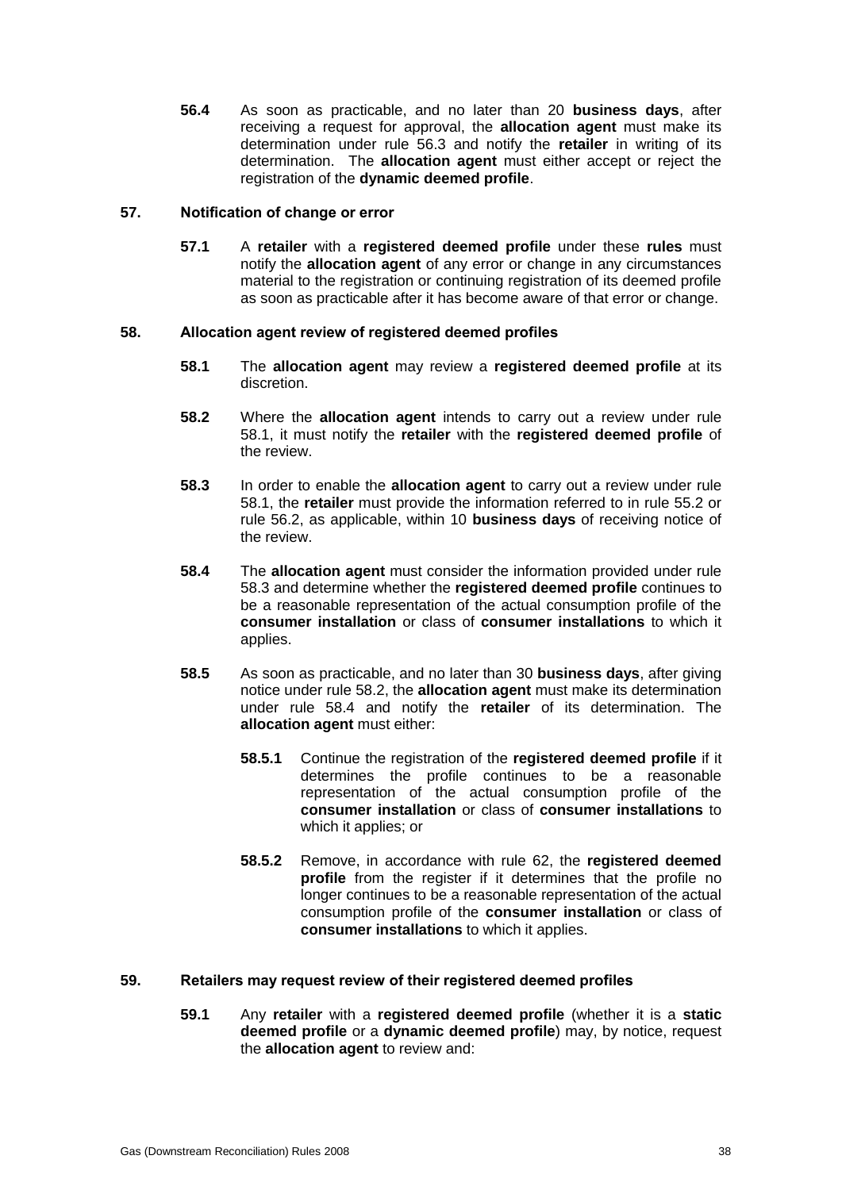**56.4** As soon as practicable, and no later than 20 **business days**, after receiving a request for approval, the **allocation agent** must make its determination under rule 56.3 and notify the **retailer** in writing of its determination. The **allocation agent** must either accept or reject the registration of the **dynamic deemed profile**.

## 57. Notification of change or error

**57.1** A **retailer** with a **registered deemed profile** under these **rules** must notify the **allocation agent** of any error or change in any circumstances material to the registration or continuing registration of its deemed profile as soon as practicable after it has become aware of that error or change.

## 58. Allocation agent review of registered deemed profiles

**58.1** The **allocation agent** may review a **registered deemed profile** at its discretion.

**58.2** Where the **allocation agent** intends to carry out a review under rule 58.1, it must notify the **retailer** with the **registered deemed profile** of the review.

**58.3** In order to enable the **allocation agent** to carry out a review under rule 58.1, the **retailer** must provide the information referred to in rule 55.2 or rule 56.2, as applicable, within 10 **business days** of receiving notice of the review.

**58.4** The **allocation agent** must consider the information provided under rule 58.3 and determine whether the **registered deemed profile** continues to be a reasonable representation of the actual consumption profile of the **consumer installation** or class of **consumer installations** to which it applies.

**58.5** As soon as practicable, and no later than 30 **business days**, after giving notice under rule 58.2, the **allocation agent** must make its determination under rule 58.4 and notify the **retailer** of its determination. The **allocation agent** must either:

**58.5.1** Continue the registration of the **registered deemed profile** if it determines the profile continues to be a reasonable representation of the actual consumption profile of the **consumer installation** or class of **consumer installations** to which it applies; or

**58.5.2** Remove, in accordance with rule 62, the **registered deemed profile** from the register if it determines that the profile no longer continues to be a reasonable representation of the actual consumption profile of the **consumer installation** or class of **consumer installations** to which it applies.

## 59. Retailers may request review of their registered deemed profiles

**59.1** Any **retailer** with a **registered deemed profile** (whether it is a **static deemed profile** or a **dynamic deemed profile**) may, by notice, request the **allocation agent** to review and: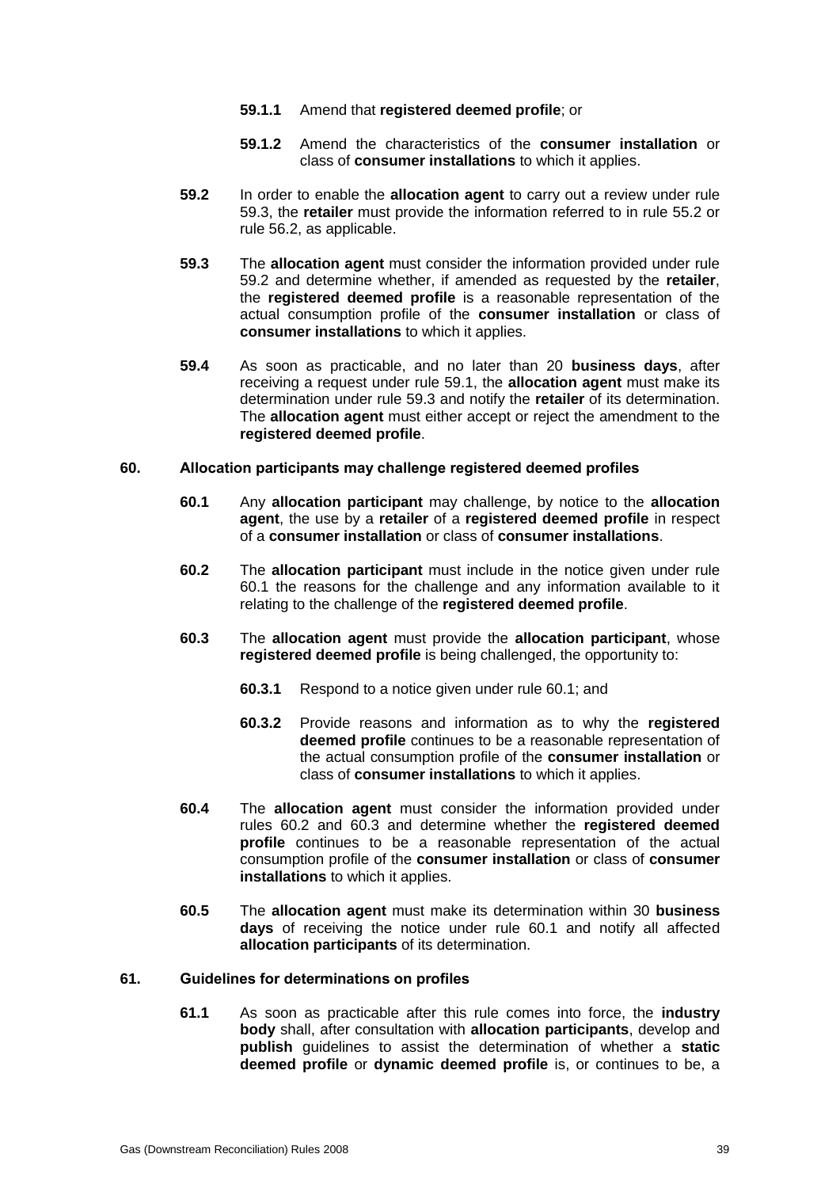**59.1.1** Amend that **registered deemed profile**; or

**59.1.2** Amend the characteristics of the **consumer installation** or class of **consumer installations** to which it applies.

**59.2** In order to enable the **allocation agent** to carry out a review under rule 59.3, the **retailer** must provide the information referred to in rule 55.2 or rule 56.2, as applicable.

**59.3** The **allocation agent** must consider the information provided under rule 59.2 and determine whether, if amended as requested by the **retailer**, the **registered deemed profile** is a reasonable representation of the actual consumption profile of the **consumer installation** or class of **consumer installations** to which it applies.

**59.4** As soon as practicable, and no later than 20 **business days**, after receiving a request under rule 59.1, the **allocation agent** must make its determination under rule 59.3 and notify the **retailer** of its determination. The **allocation agent** must either accept or reject the amendment to the **registered deemed profile**.

## 60. Allocation participants may challenge registered deemed profiles

**60.1** Any **allocation participant** may challenge, by notice to the **allocation agent**, the use by a **retailer** of a **registered deemed profile** in respect of a **consumer installation** or class of **consumer installations**.

**60.2** The **allocation participant** must include in the notice given under rule 60.1 the reasons for the challenge and any information available to it relating to the challenge of the **registered deemed profile**.

**60.3** The **allocation agent** must provide the **allocation participant**, whose **registered deemed profile** is being challenged, the opportunity to:

**60.3.1** Respond to a notice given under rule 60.1; and

**60.3.2** Provide reasons and information as to why the **registered deemed profile** continues to be a reasonable representation of the actual consumption profile of the **consumer installation** or class of **consumer installations** to which it applies.

**60.4** The **allocation agent** must consider the information provided under rules 60.2 and 60.3 and determine whether the **registered deemed profile** continues to be a reasonable representation of the actual consumption profile of the **consumer installation** or class of **consumer installations** to which it applies.

**60.5** The **allocation agent** must make its determination within 30 **business days** of receiving the notice under rule 60.1 and notify all affected **allocation participants** of its determination.

## 61. Guidelines for determinations on profiles

**61.1** As soon as practicable after this rule comes into force, the **industry body** shall, after consultation with **allocation participants**, develop and **publish** guidelines to assist the determination of whether a **static deemed profile** or **dynamic deemed profile** is, or continues to be, a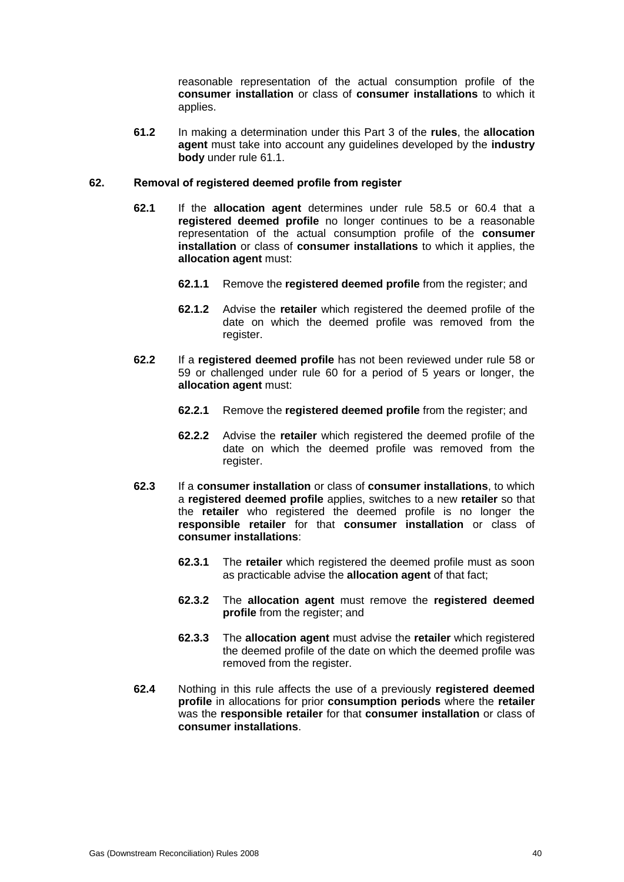reasonable representation of the actual consumption profile of the **consumer installation** or class of **consumer installations** to which it applies.

**61.2** In making a determination under this Part 3 of the **rules**, the **allocation agent** must take into account any guidelines developed by the **industry body** under rule 61.1.

## 62. Removal of registered deemed profile from register

**62.1** If the **allocation agent** determines under rule 58.5 or 60.4 that a **registered deemed profile** no longer continues to be a reasonable representation of the actual consumption profile of the **consumer installation** or class of **consumer installations** to which it applies, the **allocation agent** must:

**62.1.1** Remove the **registered deemed profile** from the register; and

**62.1.2** Advise the **retailer** which registered the deemed profile of the date on which the deemed profile was removed from the register.

**62.2** If a **registered deemed profile** has not been reviewed under rule 58 or 59 or challenged under rule 60 for a period of 5 years or longer, the **allocation agent** must:

**62.2.1** Remove the **registered deemed profile** from the register; and

**62.2.2** Advise the **retailer** which registered the deemed profile of the date on which the deemed profile was removed from the register.

**62.3** If a **consumer installation** or class of **consumer installations**, to which a **registered deemed profile** applies, switches to a new **retailer** so that the **retailer** who registered the deemed profile is no longer the **responsible retailer** for that **consumer installation** or class of **consumer installations**:

**62.3.1** The **retailer** which registered the deemed profile must as soon as practicable advise the **allocation agent** of that fact;

**62.3.2** The **allocation agent** must remove the **registered deemed profile** from the register; and

**62.3.3** The **allocation agent** must advise the **retailer** which registered the deemed profile of the date on which the deemed profile was removed from the register.

**62.4** Nothing in this rule affects the use of a previously **registered deemed profile** in allocations for prior **consumption periods** where the **retailer** was the **responsible retailer** for that **consumer installation** or class of **consumer installations**.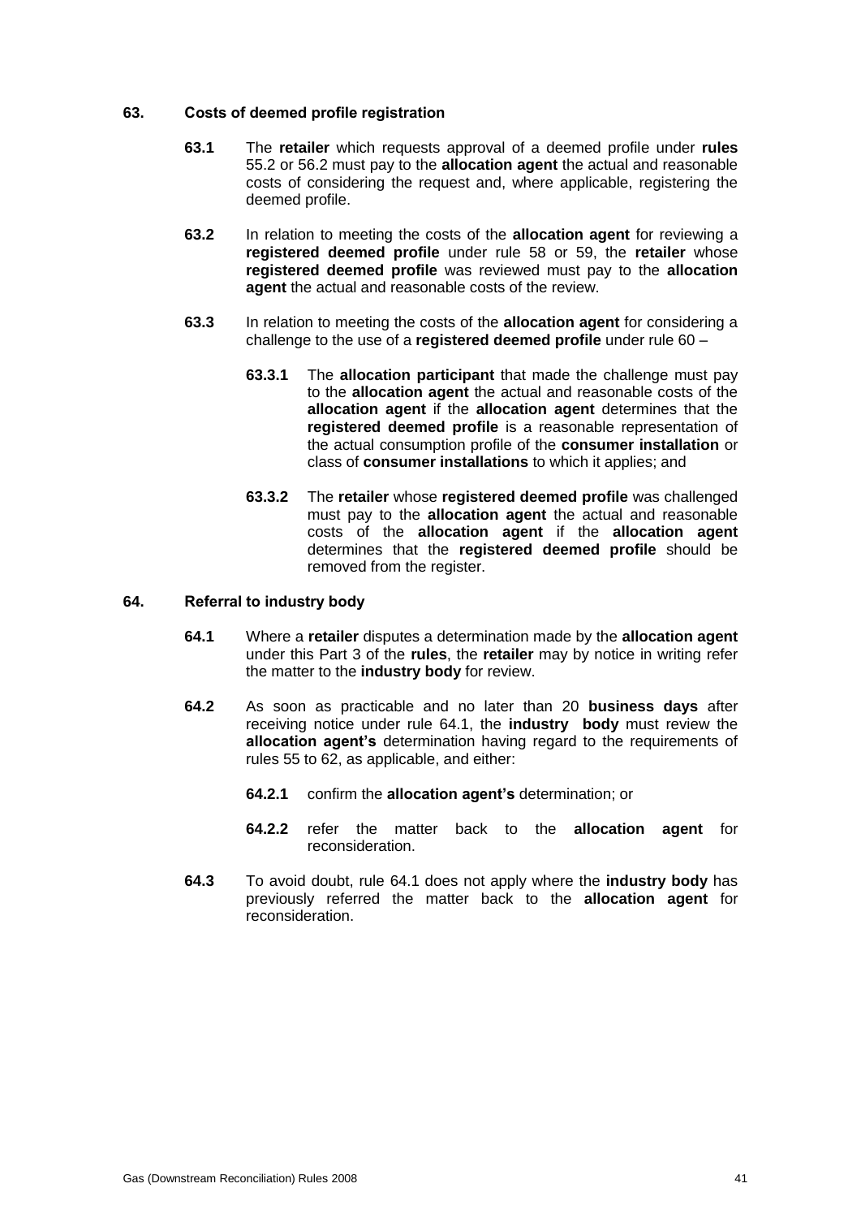### 63. Costs of deemed profile registration

**63.1** The **retailer** which requests approval of a deemed profile under **rules** 55.2 or 56.2 must pay to the **allocation agent** the actual and reasonable costs of considering the request and, where applicable, registering the deemed profile.

**63.2** In relation to meeting the costs of the **allocation agent** for reviewing a **registered deemed profile** under rule 58 or 59, the **retailer** whose **registered deemed profile** was reviewed must pay to the **allocation agent** the actual and reasonable costs of the review.

**63.3** In relation to meeting the costs of the **allocation agent** for considering a challenge to the use of a **registered deemed profile** under rule 60 –

**63.3.1** The **allocation participant** that made the challenge must pay to the **allocation agent** the actual and reasonable costs of the **allocation agent** if the **allocation agent** determines that the **registered deemed profile** is a reasonable representation of the actual consumption profile of the **consumer installation** or class of **consumer installations** to which it applies; and

**63.3.2** The **retailer** whose **registered deemed profile** was challenged must pay to the **allocation agent** the actual and reasonable costs of the **allocation agent** if the **allocation agent** determines that the **registered deemed profile** should be removed from the register.

### 64. Referral to industry body

**64.1** Where a **retailer** disputes a determination made by the **allocation agent** under this Part 3 of the **rules**, the **retailer** may by notice in writing refer the matter to the **industry body** for review.

**64.2** As soon as practicable and no later than 20 **business days** after receiving notice under rule 64.1, the **industry body** must review the **allocation agent's** determination having regard to the requirements of rules 55 to 62, as applicable, and either:

**64.2.1** confirm the **allocation agent's** determination; or

**64.2.2** refer the matter back to the **allocation agent** for reconsideration.

**64.3** To avoid doubt, rule 64.1 does not apply where the **industry body** has previously referred the matter back to the **allocation agent** for reconsideration.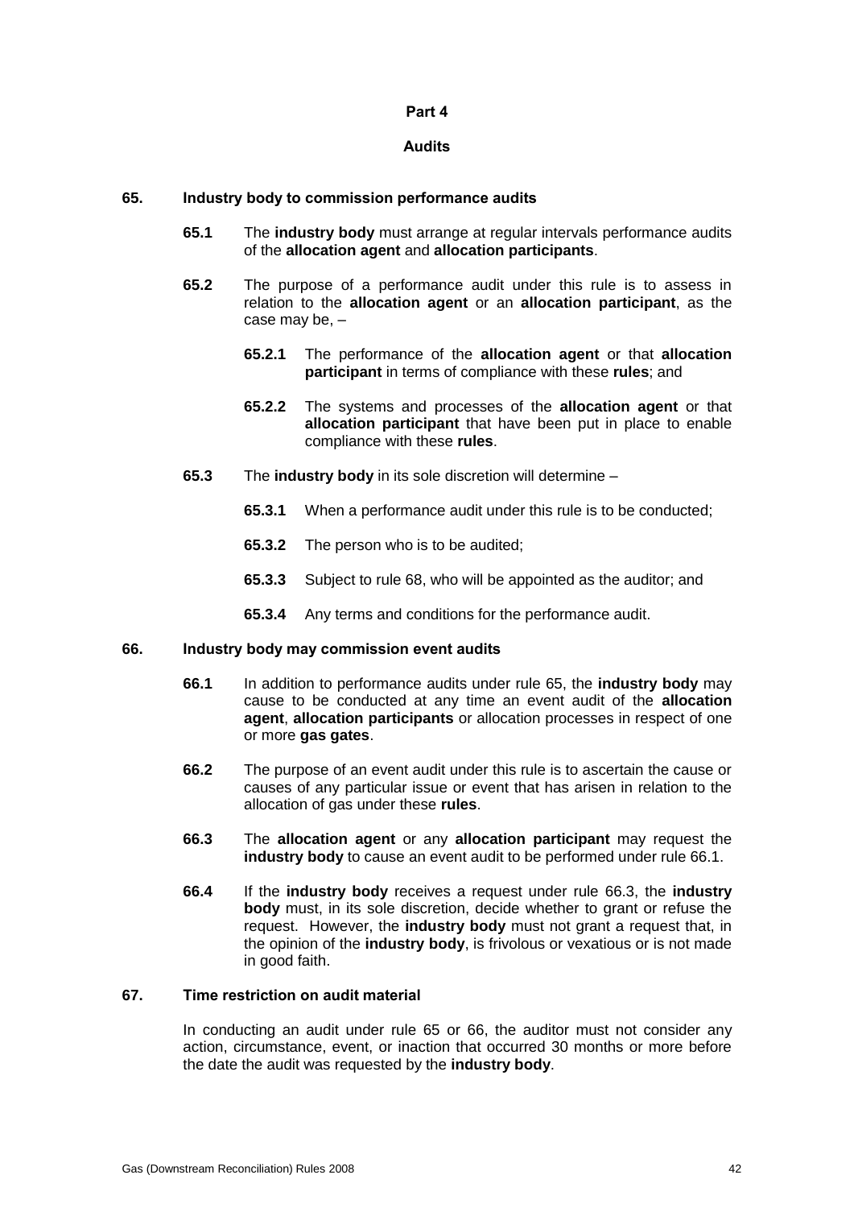# Part 4

## Audits

### 65. Industry body to commission performance audits

**65.1** The **industry body** must arrange at regular intervals performance audits of the **allocation agent** and **allocation participants**.

**65.2** The purpose of a performance audit under this rule is to assess in relation to the **allocation agent** or an **allocation participant**, as the case may be, –

**65.2.1** The performance of the **allocation agent** or that **allocation participant** in terms of compliance with these **rules**; and

**65.2.2** The systems and processes of the **allocation agent** or that **allocation participant** that have been put in place to enable compliance with these **rules**.

**65.3** The **industry body** in its sole discretion will determine –

**65.3.1** When a performance audit under this rule is to be conducted;

**65.3.2** The person who is to be audited;

**65.3.3** Subject to rule 68, who will be appointed as the auditor; and

**65.3.4** Any terms and conditions for the performance audit.

### 66. Industry body may commission event audits

**66.1** In addition to performance audits under rule 65, the **industry body** may cause to be conducted at any time an event audit of the **allocation agent**, **allocation participants** or allocation processes in respect of one or more **gas gates**.

**66.2** The purpose of an event audit under this rule is to ascertain the cause or causes of any particular issue or event that has arisen in relation to the allocation of gas under these **rules**.

**66.3** The **allocation agent** or any **allocation participant** may request the **industry body** to cause an event audit to be performed under rule 66.1.

**66.4** If the **industry body** receives a request under rule 66.3, the **industry body** must, in its sole discretion, decide whether to grant or refuse the request. However, the **industry body** must not grant a request that, in the opinion of the **industry body**, is frivolous or vexatious or is not made in good faith.

### 67. Time restriction on audit material

In conducting an audit under rule 65 or 66, the auditor must not consider any action, circumstance, event, or inaction that occurred 30 months or more before the date the audit was requested by the **industry body**.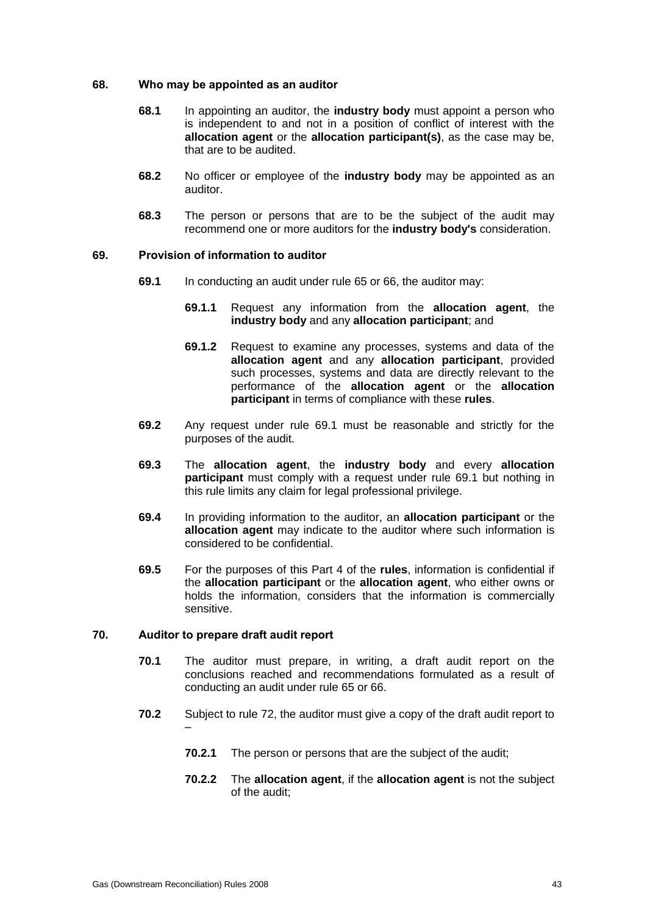### 68. Who may be appointed as an auditor

**68.1** In appointing an auditor, the **industry body** must appoint a person who is independent to and not in a position of conflict of interest with the **allocation agent** or the **allocation participant(s)**, as the case may be, that are to be audited.

**68.2** No officer or employee of the **industry body** may be appointed as an auditor.

**68.3** The person or persons that are to be the subject of the audit may recommend one or more auditors for the **industry body's** consideration.

### 69. Provision of information to auditor

**69.1** In conducting an audit under rule 65 or 66, the auditor may:

**69.1.1** Request any information from the **allocation agent**, the **industry body** and any **allocation participant**; and

**69.1.2** Request to examine any processes, systems and data of the **allocation agent** and any **allocation participant**, provided such processes, systems and data are directly relevant to the performance of the **allocation agent** or the **allocation participant** in terms of compliance with these **rules**.

**69.2** Any request under rule 69.1 must be reasonable and strictly for the purposes of the audit.

**69.3** The **allocation agent**, the **industry body** and every **allocation participant** must comply with a request under rule 69.1 but nothing in this rule limits any claim for legal professional privilege.

**69.4** In providing information to the auditor, an **allocation participant** or the **allocation agent** may indicate to the auditor where such information is considered to be confidential.

**69.5** For the purposes of this Part 4 of the **rules**, information is confidential if the **allocation participant** or the **allocation agent**, who either owns or holds the information, considers that the information is commercially sensitive.

### 70. Auditor to prepare draft audit report

**70.1** The auditor must prepare, in writing, a draft audit report on the conclusions reached and recommendations formulated as a result of conducting an audit under rule 65 or 66.

**70.2** Subject to rule 72, the auditor must give a copy of the draft audit report to –

**70.2.1** The person or persons that are the subject of the audit;

**70.2.2** The **allocation agent**, if the **allocation agent** is not the subject of the audit;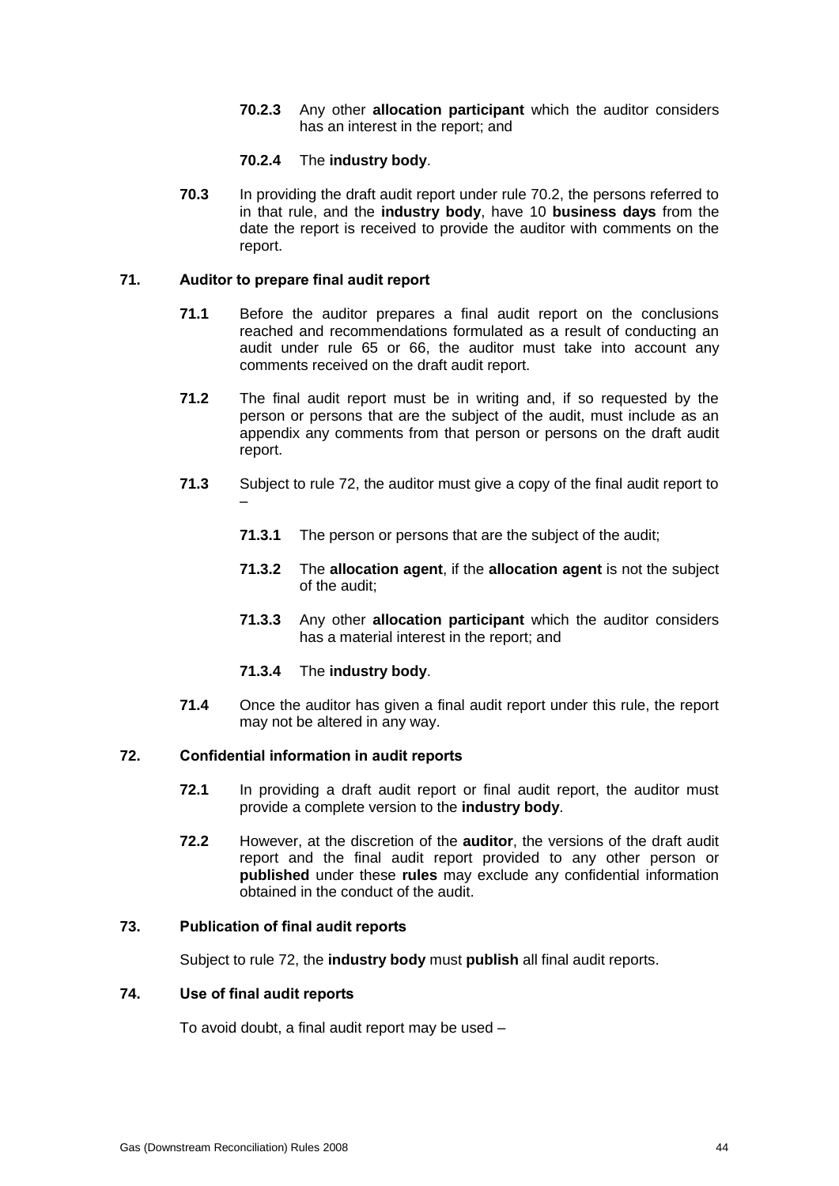**70.2.3** Any other **allocation participant** which the auditor considers has an interest in the report; and

**70.2.4** The **industry body**.

**70.3** In providing the draft audit report under rule 70.2, the persons referred to in that rule, and the **industry body**, have 10 **business days** from the date the report is received to provide the auditor with comments on the report.

### 71. Auditor to prepare final audit report

**71.1** Before the auditor prepares a final audit report on the conclusions reached and recommendations formulated as a result of conducting an audit under rule 65 or 66, the auditor must take into account any comments received on the draft audit report.

**71.2** The final audit report must be in writing and, if so requested by the person or persons that are the subject of the audit, must include as an appendix any comments from that person or persons on the draft audit report.

**71.3** Subject to rule 72, the auditor must give a copy of the final audit report to –

**71.3.1** The person or persons that are the subject of the audit;

**71.3.2** The **allocation agent**, if the **allocation agent** is not the subject of the audit;

**71.3.3** Any other **allocation participant** which the auditor considers has a material interest in the report; and

**71.3.4** The **industry body**.

**71.4** Once the auditor has given a final audit report under this rule, the report may not be altered in any way.

### 72. Confidential information in audit reports

**72.1** In providing a draft audit report or final audit report, the auditor must provide a complete version to the **industry body**.

**72.2** However, at the discretion of the **auditor**, the versions of the draft audit report and the final audit report provided to any other person or **published** under these **rules** may exclude any confidential information obtained in the conduct of the audit.

### 73. Publication of final audit reports

Subject to rule 72, the **industry body** must **publish** all final audit reports.

### 74. Use of final audit reports

To avoid doubt, a final audit report may be used –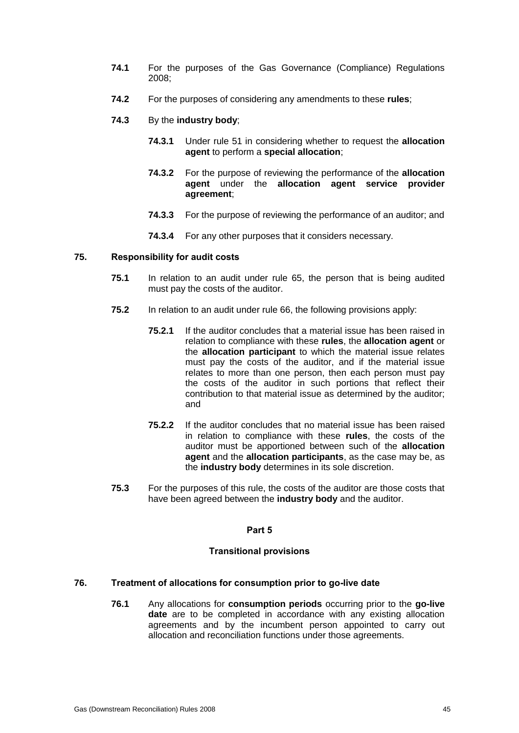**74.1** For the purposes of the Gas Governance (Compliance) Regulations 2008;

**74.2** For the purposes of considering any amendments to these **rules**;

**74.3** By the **industry body**;

**74.3.1** Under rule 51 in considering whether to request the **allocation agent** to perform a **special allocation**;

**74.3.2** For the purpose of reviewing the performance of the **allocation agent** under the **allocation agent service provider agreement**;

**74.3.3** For the purpose of reviewing the performance of an auditor; and

**74.3.4** For any other purposes that it considers necessary.

### 75. Responsibility for audit costs

**75.1** In relation to an audit under rule 65, the person that is being audited must pay the costs of the auditor.

**75.2** In relation to an audit under rule 66, the following provisions apply:

**75.2.1** If the auditor concludes that a material issue has been raised in relation to compliance with these **rules**, the **allocation agent** or the **allocation participant** to which the material issue relates must pay the costs of the auditor, and if the material issue relates to more than one person, then each person must pay the costs of the auditor in such portions that reflect their contribution to that material issue as determined by the auditor; and

**75.2.2** If the auditor concludes that no material issue has been raised in relation to compliance with these **rules**, the costs of the auditor must be apportioned between such of the **allocation agent** and the **allocation participants**, as the case may be, as the **industry body** determines in its sole discretion.

**75.3** For the purposes of this rule, the costs of the auditor are those costs that have been agreed between the **industry body** and the auditor.

## Part 5

## Transitional provisions

### 76. Treatment of allocations for consumption prior to go-live date

**76.1** Any allocations for **consumption periods** occurring prior to the **go-live date** are to be completed in accordance with any existing allocation agreements and by the incumbent person appointed to carry out allocation and reconciliation functions under those agreements.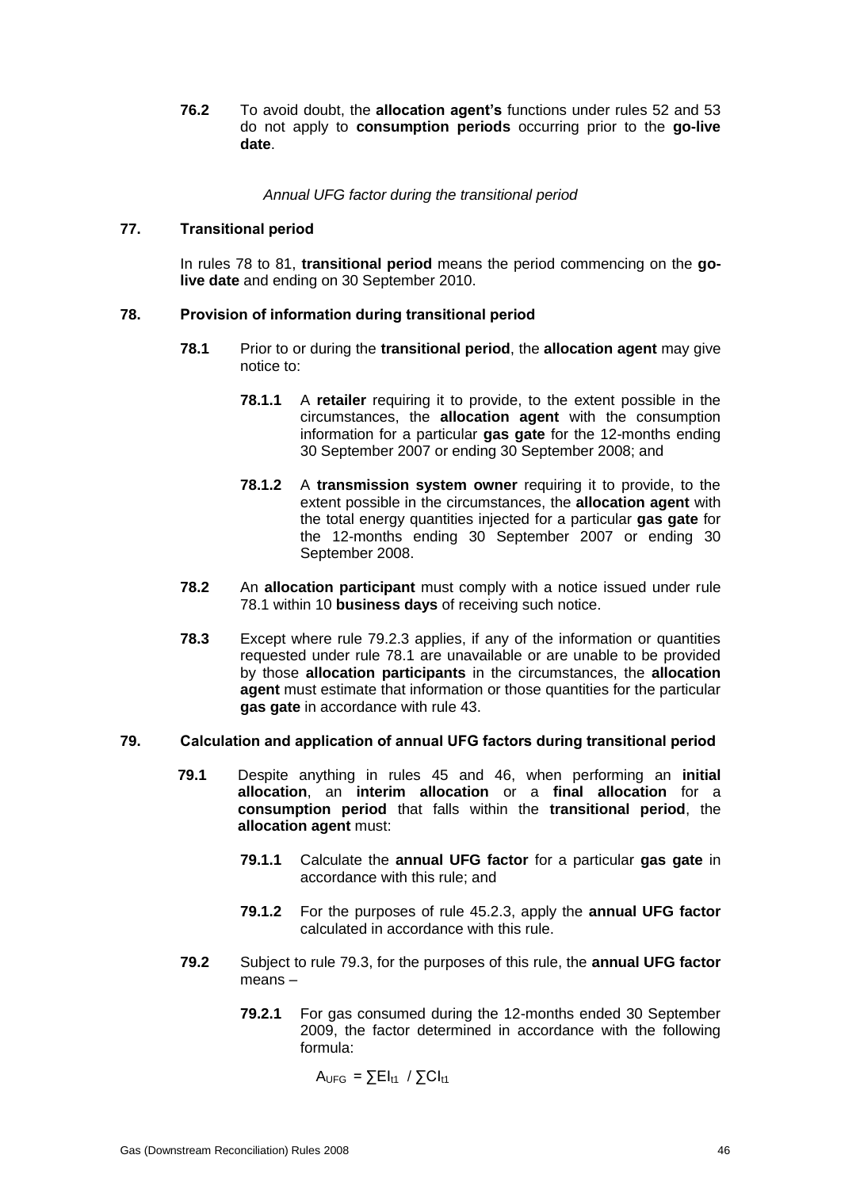**76.2** To avoid doubt, the **allocation agent's** functions under rules 52 and 53 do not apply to **consumption periods** occurring prior to the **go-live date**.

*Annual UFG factor during the transitional period*

## 77. Transitional period

In rules 78 to 81, **transitional period** means the period commencing on the **go-live date** and ending on 30 September 2010.

## 78. Provision of information during transitional period

**78.1** Prior to or during the **transitional period**, the **allocation agent** may give notice to:

**78.1.1** A **retailer** requiring it to provide, to the extent possible in the circumstances, the **allocation agent** with the consumption information for a particular **gas gate** for the 12-months ending 30 September 2007 or ending 30 September 2008; and

**78.1.2** A **transmission system owner** requiring it to provide, to the extent possible in the circumstances, the **allocation agent** with the total energy quantities injected for a particular **gas gate** for the 12-months ending 30 September 2007 or ending 30 September 2008.

**78.2** An **allocation participant** must comply with a notice issued under rule 78.1 within 10 **business days** of receiving such notice.

**78.3** Except where rule 79.2.3 applies, if any of the information or quantities requested under rule 78.1 are unavailable or are unable to be provided by those **allocation participants** in the circumstances, the **allocation agent** must estimate that information or those quantities for the particular **gas gate** in accordance with rule 43.

## 79. Calculation and application of annual UFG factors during transitional period

**79.1** Despite anything in rules 45 and 46, when performing an **initial allocation**, an **interim allocation** or a **final allocation** for a **consumption period** that falls within the **transitional period**, the **allocation agent** must:

**79.1.1** Calculate the **annual UFG factor** for a particular **gas gate** in accordance with this rule; and

**79.1.2** For the purposes of rule 45.2.3, apply the **annual UFG factor** calculated in accordance with this rule.

**79.2** Subject to rule 79.3, for the purposes of this rule, the **annual UFG factor** means –

**79.2.1** For gas consumed during the 12-months ended 30 September 2009, the factor determined in accordance with the following formula:

$$A_{UFG} = \sum EI_{t1} \; / \sum CI_{t1}$$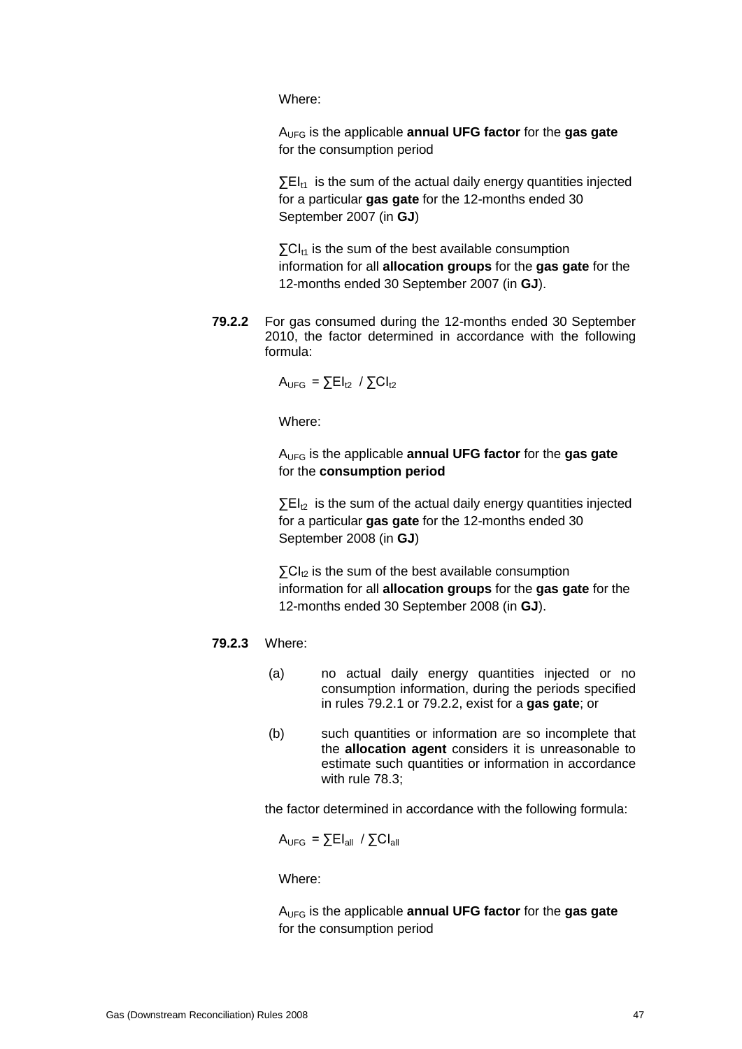Where:

$A_{UFG}$ is the applicable **annual UFG factor** for the **gas gate** for the consumption period

$\sum EI_{t1}$ is the sum of the actual daily energy quantities injected for a particular **gas gate** for the 12-months ended 30 September 2007 (in **GJ**)

$\sum CI_{t1}$ is the sum of the best available consumption information for all **allocation groups** for the **gas gate** for the 12-months ended 30 September 2007 (in **GJ**).

**79.2.2** For gas consumed during the 12-months ended 30 September 2010, the factor determined in accordance with the following formula:

$$A_{UFG} = \sum EI_{t2} / \sum CI_{t2}$$

Where:

$A_{UFG}$ is the applicable **annual UFG factor** for the **gas gate** for the **consumption period**

$\sum EI_{t2}$ is the sum of the actual daily energy quantities injected for a particular **gas gate** for the 12-months ended 30 September 2008 (in **GJ**)

$\sum CI_{t2}$ is the sum of the best available consumption information for all **allocation groups** for the **gas gate** for the 12-months ended 30 September 2008 (in **GJ**).

**79.2.3** Where:

(a) no actual daily energy quantities injected or no consumption information, during the periods specified in rules 79.2.1 or 79.2.2, exist for a **gas gate**; or

(b) such quantities or information are so incomplete that the **allocation agent** considers it is unreasonable to estimate such quantities or information in accordance with rule 78.3;

the factor determined in accordance with the following formula:

$$A_{UFG} = \sum EI_{all} / \sum CI_{all}$$

Where:

$A_{UFG}$ is the applicable **annual UFG factor** for the **gas gate** for the consumption period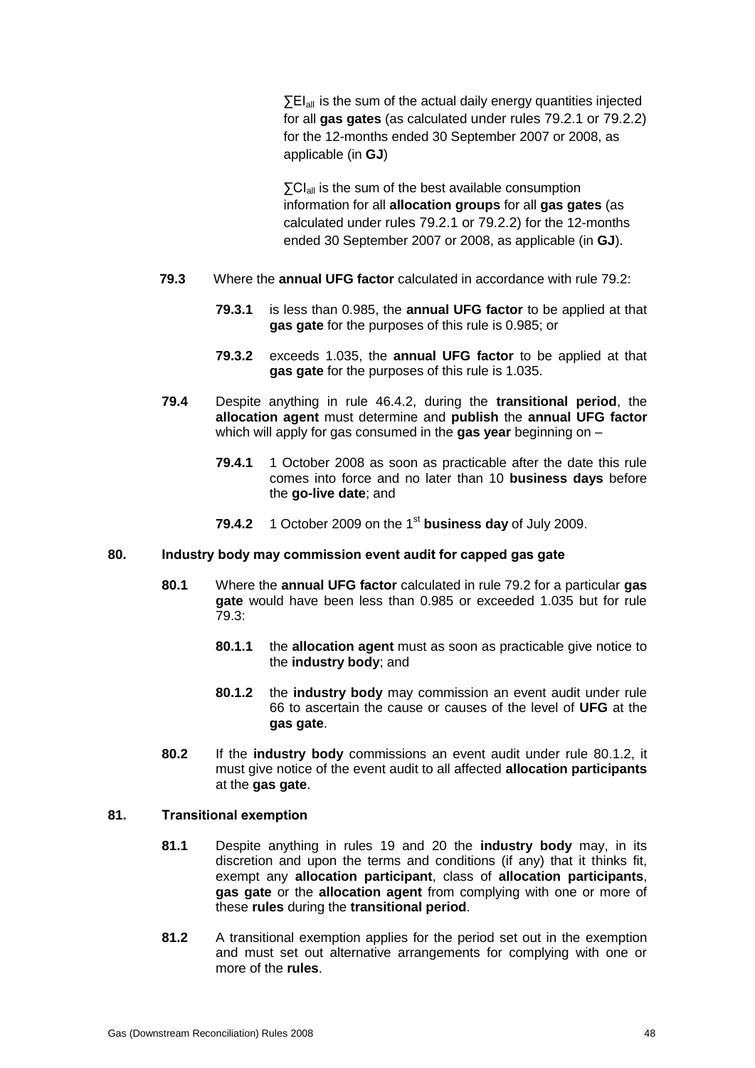$\sum EI_{all}$ is the sum of the actual daily energy quantities injected for all **gas gates** (as calculated under rules 79.2.1 or 79.2.2) for the 12-months ended 30 September 2007 or 2008, as applicable (in **GJ**)

$\sum CI_{all}$ is the sum of the best available consumption information for all **allocation groups** for all **gas gates** (as calculated under rules 79.2.1 or 79.2.2) for the 12-months ended 30 September 2007 or 2008, as applicable (in **GJ**).

**79.3** Where the **annual UFG factor** calculated in accordance with rule 79.2:

**79.3.1** is less than 0.985, the **annual UFG factor** to be applied at that **gas gate** for the purposes of this rule is 0.985; or

**79.3.2** exceeds 1.035, the **annual UFG factor** to be applied at that **gas gate** for the purposes of this rule is 1.035.

**79.4** Despite anything in rule 46.4.2, during the **transitional period**, the **allocation agent** must determine and **publish** the **annual UFG factor** which will apply for gas consumed in the **gas year** beginning on –

**79.4.1** 1 October 2008 as soon as practicable after the date this rule comes into force and no later than 10 **business days** before the **go-live date**; and

**79.4.2** 1 October 2009 on the 1st **business day** of July 2009.

## 80. Industry body may commission event audit for capped gas gate

**80.1** Where the **annual UFG factor** calculated in rule 79.2 for a particular **gas gate** would have been less than 0.985 or exceeded 1.035 but for rule 79.3:

**80.1.1** the **allocation agent** must as soon as practicable give notice to the **industry body**; and

**80.1.2** the **industry body** may commission an event audit under rule 66 to ascertain the cause or causes of the level of **UFG** at the **gas gate**.

**80.2** If the **industry body** commissions an event audit under rule 80.1.2, it must give notice of the event audit to all affected **allocation participants** at the **gas gate**.

## 81. Transitional exemption

**81.1** Despite anything in rules 19 and 20 the **industry body** may, in its discretion and upon the terms and conditions (if any) that it thinks fit, exempt any **allocation participant**, class of **allocation participants**, **gas gate** or the **allocation agent** from complying with one or more of these **rules** during the **transitional period**.

**81.2** A transitional exemption applies for the period set out in the exemption and must set out alternative arrangements for complying with one or more of the **rules**.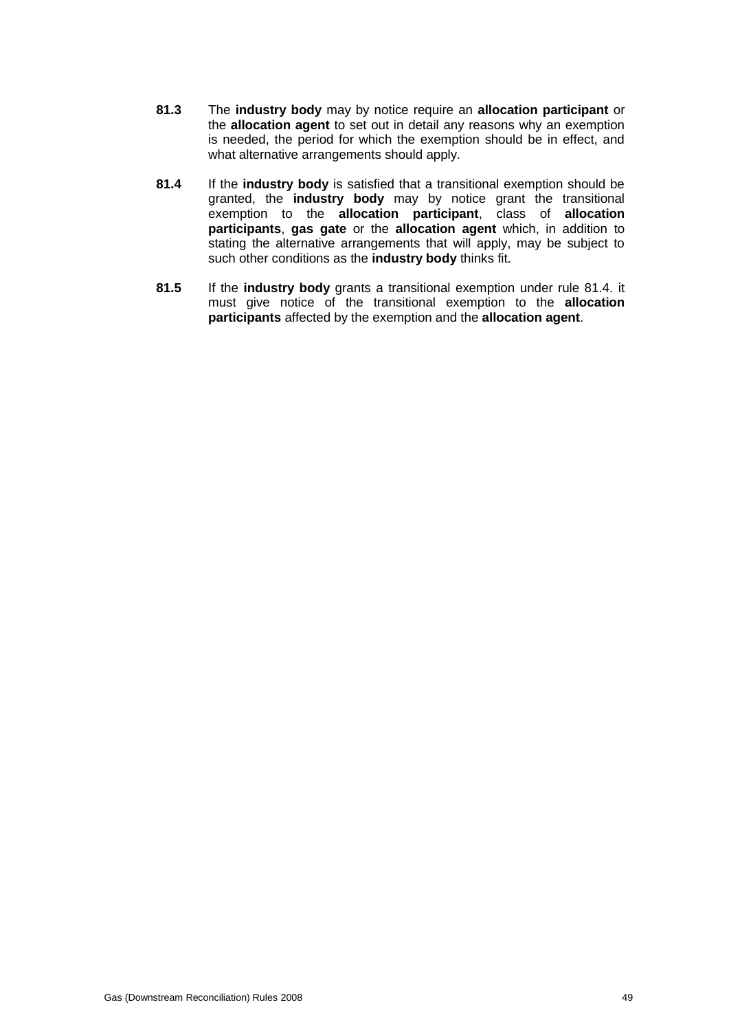**81.3** The **industry body** may by notice require an **allocation participant** or the **allocation agent** to set out in detail any reasons why an exemption is needed, the period for which the exemption should be in effect, and what alternative arrangements should apply.

**81.4** If the **industry body** is satisfied that a transitional exemption should be granted, the **industry body** may by notice grant the transitional exemption to the **allocation participant**, class of **allocation participants**, **gas gate** or the **allocation agent** which, in addition to stating the alternative arrangements that will apply, may be subject to such other conditions as the **industry body** thinks fit.

**81.5** If the **industry body** grants a transitional exemption under rule 81.4. it must give notice of the transitional exemption to the **allocation participants** affected by the exemption and the **allocation agent**.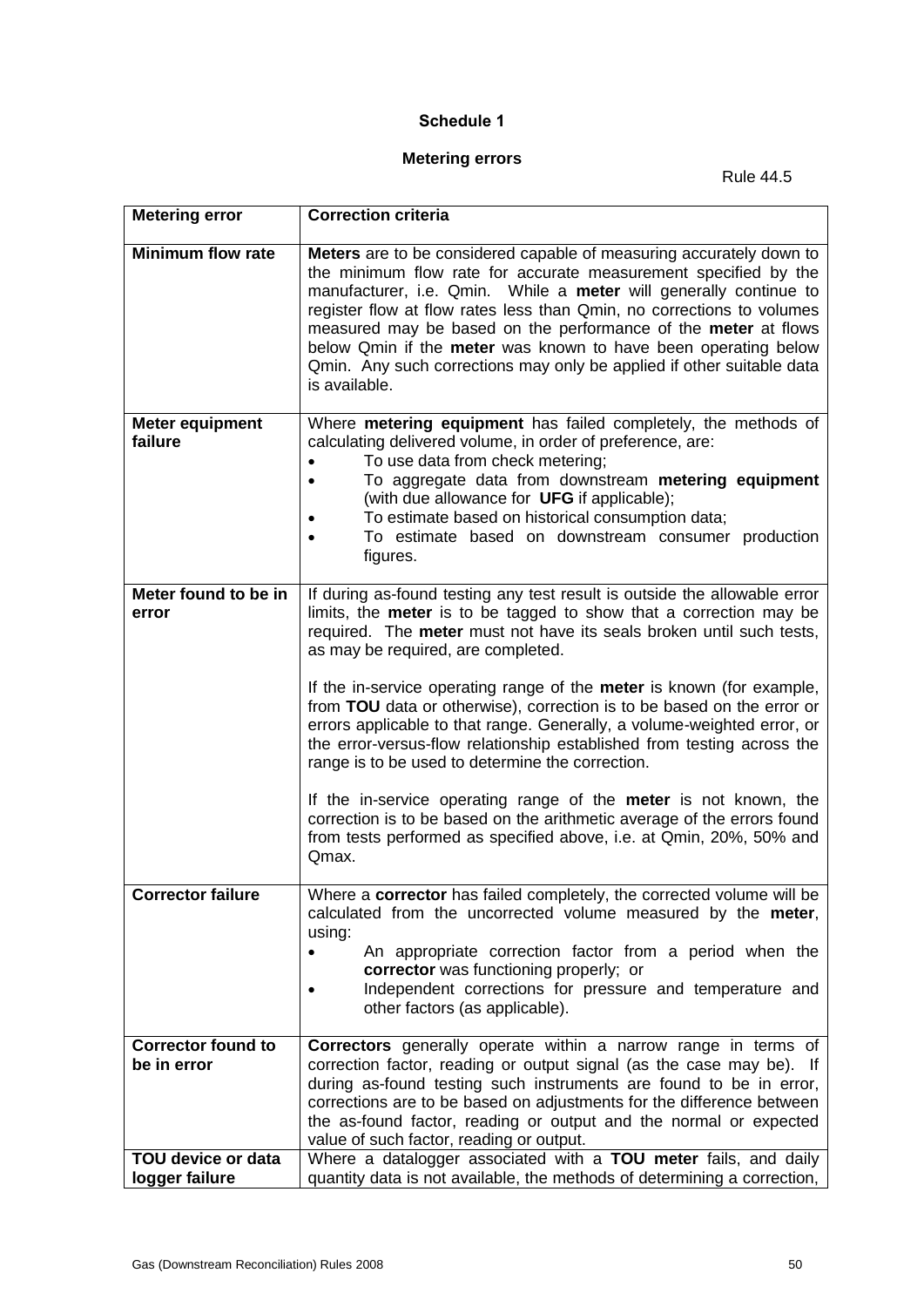# Schedule 1

## Metering errors

Rule 44.5

| Metering error | Correction criteria |
|---|---|
| **Minimum flow rate** | **Meters** are to be considered capable of measuring accurately down to the minimum flow rate for accurate measurement specified by the manufacturer, i.e. Qmin. While a **meter** will generally continue to register flow at flow rates less than Qmin, no corrections to volumes measured may be based on the performance of the **meter** at flows below Qmin if the **meter** was known to have been operating below Qmin. Any such corrections may only be applied if other suitable data is available. |
| **Meter equipment failure** | Where **metering equipment** has failed completely, the methods of calculating delivered volume, in order of preference, are:<br>• To use data from check metering;<br>• To aggregate data from downstream **metering equipment** (with due allowance for **UFG** if applicable);<br>• To estimate based on historical consumption data;<br>• To estimate based on downstream consumer production figures. |
| **Meter found to be in error** | If during as-found testing any test result is outside the allowable error limits, the **meter** is to be tagged to show that a correction may be required. The **meter** must not have its seals broken until such tests, as may be required, are completed.<br><br>If the in-service operating range of the **meter** is known (for example, from **TOU** data or otherwise), correction is to be based on the error or errors applicable to that range. Generally, a volume-weighted error, or the error-versus-flow relationship established from testing across the range is to be used to determine the correction.<br><br>If the in-service operating range of the **meter** is not known, the correction is to be based on the arithmetic average of the errors found from tests performed as specified above, i.e. at Qmin, 20%, 50% and Qmax. |
| **Corrector failure** | Where a **corrector** has failed completely, the corrected volume will be calculated from the uncorrected volume measured by the **meter**, using:<br>• An appropriate correction factor from a period when the **corrector** was functioning properly; or<br>• Independent corrections for pressure and temperature and other factors (as applicable). |
| **Corrector found to be in error** | **Correctors** generally operate within a narrow range in terms of correction factor, reading or output signal (as the case may be). If during as-found testing such instruments are found to be in error, corrections are to be based on adjustments for the difference between the as-found factor, reading or output and the normal or expected value of such factor, reading or output. |
| **TOU device or data logger failure** | Where a datalogger associated with a **TOU meter** fails, and daily quantity data is not available, the methods of determining a correction, |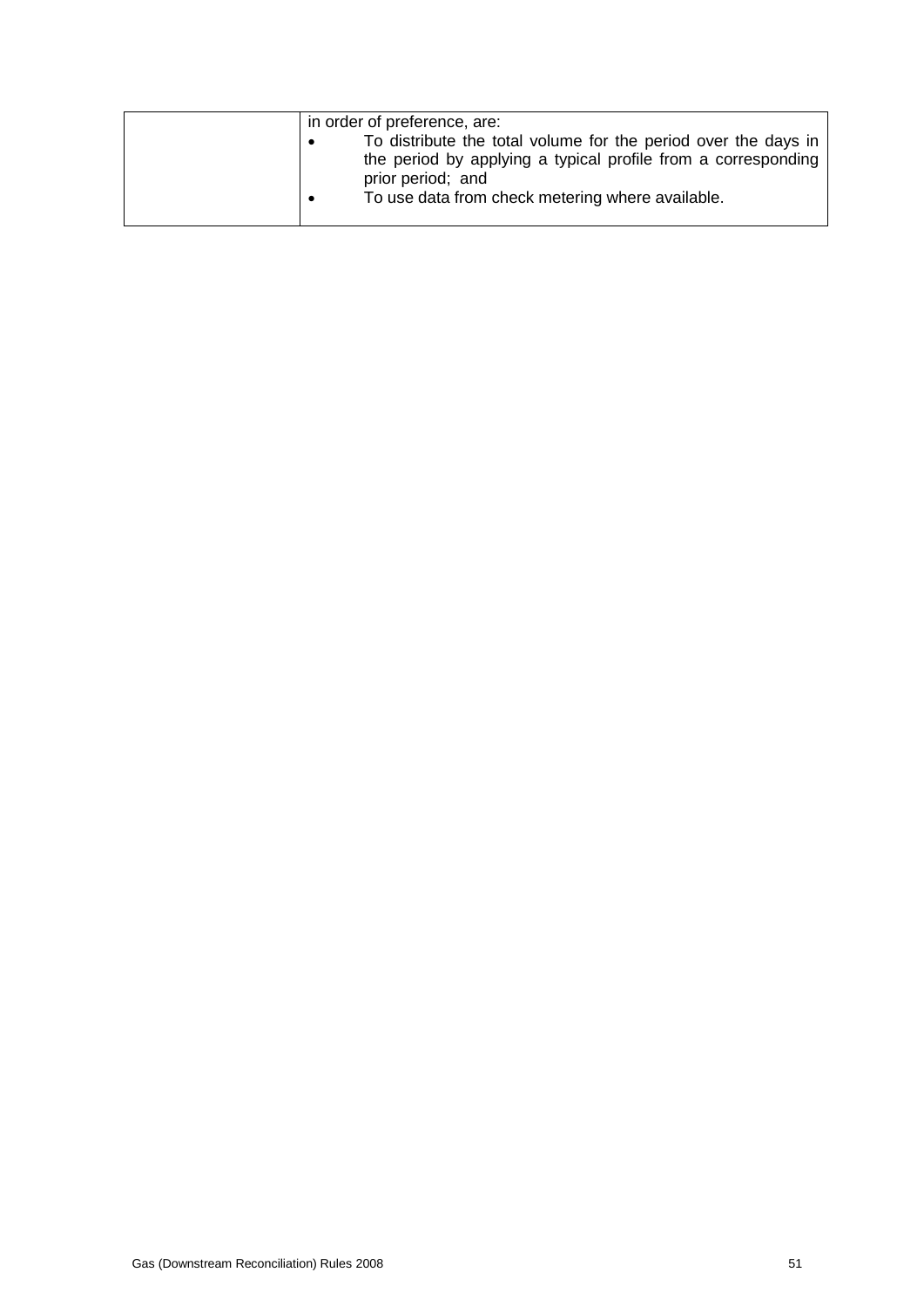|  | in order of preference, are:<br>• To distribute the total volume for the period over the days in the period by applying a typical profile from a corresponding prior period; and<br>• To use data from check metering where available. |
| --- | --- |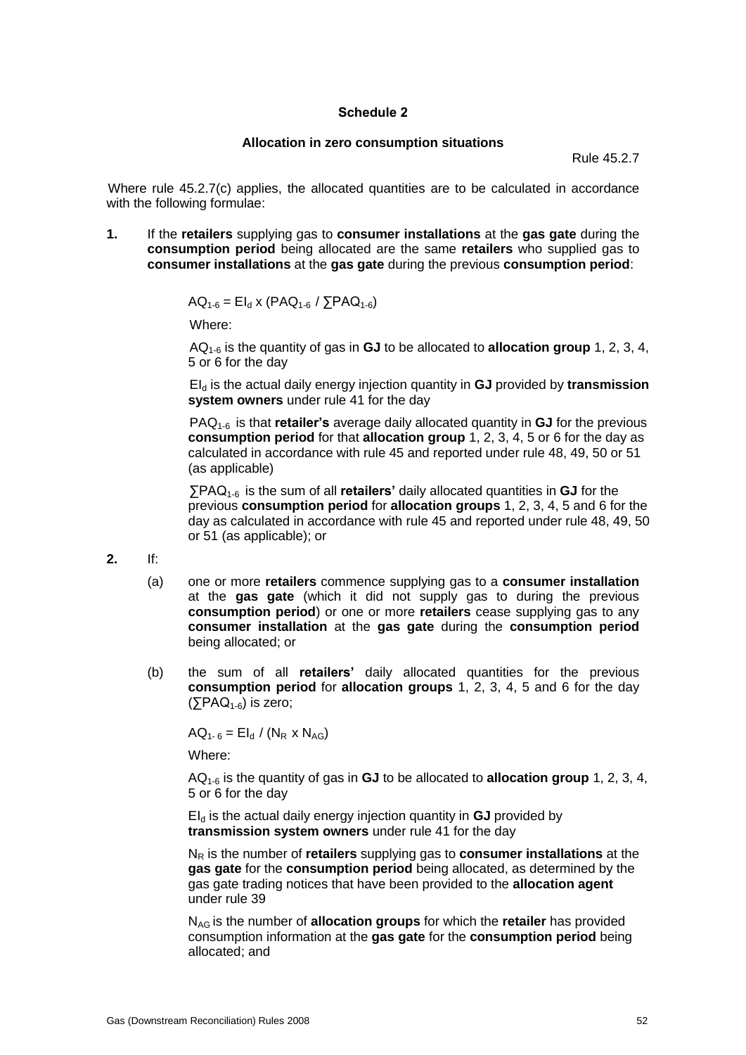# Schedule 2

## Allocation in zero consumption situations

Rule 45.2.7

Where rule 45.2.7(c) applies, the allocated quantities are to be calculated in accordance with the following formulae:

**1.** If the **retailers** supplying gas to **consumer installations** at the **gas gate** during the **consumption period** being allocated are the same **retailers** who supplied gas to **consumer installations** at the **gas gate** during the previous **consumption period**:

$$AQ_{1\text{-}6} = EI_d \times (PAQ_{1\text{-}6} / \sum PAQ_{1\text{-}6})$$

Where:

$AQ_{1\text{-}6}$ is the quantity of gas in **GJ** to be allocated to **allocation group** 1, 2, 3, 4, 5 or 6 for the day

$EI_d$ is the actual daily energy injection quantity in **GJ** provided by **transmission system owners** under rule 41 for the day

$PAQ_{1\text{-}6}$ is that **retailer's** average daily allocated quantity in **GJ** for the previous **consumption period** for that **allocation group** 1, 2, 3, 4, 5 or 6 for the day as calculated in accordance with rule 45 and reported under rule 48, 49, 50 or 51 (as applicable)

$\sum PAQ_{1\text{-}6}$ is the sum of all **retailers'** daily allocated quantities in **GJ** for the previous **consumption period** for **allocation groups** 1, 2, 3, 4, 5 and 6 for the day as calculated in accordance with rule 45 and reported under rule 48, 49, 50 or 51 (as applicable); or

**2.** If:

(a) one or more **retailers** commence supplying gas to a **consumer installation** at the **gas gate** (which it did not supply gas to during the previous **consumption period**) or one or more **retailers** cease supplying gas to any **consumer installation** at the **gas gate** during the **consumption period** being allocated; or

(b) the sum of all **retailers'** daily allocated quantities for the previous **consumption period** for **allocation groups** 1, 2, 3, 4, 5 and 6 for the day ($\sum PAQ_{1\text{-}6}$) is zero;

$$AQ_{1\text{-}6} = EI_d / (N_R \times N_{AG})$$

Where:

$AQ_{1\text{-}6}$ is the quantity of gas in **GJ** to be allocated to **allocation group** 1, 2, 3, 4, 5 or 6 for the day

$EI_d$ is the actual daily energy injection quantity in **GJ** provided by **transmission system owners** under rule 41 for the day

$N_R$ is the number of **retailers** supplying gas to **consumer installations** at the **gas gate** for the **consumption period** being allocated, as determined by the gas gate trading notices that have been provided to the **allocation agent** under rule 39

$N_{AG}$ is the number of **allocation groups** for which the **retailer** has provided consumption information at the **gas gate** for the **consumption period** being allocated; and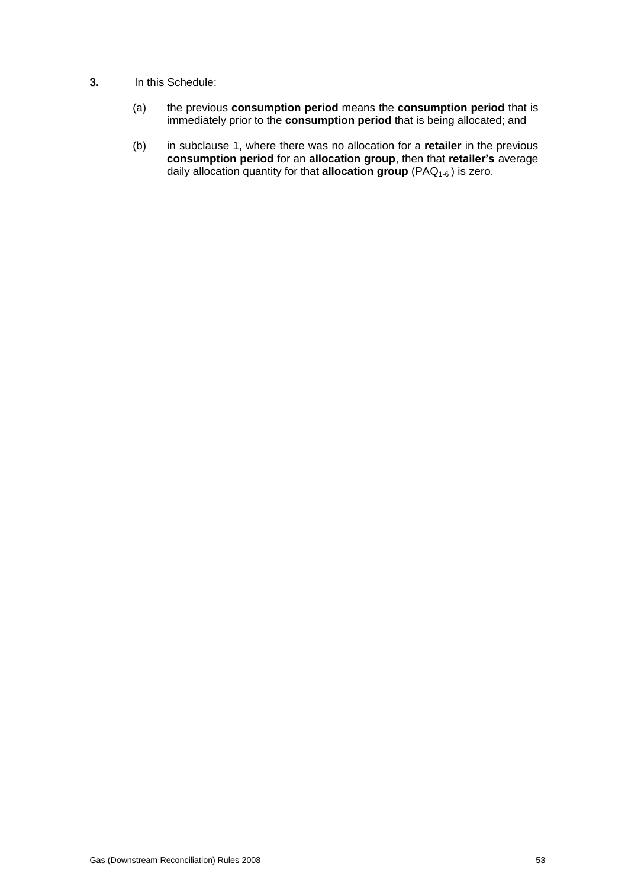**3.** In this Schedule:

(a) the previous **consumption period** means the **consumption period** that is immediately prior to the **consumption period** that is being allocated; and

(b) in subclause 1, where there was no allocation for a **retailer** in the previous **consumption period** for an **allocation group**, then that **retailer's** average daily allocation quantity for that **allocation group** ($PAQ_{1\text{-}6}$) is zero.